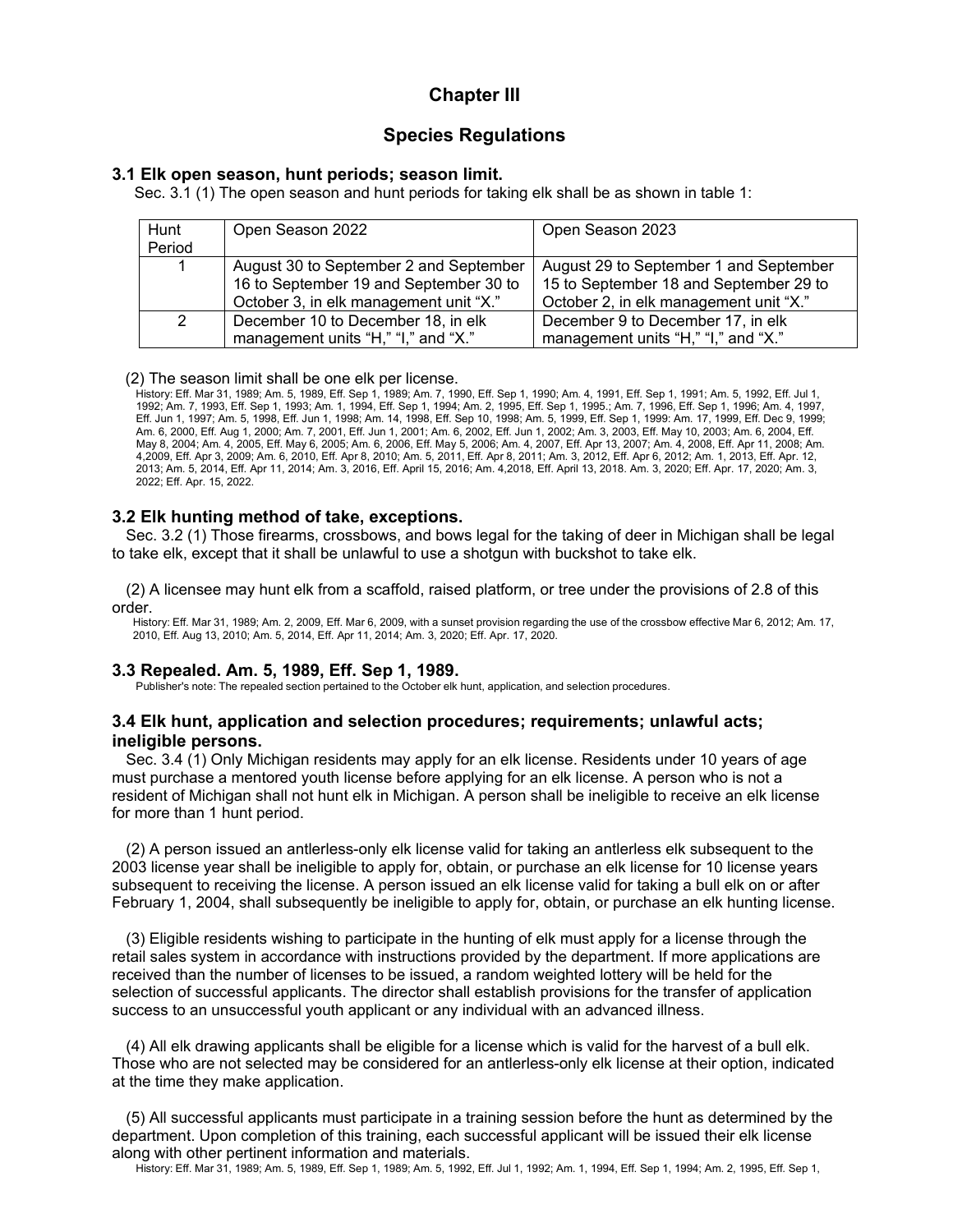# Chapter III

## Species Regulations

### 3.1 Elk open season, hunt periods; season limit.

Sec. 3.1 (1) The open season and hunt periods for taking elk shall be as shown in table 1:

| Hunt Period | Open Season 2022 | Open Season 2023 |
|---|---|---|
| 1 | August 30 to September 2 and September 16 to September 19 and September 30 to October 3, in elk management unit "X." | August 29 to September 1 and September 15 to September 18 and September 29 to October 2, in elk management unit "X." |
| 2 | December 10 to December 18, in elk management units "H," "I," and "X." | December 9 to December 17, in elk management units "H," "I," and "X." |

(2) The season limit shall be one elk per license.

History: Eff. Mar 31, 1989; Am. 5, 1989, Eff. Sep 1, 1989; Am. 7, 1990, Eff. Sep 1, 1990; Am. 4, 1991, Eff. Sep 1, 1991; Am. 5, 1992, Eff. Jul 1, 1992; Am. 7, 1993, Eff. Sep 1, 1993; Am. 1, 1994, Eff. Sep 1, 1994; Am. 2, 1995, Eff. Sep 1, 1995.; Am. 7, 1996, Eff. Sep 1, 1996; Am. 4, 1997, Eff. Jun 1, 1997; Am. 5, 1998, Eff. Jun 1, 1998; Am. 14, 1998, Eff. Sep 10, 1998; Am. 5, 1999, Eff. Sep 1, 1999: Am. 17, 1999, Eff. Dec 9, 1999; Am. 6, 2000, Eff. Aug 1, 2000; Am. 7, 2001, Eff. Jun 1, 2001; Am. 6, 2002, Eff. Jun 1, 2002; Am. 3, 2003, Eff. May 10, 2003; Am. 6, 2004, Eff. May 8, 2004; Am. 4, 2005, Eff. May 6, 2005; Am. 6, 2006, Eff. May 5, 2006; Am. 4, 2007, Eff. Apr 13, 2007; Am. 4, 2008, Eff. Apr 11, 2008; Am. 4,2009, Eff. Apr 3, 2009; Am. 6, 2010, Eff. Apr 8, 2010; Am. 5, 2011, Eff. Apr 8, 2011; Am. 3, 2012, Eff. Apr 6, 2012; Am. 1, 2013, Eff. Apr. 12, 2013; Am. 5, 2014, Eff. Apr 11, 2014; Am. 3, 2016, Eff. April 15, 2016; Am. 4,2018, Eff. April 13, 2018. Am. 3, 2020; Eff. Apr. 17, 2020; Am. 3, 2022; Eff. Apr. 15, 2022.

### 3.2 Elk hunting method of take, exceptions.

Sec. 3.2 (1) Those firearms, crossbows, and bows legal for the taking of deer in Michigan shall be legal to take elk, except that it shall be unlawful to use a shotgun with buckshot to take elk.

(2) A licensee may hunt elk from a scaffold, raised platform, or tree under the provisions of 2.8 of this order.

History: Eff. Mar 31, 1989; Am. 2, 2009, Eff. Mar 6, 2009, with a sunset provision regarding the use of the crossbow effective Mar 6, 2012; Am. 17, 2010, Eff. Aug 13, 2010; Am. 5, 2014, Eff. Apr 11, 2014; Am. 3, 2020; Eff. Apr. 17, 2020.

### 3.3 Repealed. Am. 5, 1989, Eff. Sep 1, 1989.

Publisher's note: The repealed section pertained to the October elk hunt, application, and selection procedures.

### 3.4 Elk hunt, application and selection procedures; requirements; unlawful acts; ineligible persons.

Sec. 3.4 (1) Only Michigan residents may apply for an elk license. Residents under 10 years of age must purchase a mentored youth license before applying for an elk license. A person who is not a resident of Michigan shall not hunt elk in Michigan. A person shall be ineligible to receive an elk license for more than 1 hunt period.

(2) A person issued an antlerless-only elk license valid for taking an antlerless elk subsequent to the 2003 license year shall be ineligible to apply for, obtain, or purchase an elk license for 10 license years subsequent to receiving the license. A person issued an elk license valid for taking a bull elk on or after February 1, 2004, shall subsequently be ineligible to apply for, obtain, or purchase an elk hunting license.

(3) Eligible residents wishing to participate in the hunting of elk must apply for a license through the retail sales system in accordance with instructions provided by the department. If more applications are received than the number of licenses to be issued, a random weighted lottery will be held for the selection of successful applicants. The director shall establish provisions for the transfer of application success to an unsuccessful youth applicant or any individual with an advanced illness.

(4) All elk drawing applicants shall be eligible for a license which is valid for the harvest of a bull elk. Those who are not selected may be considered for an antlerless-only elk license at their option, indicated at the time they make application.

(5) All successful applicants must participate in a training session before the hunt as determined by the department. Upon completion of this training, each successful applicant will be issued their elk license along with other pertinent information and materials.

History: Eff. Mar 31, 1989; Am. 5, 1989, Eff. Sep 1, 1989; Am. 5, 1992, Eff. Jul 1, 1992; Am. 1, 1994, Eff. Sep 1, 1994; Am. 2, 1995, Eff. Sep 1,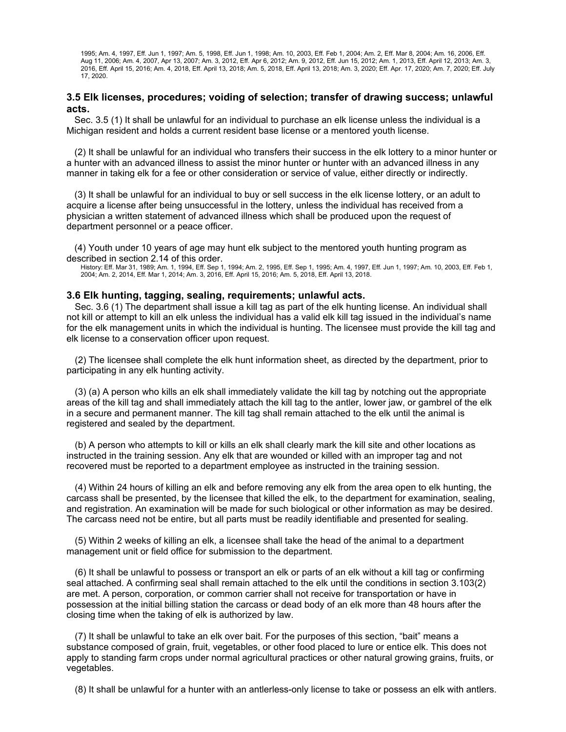1995; Am. 4, 1997, Eff. Jun 1, 1997; Am. 5, 1998, Eff. Jun 1, 1998; Am. 10, 2003, Eff. Feb 1, 2004; Am. 2, Eff. Mar 8, 2004; Am. 16, 2006, Eff. Aug 11, 2006; Am. 4, 2007, Apr 13, 2007; Am. 3, 2012, Eff. Apr 6, 2012; Am. 9, 2012, Eff. Jun 15, 2012; Am. 1, 2013, Eff. April 12, 2013; Am. 3, 2016, Eff. April 15, 2016; Am. 4, 2018, Eff. April 13, 2018; Am. 5, 2018, Eff. April 13, 2018; Am. 3, 2020; Eff. Apr. 17, 2020; Am. 7, 2020; Eff. July 17, 2020.

### 3.5 Elk licenses, procedures; voiding of selection; transfer of drawing success; unlawful acts.

Sec. 3.5 (1) It shall be unlawful for an individual to purchase an elk license unless the individual is a Michigan resident and holds a current resident base license or a mentored youth license.

(2) It shall be unlawful for an individual who transfers their success in the elk lottery to a minor hunter or a hunter with an advanced illness to assist the minor hunter or hunter with an advanced illness in any manner in taking elk for a fee or other consideration or service of value, either directly or indirectly.

(3) It shall be unlawful for an individual to buy or sell success in the elk license lottery, or an adult to acquire a license after being unsuccessful in the lottery, unless the individual has received from a physician a written statement of advanced illness which shall be produced upon the request of department personnel or a peace officer.

(4) Youth under 10 years of age may hunt elk subject to the mentored youth hunting program as described in section 2.14 of this order.

History: Eff. Mar 31, 1989; Am. 1, 1994, Eff. Sep 1, 1994; Am. 2, 1995, Eff. Sep 1, 1995; Am. 4, 1997, Eff. Jun 1, 1997; Am. 10, 2003, Eff. Feb 1, 2004; Am. 2, 2014, Eff. Mar 1, 2014; Am. 3, 2016, Eff. April 15, 2016; Am. 5, 2018, Eff. April 13, 2018.

### 3.6 Elk hunting, tagging, sealing, requirements; unlawful acts.

Sec. 3.6 (1) The department shall issue a kill tag as part of the elk hunting license. An individual shall not kill or attempt to kill an elk unless the individual has a valid elk kill tag issued in the individual's name for the elk management units in which the individual is hunting. The licensee must provide the kill tag and elk license to a conservation officer upon request.

(2) The licensee shall complete the elk hunt information sheet, as directed by the department, prior to participating in any elk hunting activity.

(3) (a) A person who kills an elk shall immediately validate the kill tag by notching out the appropriate areas of the kill tag and shall immediately attach the kill tag to the antler, lower jaw, or gambrel of the elk in a secure and permanent manner. The kill tag shall remain attached to the elk until the animal is registered and sealed by the department.

(b) A person who attempts to kill or kills an elk shall clearly mark the kill site and other locations as instructed in the training session. Any elk that are wounded or killed with an improper tag and not recovered must be reported to a department employee as instructed in the training session.

(4) Within 24 hours of killing an elk and before removing any elk from the area open to elk hunting, the carcass shall be presented, by the licensee that killed the elk, to the department for examination, sealing, and registration. An examination will be made for such biological or other information as may be desired. The carcass need not be entire, but all parts must be readily identifiable and presented for sealing.

(5) Within 2 weeks of killing an elk, a licensee shall take the head of the animal to a department management unit or field office for submission to the department.

(6) It shall be unlawful to possess or transport an elk or parts of an elk without a kill tag or confirming seal attached. A confirming seal shall remain attached to the elk until the conditions in section 3.103(2) are met. A person, corporation, or common carrier shall not receive for transportation or have in possession at the initial billing station the carcass or dead body of an elk more than 48 hours after the closing time when the taking of elk is authorized by law.

(7) It shall be unlawful to take an elk over bait. For the purposes of this section, "bait" means a substance composed of grain, fruit, vegetables, or other food placed to lure or entice elk. This does not apply to standing farm crops under normal agricultural practices or other natural growing grains, fruits, or vegetables.

(8) It shall be unlawful for a hunter with an antlerless-only license to take or possess an elk with antlers.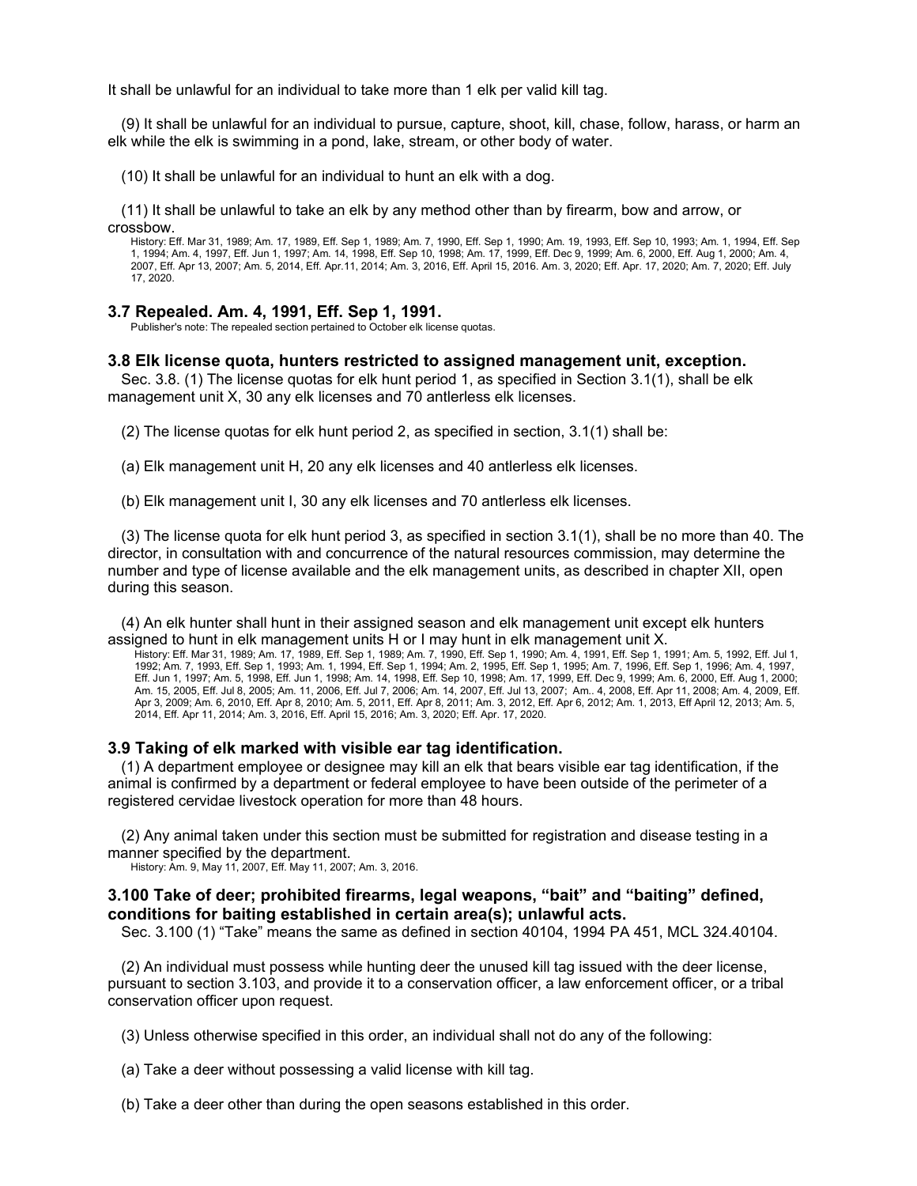It shall be unlawful for an individual to take more than 1 elk per valid kill tag.

(9) It shall be unlawful for an individual to pursue, capture, shoot, kill, chase, follow, harass, or harm an elk while the elk is swimming in a pond, lake, stream, or other body of water.

(10) It shall be unlawful for an individual to hunt an elk with a dog.

(11) It shall be unlawful to take an elk by any method other than by firearm, bow and arrow, or crossbow.

History: Eff. Mar 31, 1989; Am. 17, 1989, Eff. Sep 1, 1989; Am. 7, 1990, Eff. Sep 1, 1990; Am. 19, 1993, Eff. Sep 10, 1993; Am. 1, 1994, Eff. Sep 1, 1994; Am. 4, 1997, Eff. Jun 1, 1997; Am. 14, 1998, Eff. Sep 10, 1998; Am. 17, 1999, Eff. Dec 9, 1999; Am. 6, 2000, Eff. Aug 1, 2000; Am. 4, 2007, Eff. Apr 13, 2007; Am. 5, 2014, Eff. Apr.11, 2014; Am. 3, 2016, Eff. April 15, 2016. Am. 3, 2020; Eff. Apr. 17, 2020; Am. 7, 2020; Eff. July 17, 2020.

### 3.7 Repealed. Am. 4, 1991, Eff. Sep 1, 1991.

Publisher's note: The repealed section pertained to October elk license quotas.

### 3.8 Elk license quota, hunters restricted to assigned management unit, exception.

Sec. 3.8. (1) The license quotas for elk hunt period 1, as specified in Section 3.1(1), shall be elk management unit X, 30 any elk licenses and 70 antlerless elk licenses.

(2) The license quotas for elk hunt period 2, as specified in section, 3.1(1) shall be:

(a) Elk management unit H, 20 any elk licenses and 40 antlerless elk licenses.

(b) Elk management unit I, 30 any elk licenses and 70 antlerless elk licenses.

(3) The license quota for elk hunt period 3, as specified in section 3.1(1), shall be no more than 40. The director, in consultation with and concurrence of the natural resources commission, may determine the number and type of license available and the elk management units, as described in chapter XII, open during this season.

(4) An elk hunter shall hunt in their assigned season and elk management unit except elk hunters assigned to hunt in elk management units H or I may hunt in elk management unit X.

History: Eff. Mar 31, 1989; Am. 17, 1989, Eff. Sep 1, 1989; Am. 7, 1990, Eff. Sep 1, 1990; Am. 4, 1991, Eff. Sep 1, 1991; Am. 5, 1992, Eff. Jul 1, 1992; Am. 7, 1993, Eff. Sep 1, 1993; Am. 1, 1994, Eff. Sep 1, 1994; Am. 2, 1995, Eff. Sep 1, 1995; Am. 7, 1996, Eff. Sep 1, 1996; Am. 4, 1997, Eff. Jun 1, 1997; Am. 5, 1998, Eff. Jun 1, 1998; Am. 14, 1998, Eff. Sep 10, 1998; Am. 17, 1999, Eff. Dec 9, 1999; Am. 6, 2000, Eff. Aug 1, 2000; Am. 15, 2005, Eff. Jul 8, 2005; Am. 11, 2006, Eff. Jul 7, 2006; Am. 14, 2007, Eff. Jul 13, 2007; Am.. 4, 2008, Eff. Apr 11, 2008; Am. 4, 2009, Eff. Apr 3, 2009; Am. 6, 2010, Eff. Apr 8, 2010; Am. 5, 2011, Eff. Apr 8, 2011; Am. 3, 2012, Eff. Apr 6, 2012; Am. 1, 2013, Eff April 12, 2013; Am. 5, 2014, Eff. Apr 11, 2014; Am. 3, 2016, Eff. April 15, 2016; Am. 3, 2020; Eff. Apr. 17, 2020.

### 3.9 Taking of elk marked with visible ear tag identification.

(1) A department employee or designee may kill an elk that bears visible ear tag identification, if the animal is confirmed by a department or federal employee to have been outside of the perimeter of a registered cervidae livestock operation for more than 48 hours.

(2) Any animal taken under this section must be submitted for registration and disease testing in a manner specified by the department.

History: Am. 9, May 11, 2007, Eff. May 11, 2007; Am. 3, 2016.

### 3.100 Take of deer; prohibited firearms, legal weapons, "bait" and "baiting" defined, conditions for baiting established in certain area(s); unlawful acts.

Sec. 3.100 (1) "Take" means the same as defined in section 40104, 1994 PA 451, MCL 324.40104.

(2) An individual must possess while hunting deer the unused kill tag issued with the deer license, pursuant to section 3.103, and provide it to a conservation officer, a law enforcement officer, or a tribal conservation officer upon request.

(3) Unless otherwise specified in this order, an individual shall not do any of the following:

(a) Take a deer without possessing a valid license with kill tag.

(b) Take a deer other than during the open seasons established in this order.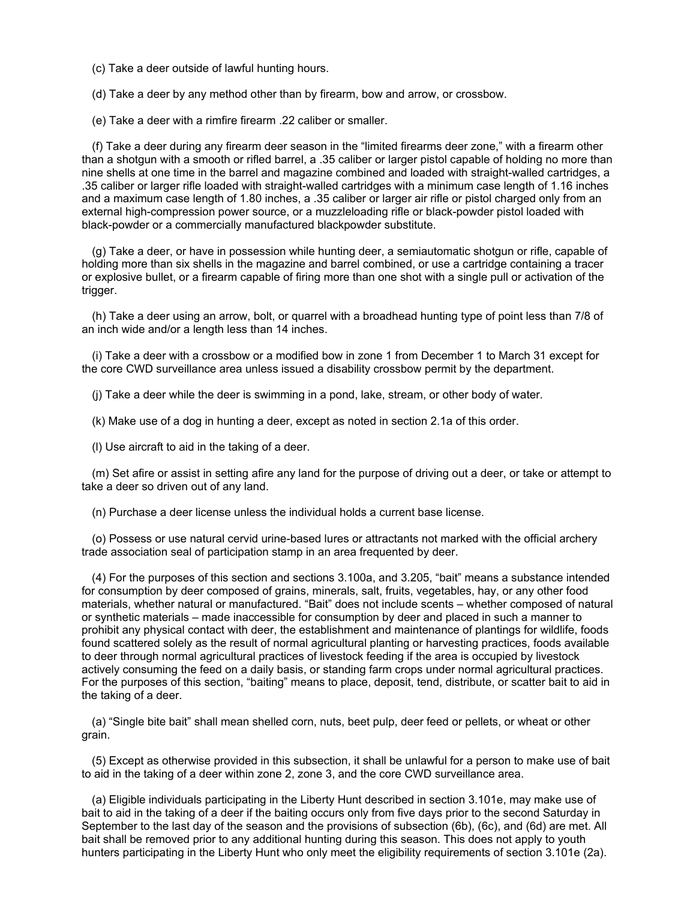(c) Take a deer outside of lawful hunting hours.

(d) Take a deer by any method other than by firearm, bow and arrow, or crossbow.

(e) Take a deer with a rimfire firearm .22 caliber or smaller.

(f) Take a deer during any firearm deer season in the "limited firearms deer zone," with a firearm other than a shotgun with a smooth or rifled barrel, a .35 caliber or larger pistol capable of holding no more than nine shells at one time in the barrel and magazine combined and loaded with straight-walled cartridges, a .35 caliber or larger rifle loaded with straight-walled cartridges with a minimum case length of 1.16 inches and a maximum case length of 1.80 inches, a .35 caliber or larger air rifle or pistol charged only from an external high-compression power source, or a muzzleloading rifle or black-powder pistol loaded with black-powder or a commercially manufactured blackpowder substitute.

(g) Take a deer, or have in possession while hunting deer, a semiautomatic shotgun or rifle, capable of holding more than six shells in the magazine and barrel combined, or use a cartridge containing a tracer or explosive bullet, or a firearm capable of firing more than one shot with a single pull or activation of the trigger.

(h) Take a deer using an arrow, bolt, or quarrel with a broadhead hunting type of point less than 7/8 of an inch wide and/or a length less than 14 inches.

(i) Take a deer with a crossbow or a modified bow in zone 1 from December 1 to March 31 except for the core CWD surveillance area unless issued a disability crossbow permit by the department.

(j) Take a deer while the deer is swimming in a pond, lake, stream, or other body of water.

(k) Make use of a dog in hunting a deer, except as noted in section 2.1a of this order.

(l) Use aircraft to aid in the taking of a deer.

(m) Set afire or assist in setting afire any land for the purpose of driving out a deer, or take or attempt to take a deer so driven out of any land.

(n) Purchase a deer license unless the individual holds a current base license.

(o) Possess or use natural cervid urine-based lures or attractants not marked with the official archery trade association seal of participation stamp in an area frequented by deer.

(4) For the purposes of this section and sections 3.100a, and 3.205, "bait" means a substance intended for consumption by deer composed of grains, minerals, salt, fruits, vegetables, hay, or any other food materials, whether natural or manufactured. "Bait" does not include scents – whether composed of natural or synthetic materials – made inaccessible for consumption by deer and placed in such a manner to prohibit any physical contact with deer, the establishment and maintenance of plantings for wildlife, foods found scattered solely as the result of normal agricultural planting or harvesting practices, foods available to deer through normal agricultural practices of livestock feeding if the area is occupied by livestock actively consuming the feed on a daily basis, or standing farm crops under normal agricultural practices. For the purposes of this section, "baiting" means to place, deposit, tend, distribute, or scatter bait to aid in the taking of a deer.

(a) "Single bite bait" shall mean shelled corn, nuts, beet pulp, deer feed or pellets, or wheat or other grain.

(5) Except as otherwise provided in this subsection, it shall be unlawful for a person to make use of bait to aid in the taking of a deer within zone 2, zone 3, and the core CWD surveillance area.

(a) Eligible individuals participating in the Liberty Hunt described in section 3.101e, may make use of bait to aid in the taking of a deer if the baiting occurs only from five days prior to the second Saturday in September to the last day of the season and the provisions of subsection (6b), (6c), and (6d) are met. All bait shall be removed prior to any additional hunting during this season. This does not apply to youth hunters participating in the Liberty Hunt who only meet the eligibility requirements of section 3.101e (2a).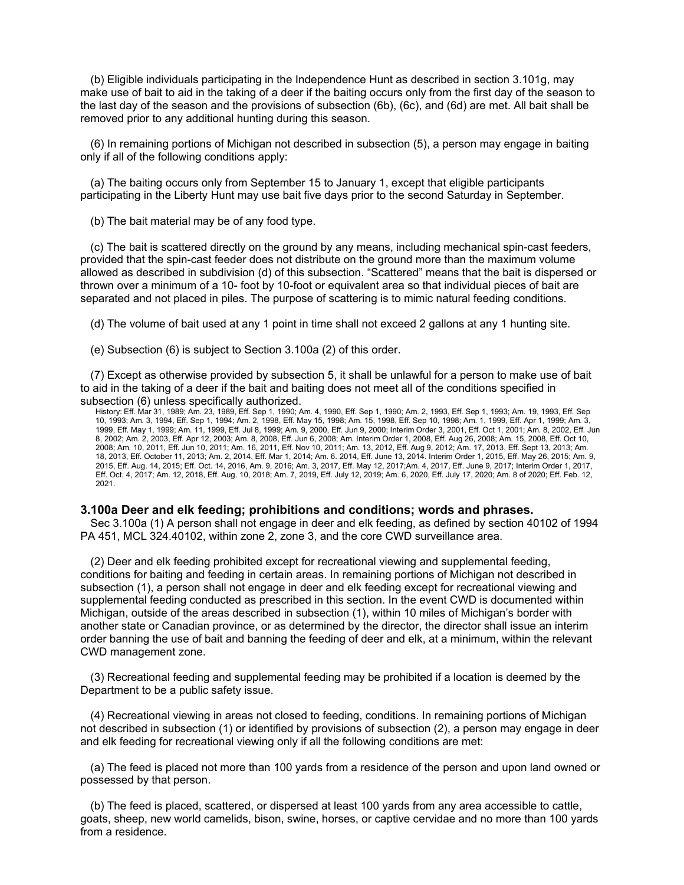(b) Eligible individuals participating in the Independence Hunt as described in section 3.101g, may make use of bait to aid in the taking of a deer if the baiting occurs only from the first day of the season to the last day of the season and the provisions of subsection (6b), (6c), and (6d) are met. All bait shall be removed prior to any additional hunting during this season.

(6) In remaining portions of Michigan not described in subsection (5), a person may engage in baiting only if all of the following conditions apply:

(a) The baiting occurs only from September 15 to January 1, except that eligible participants participating in the Liberty Hunt may use bait five days prior to the second Saturday in September.

(b) The bait material may be of any food type.

(c) The bait is scattered directly on the ground by any means, including mechanical spin-cast feeders, provided that the spin-cast feeder does not distribute on the ground more than the maximum volume allowed as described in subdivision (d) of this subsection. "Scattered" means that the bait is dispersed or thrown over a minimum of a 10- foot by 10-foot or equivalent area so that individual pieces of bait are separated and not placed in piles. The purpose of scattering is to mimic natural feeding conditions.

(d) The volume of bait used at any 1 point in time shall not exceed 2 gallons at any 1 hunting site.

(e) Subsection (6) is subject to Section 3.100a (2) of this order.

(7) Except as otherwise provided by subsection 5, it shall be unlawful for a person to make use of bait to aid in the taking of a deer if the bait and baiting does not meet all of the conditions specified in subsection (6) unless specifically authorized.

History: Eff. Mar 31, 1989; Am. 23, 1989, Eff. Sep 1, 1990; Am. 4, 1990, Eff. Sep 1, 1990; Am. 2, 1993, Eff. Sep 1, 1993; Am. 19, 1993, Eff. Sep 10, 1993; Am. 3, 1994, Eff. Sep 1, 1994; Am. 2, 1998, Eff. May 15, 1998; Am. 15, 1998, Eff. Sep 10, 1998; Am. 1, 1999, Eff. Apr 1, 1999; Am. 3, 1999, Eff. May 1, 1999; Am. 11, 1999, Eff. Jul 8, 1999; Am. 9, 2000, Eff. Jun 9, 2000; Interim Order 3, 2001, Eff. Oct 1, 2001; Am. 8, 2002, Eff. Jun 8, 2002; Am. 2, 2003, Eff. Apr 12, 2003; Am. 8, 2008, Eff. Jun 6, 2008; Am. Interim Order 1, 2008, Eff. Aug 26, 2008; Am. 15, 2008, Eff. Oct 10, 2008; Am. 10, 2011, Eff. Jun 10, 2011; Am. 16, 2011, Eff. Nov 10, 2011; Am. 13, 2012, Eff. Aug 9, 2012; Am. 17, 2013, Eff. Sept 13, 2013; Am. 18, 2013, Eff. October 11, 2013; Am. 2, 2014, Eff. Mar 1, 2014; Am. 6. 2014, Eff. June 13, 2014. Interim Order 1, 2015, Eff. May 26, 2015; Am. 9, 2015, Eff. Aug. 14, 2015; Eff. Oct. 14, 2016, Am. 9, 2016; Am. 3, 2017, Eff. May 12, 2017;Am. 4, 2017, Eff. June 9, 2017; Interim Order 1, 2017, Eff. Oct. 4, 2017; Am. 12, 2018, Eff. Aug. 10, 2018; Am. 7, 2019, Eff. July 12, 2019; Am. 6, 2020, Eff. July 17, 2020; Am. 8 of 2020; Eff. Feb. 12, 2021.

### 3.100a Deer and elk feeding; prohibitions and conditions; words and phrases.

Sec 3.100a (1) A person shall not engage in deer and elk feeding, as defined by section 40102 of 1994 PA 451, MCL 324.40102, within zone 2, zone 3, and the core CWD surveillance area.

(2) Deer and elk feeding prohibited except for recreational viewing and supplemental feeding, conditions for baiting and feeding in certain areas. In remaining portions of Michigan not described in subsection (1), a person shall not engage in deer and elk feeding except for recreational viewing and supplemental feeding conducted as prescribed in this section. In the event CWD is documented within Michigan, outside of the areas described in subsection (1), within 10 miles of Michigan's border with another state or Canadian province, or as determined by the director, the director shall issue an interim order banning the use of bait and banning the feeding of deer and elk, at a minimum, within the relevant CWD management zone.

(3) Recreational feeding and supplemental feeding may be prohibited if a location is deemed by the Department to be a public safety issue.

(4) Recreational viewing in areas not closed to feeding, conditions. In remaining portions of Michigan not described in subsection (1) or identified by provisions of subsection (2), a person may engage in deer and elk feeding for recreational viewing only if all the following conditions are met:

(a) The feed is placed not more than 100 yards from a residence of the person and upon land owned or possessed by that person.

(b) The feed is placed, scattered, or dispersed at least 100 yards from any area accessible to cattle, goats, sheep, new world camelids, bison, swine, horses, or captive cervidae and no more than 100 yards from a residence.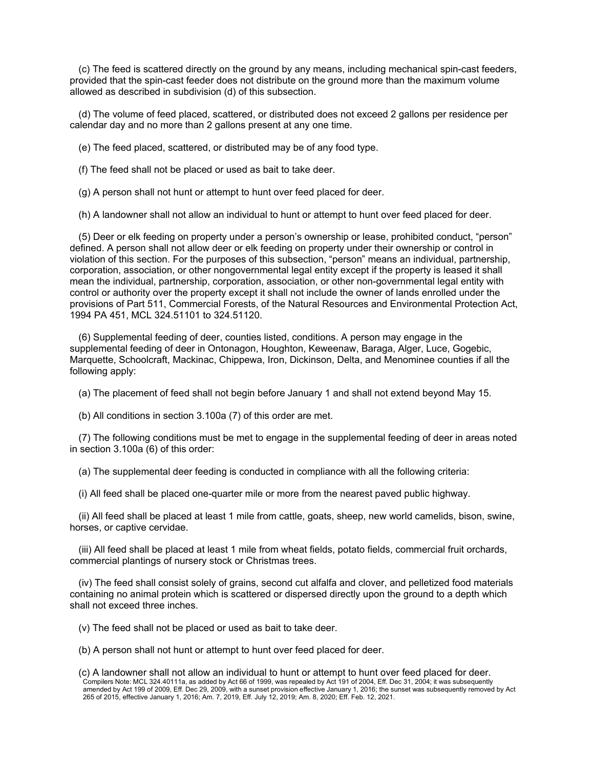(c) The feed is scattered directly on the ground by any means, including mechanical spin-cast feeders, provided that the spin-cast feeder does not distribute on the ground more than the maximum volume allowed as described in subdivision (d) of this subsection.

(d) The volume of feed placed, scattered, or distributed does not exceed 2 gallons per residence per calendar day and no more than 2 gallons present at any one time.

(e) The feed placed, scattered, or distributed may be of any food type.

(f) The feed shall not be placed or used as bait to take deer.

(g) A person shall not hunt or attempt to hunt over feed placed for deer.

(h) A landowner shall not allow an individual to hunt or attempt to hunt over feed placed for deer.

(5) Deer or elk feeding on property under a person's ownership or lease, prohibited conduct, "person" defined. A person shall not allow deer or elk feeding on property under their ownership or control in violation of this section. For the purposes of this subsection, "person" means an individual, partnership, corporation, association, or other nongovernmental legal entity except if the property is leased it shall mean the individual, partnership, corporation, association, or other non-governmental legal entity with control or authority over the property except it shall not include the owner of lands enrolled under the provisions of Part 511, Commercial Forests, of the Natural Resources and Environmental Protection Act, 1994 PA 451, MCL 324.51101 to 324.51120.

(6) Supplemental feeding of deer, counties listed, conditions. A person may engage in the supplemental feeding of deer in Ontonagon, Houghton, Keweenaw, Baraga, Alger, Luce, Gogebic, Marquette, Schoolcraft, Mackinac, Chippewa, Iron, Dickinson, Delta, and Menominee counties if all the following apply:

(a) The placement of feed shall not begin before January 1 and shall not extend beyond May 15.

(b) All conditions in section 3.100a (7) of this order are met.

(7) The following conditions must be met to engage in the supplemental feeding of deer in areas noted in section 3.100a (6) of this order:

(a) The supplemental deer feeding is conducted in compliance with all the following criteria:

(i) All feed shall be placed one-quarter mile or more from the nearest paved public highway.

(ii) All feed shall be placed at least 1 mile from cattle, goats, sheep, new world camelids, bison, swine, horses, or captive cervidae.

(iii) All feed shall be placed at least 1 mile from wheat fields, potato fields, commercial fruit orchards, commercial plantings of nursery stock or Christmas trees.

(iv) The feed shall consist solely of grains, second cut alfalfa and clover, and pelletized food materials containing no animal protein which is scattered or dispersed directly upon the ground to a depth which shall not exceed three inches.

(v) The feed shall not be placed or used as bait to take deer.

(b) A person shall not hunt or attempt to hunt over feed placed for deer.

(c) A landowner shall not allow an individual to hunt or attempt to hunt over feed placed for deer.

Compilers Note: MCL 324.40111a, as added by Act 66 of 1999, was repealed by Act 191 of 2004, Eff. Dec 31, 2004; it was subsequently amended by Act 199 of 2009, Eff. Dec 29, 2009, with a sunset provision effective January 1, 2016; the sunset was subsequently removed by Act 265 of 2015, effective January 1, 2016; Am. 7, 2019, Eff. July 12, 2019; Am. 8, 2020; Eff. Feb. 12, 2021.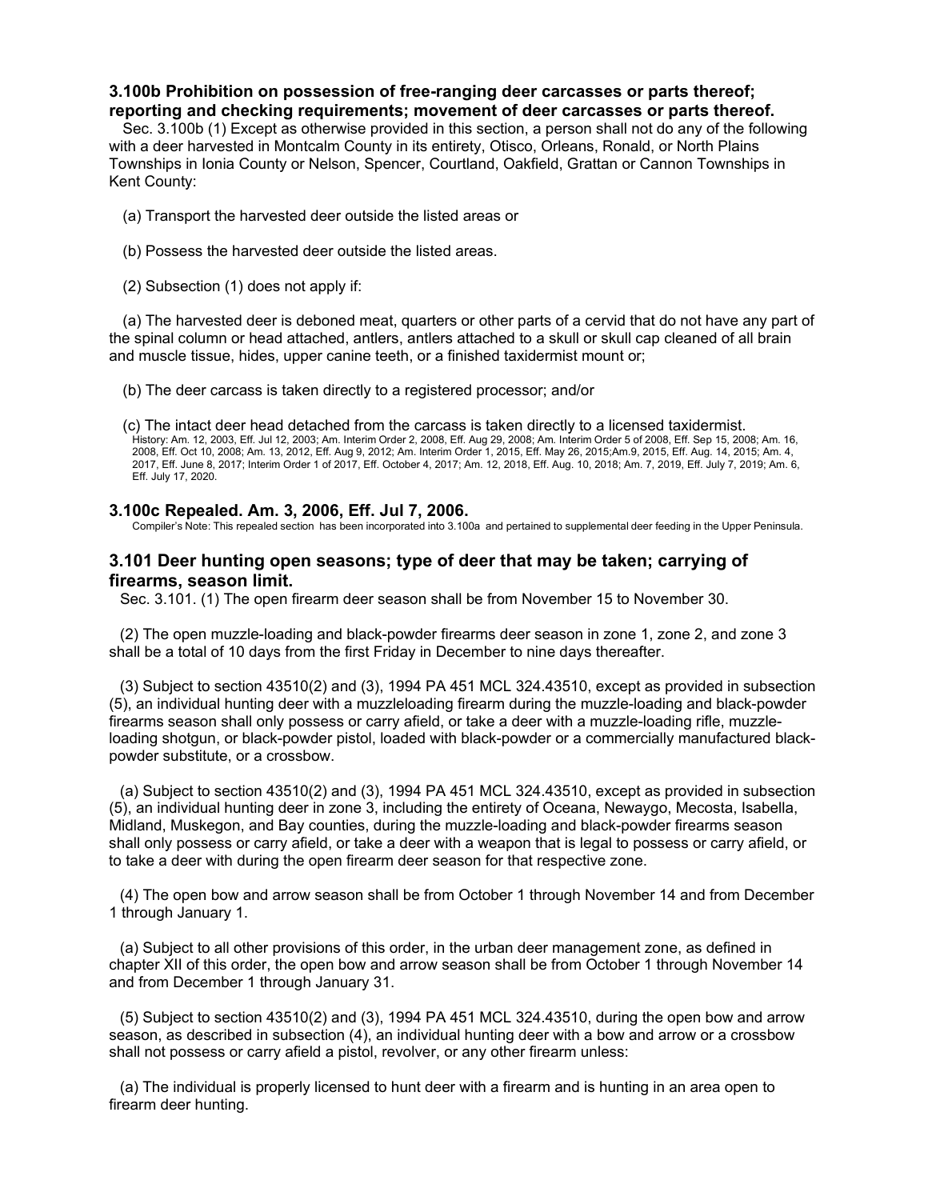### 3.100b Prohibition on possession of free-ranging deer carcasses or parts thereof; reporting and checking requirements; movement of deer carcasses or parts thereof.

Sec. 3.100b (1) Except as otherwise provided in this section, a person shall not do any of the following with a deer harvested in Montcalm County in its entirety, Otisco, Orleans, Ronald, or North Plains Townships in Ionia County or Nelson, Spencer, Courtland, Oakfield, Grattan or Cannon Townships in Kent County:

(a) Transport the harvested deer outside the listed areas or

(b) Possess the harvested deer outside the listed areas.

(2) Subsection (1) does not apply if:

(a) The harvested deer is deboned meat, quarters or other parts of a cervid that do not have any part of the spinal column or head attached, antlers, antlers attached to a skull or skull cap cleaned of all brain and muscle tissue, hides, upper canine teeth, or a finished taxidermist mount or;

(b) The deer carcass is taken directly to a registered processor; and/or

(c) The intact deer head detached from the carcass is taken directly to a licensed taxidermist.

History: Am. 12, 2003, Eff. Jul 12, 2003; Am. Interim Order 2, 2008, Eff. Aug 29, 2008; Am. Interim Order 5 of 2008, Eff. Sep 15, 2008; Am. 16, 2008, Eff. Oct 10, 2008; Am. 13, 2012, Eff. Aug 9, 2012; Am. Interim Order 1, 2015, Eff. May 26, 2015;Am.9, 2015, Eff. Aug. 14, 2015; Am. 4, 2017, Eff. June 8, 2017; Interim Order 1 of 2017, Eff. October 4, 2017; Am. 12, 2018, Eff. Aug. 10, 2018; Am. 7, 2019, Eff. July 7, 2019; Am. 6, Eff. July 17, 2020.

### 3.100c Repealed. Am. 3, 2006, Eff. Jul 7, 2006.

Compiler's Note: This repealed section has been incorporated into 3.100a and pertained to supplemental deer feeding in the Upper Peninsula.

### 3.101 Deer hunting open seasons; type of deer that may be taken; carrying of firearms, season limit.

Sec. 3.101. (1) The open firearm deer season shall be from November 15 to November 30.

(2) The open muzzle-loading and black-powder firearms deer season in zone 1, zone 2, and zone 3 shall be a total of 10 days from the first Friday in December to nine days thereafter.

(3) Subject to section 43510(2) and (3), 1994 PA 451 MCL 324.43510, except as provided in subsection (5), an individual hunting deer with a muzzleloading firearm during the muzzle-loading and black-powder firearms season shall only possess or carry afield, or take a deer with a muzzle-loading rifle, muzzle-loading shotgun, or black-powder pistol, loaded with black-powder or a commercially manufactured black-powder substitute, or a crossbow.

(a) Subject to section 43510(2) and (3), 1994 PA 451 MCL 324.43510, except as provided in subsection (5), an individual hunting deer in zone 3, including the entirety of Oceana, Newaygo, Mecosta, Isabella, Midland, Muskegon, and Bay counties, during the muzzle-loading and black-powder firearms season shall only possess or carry afield, or take a deer with a weapon that is legal to possess or carry afield, or to take a deer with during the open firearm deer season for that respective zone.

(4) The open bow and arrow season shall be from October 1 through November 14 and from December 1 through January 1.

(a) Subject to all other provisions of this order, in the urban deer management zone, as defined in chapter XII of this order, the open bow and arrow season shall be from October 1 through November 14 and from December 1 through January 31.

(5) Subject to section 43510(2) and (3), 1994 PA 451 MCL 324.43510, during the open bow and arrow season, as described in subsection (4), an individual hunting deer with a bow and arrow or a crossbow shall not possess or carry afield a pistol, revolver, or any other firearm unless:

(a) The individual is properly licensed to hunt deer with a firearm and is hunting in an area open to firearm deer hunting.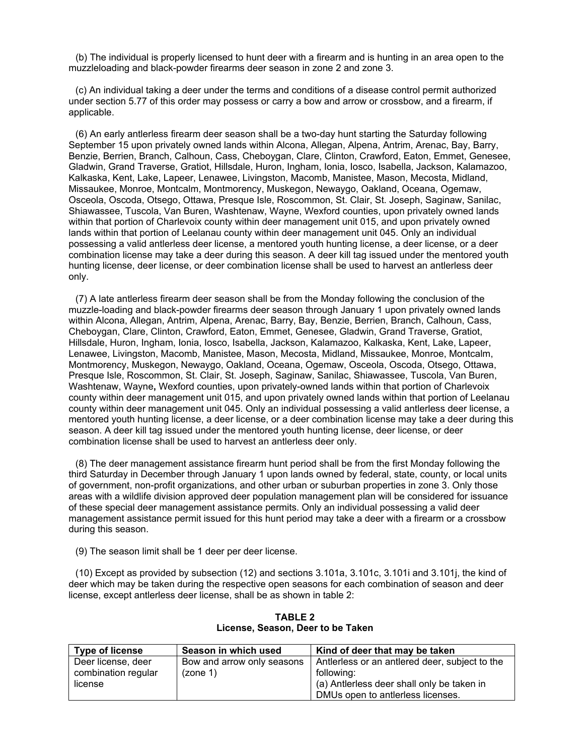(b) The individual is properly licensed to hunt deer with a firearm and is hunting in an area open to the muzzleloading and black-powder firearms deer season in zone 2 and zone 3.

(c) An individual taking a deer under the terms and conditions of a disease control permit authorized under section 5.77 of this order may possess or carry a bow and arrow or crossbow, and a firearm, if applicable.

(6) An early antlerless firearm deer season shall be a two-day hunt starting the Saturday following September 15 upon privately owned lands within Alcona, Allegan, Alpena, Antrim, Arenac, Bay, Barry, Benzie, Berrien, Branch, Calhoun, Cass, Cheboygan, Clare, Clinton, Crawford, Eaton, Emmet, Genesee, Gladwin, Grand Traverse, Gratiot, Hillsdale, Huron, Ingham, Ionia, Iosco, Isabella, Jackson, Kalamazoo, Kalkaska, Kent, Lake, Lapeer, Lenawee, Livingston, Macomb, Manistee, Mason, Mecosta, Midland, Missaukee, Monroe, Montcalm, Montmorency, Muskegon, Newaygo, Oakland, Oceana, Ogemaw, Osceola, Oscoda, Otsego, Ottawa, Presque Isle, Roscommon, St. Clair, St. Joseph, Saginaw, Sanilac, Shiawassee, Tuscola, Van Buren, Washtenaw, Wayne, Wexford counties, upon privately owned lands within that portion of Charlevoix county within deer management unit 015, and upon privately owned lands within that portion of Leelanau county within deer management unit 045. Only an individual possessing a valid antlerless deer license, a mentored youth hunting license, a deer license, or a deer combination license may take a deer during this season. A deer kill tag issued under the mentored youth hunting license, deer license, or deer combination license shall be used to harvest an antlerless deer only.

(7) A late antlerless firearm deer season shall be from the Monday following the conclusion of the muzzle-loading and black-powder firearms deer season through January 1 upon privately owned lands within Alcona, Allegan, Antrim, Alpena, Arenac, Barry, Bay, Benzie, Berrien, Branch, Calhoun, Cass, Cheboygan, Clare, Clinton, Crawford, Eaton, Emmet, Genesee, Gladwin, Grand Traverse, Gratiot, Hillsdale, Huron, Ingham, Ionia, Iosco, Isabella, Jackson, Kalamazoo, Kalkaska, Kent, Lake, Lapeer, Lenawee, Livingston, Macomb, Manistee, Mason, Mecosta, Midland, Missaukee, Monroe, Montcalm, Montmorency, Muskegon, Newaygo, Oakland, Oceana, Ogemaw, Osceola, Oscoda, Otsego, Ottawa, Presque Isle, Roscommon, St. Clair, St. Joseph, Saginaw, Sanilac, Shiawassee, Tuscola, Van Buren, Washtenaw, Wayne**,** Wexford counties, upon privately-owned lands within that portion of Charlevoix county within deer management unit 015, and upon privately owned lands within that portion of Leelanau county within deer management unit 045. Only an individual possessing a valid antlerless deer license, a mentored youth hunting license, a deer license, or a deer combination license may take a deer during this season. A deer kill tag issued under the mentored youth hunting license, deer license, or deer combination license shall be used to harvest an antlerless deer only.

(8) The deer management assistance firearm hunt period shall be from the first Monday following the third Saturday in December through January 1 upon lands owned by federal, state, county, or local units of government, non-profit organizations, and other urban or suburban properties in zone 3. Only those areas with a wildlife division approved deer population management plan will be considered for issuance of these special deer management assistance permits. Only an individual possessing a valid deer management assistance permit issued for this hunt period may take a deer with a firearm or a crossbow during this season.

(9) The season limit shall be 1 deer per deer license.

(10) Except as provided by subsection (12) and sections 3.101a, 3.101c, 3.101i and 3.101j, the kind of deer which may be taken during the respective open seasons for each combination of season and deer license, except antlerless deer license, shall be as shown in table 2:

**TABLE 2**
**License, Season, Deer to be Taken**

| Type of license | Season in which used | Kind of deer that may be taken |
|---|---|---|
| Deer license, deer combination regular license | Bow and arrow only seasons (zone 1) | Antlerless or an antlered deer, subject to the following:<br>(a) Antlerless deer shall only be taken in DMUs open to antlerless licenses. |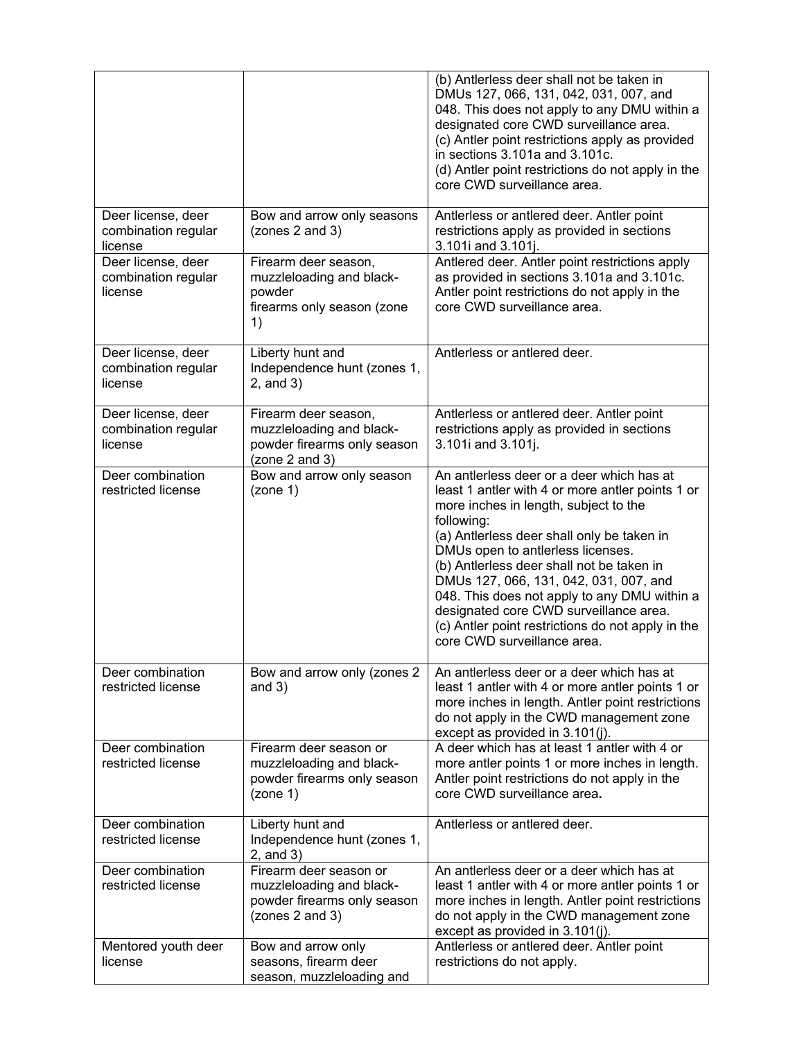| | | |
|---|---|---|
| | | (b) Antlerless deer shall not be taken in DMUs 127, 066, 131, 042, 031, 007, and 048. This does not apply to any DMU within a designated core CWD surveillance area.<br>(c) Antler point restrictions apply as provided in sections 3.101a and 3.101c.<br>(d) Antler point restrictions do not apply in the core CWD surveillance area. |
| Deer license, deer combination regular license | Bow and arrow only seasons (zones 2 and 3) | Antlerless or antlered deer. Antler point restrictions apply as provided in sections 3.101i and 3.101j. |
| Deer license, deer combination regular license | Firearm deer season, muzzleloading and black-powder firearms only season (zone 1) | Antlered deer. Antler point restrictions apply as provided in sections 3.101a and 3.101c. Antler point restrictions do not apply in the core CWD surveillance area. |
| Deer license, deer combination regular license | Liberty hunt and Independence hunt (zones 1, 2, and 3) | Antlerless or antlered deer. |
| Deer license, deer combination regular license | Firearm deer season, muzzleloading and black-powder firearms only season (zone 2 and 3) | Antlerless or antlered deer. Antler point restrictions apply as provided in sections 3.101i and 3.101j. |
| Deer combination restricted license | Bow and arrow only season (zone 1) | An antlerless deer or a deer which has at least 1 antler with 4 or more antler points 1 or more inches in length, subject to the following:<br>(a) Antlerless deer shall only be taken in DMUs open to antlerless licenses.<br>(b) Antlerless deer shall not be taken in DMUs 127, 066, 131, 042, 031, 007, and 048. This does not apply to any DMU within a designated core CWD surveillance area.<br>(c) Antler point restrictions do not apply in the core CWD surveillance area. |
| Deer combination restricted license | Bow and arrow only (zones 2 and 3) | An antlerless deer or a deer which has at least 1 antler with 4 or more antler points 1 or more inches in length. Antler point restrictions do not apply in the CWD management zone except as provided in 3.101(j). |
| Deer combination restricted license | Firearm deer season or muzzleloading and black-powder firearms only season (zone 1) | A deer which has at least 1 antler with 4 or more antler points 1 or more inches in length. Antler point restrictions do not apply in the core CWD surveillance area. |
| Deer combination restricted license | Liberty hunt and Independence hunt (zones 1, 2, and 3) | Antlerless or antlered deer. |
| Deer combination restricted license | Firearm deer season or muzzleloading and black-powder firearms only season (zones 2 and 3) | An antlerless deer or a deer which has at least 1 antler with 4 or more antler points 1 or more inches in length. Antler point restrictions do not apply in the CWD management zone except as provided in 3.101(j). |
| Mentored youth deer license | Bow and arrow only seasons, firearm deer season, muzzleloading and | Antlerless or antlered deer. Antler point restrictions do not apply. |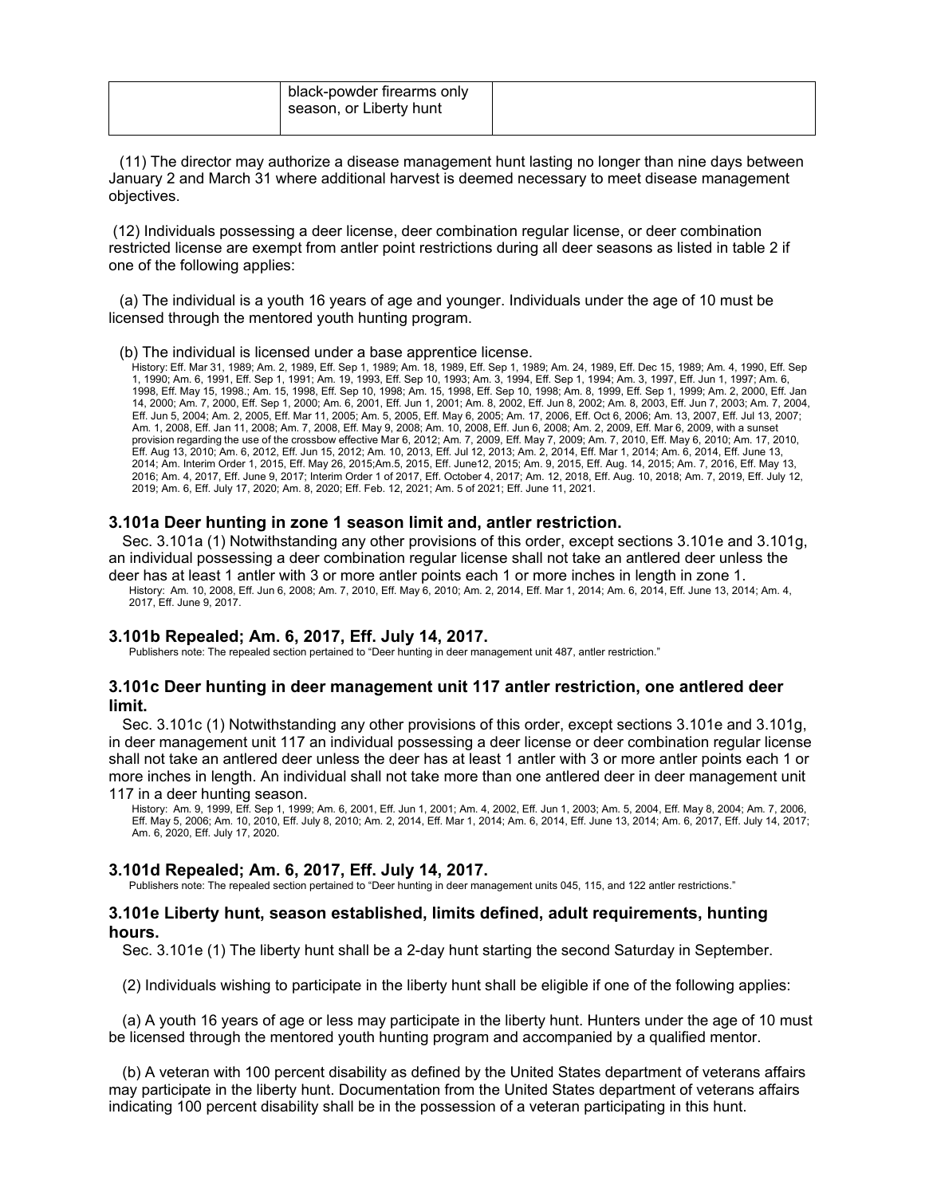| | black-powder firearms only season, or Liberty hunt | |
|---|---|---|

(11) The director may authorize a disease management hunt lasting no longer than nine days between January 2 and March 31 where additional harvest is deemed necessary to meet disease management objectives.

(12) Individuals possessing a deer license, deer combination regular license, or deer combination restricted license are exempt from antler point restrictions during all deer seasons as listed in table 2 if one of the following applies:

(a) The individual is a youth 16 years of age and younger. Individuals under the age of 10 must be licensed through the mentored youth hunting program.

(b) The individual is licensed under a base apprentice license.

History: Eff. Mar 31, 1989; Am. 2, 1989, Eff. Sep 1, 1989; Am. 18, 1989, Eff. Sep 1, 1989; Am. 24, 1989, Eff. Dec 15, 1989; Am. 4, 1990, Eff. Sep 1, 1990; Am. 6, 1991, Eff. Sep 1, 1991; Am. 19, 1993, Eff. Sep 10, 1993; Am. 3, 1994, Eff. Sep 1, 1994; Am. 3, 1997, Eff. Jun 1, 1997; Am. 6, 1998, Eff. May 15, 1998.; Am. 15, 1998, Eff. Sep 10, 1998; Am. 15, 1998, Eff. Sep 10, 1998; Am. 8, 1999, Eff. Sep 1, 1999; Am. 2, 2000, Eff. Jan 14, 2000; Am. 7, 2000, Eff. Sep 1, 2000; Am. 6, 2001, Eff. Jun 1, 2001; Am. 8, 2002, Eff. Jun 8, 2002; Am. 8, 2003, Eff. Jun 7, 2003; Am. 7, 2004, Eff. Jun 5, 2004; Am. 2, 2005, Eff. Mar 11, 2005; Am. 5, 2005, Eff. May 6, 2005; Am. 17, 2006, Eff. Oct 6, 2006; Am. 13, 2007, Eff. Jul 13, 2007; Am. 1, 2008, Eff. Jan 11, 2008; Am. 7, 2008, Eff. May 9, 2008; Am. 10, 2008, Eff. Jun 6, 2008; Am. 2, 2009, Eff. Mar 6, 2009, with a sunset provision regarding the use of the crossbow effective Mar 6, 2012; Am. 7, 2009, Eff. May 7, 2009; Am. 7, 2010, Eff. May 6, 2010; Am. 17, 2010, Eff. Aug 13, 2010; Am. 6, 2012, Eff. Jun 15, 2012; Am. 10, 2013, Eff. Jul 12, 2013; Am. 2, 2014, Eff. Mar 1, 2014; Am. 6, 2014, Eff. June 13, 2014; Am. Interim Order 1, 2015, Eff. May 26, 2015;Am.5, 2015, Eff. June12, 2015; Am. 9, 2015, Eff. Aug. 14, 2015; Am. 7, 2016, Eff. May 13, 2016; Am. 4, 2017, Eff. June 9, 2017; Interim Order 1 of 2017, Eff. October 4, 2017; Am. 12, 2018, Eff. Aug. 10, 2018; Am. 7, 2019, Eff. July 12, 2019; Am. 6, Eff. July 17, 2020; Am. 8, 2020; Eff. Feb. 12, 2021; Am. 5 of 2021; Eff. June 11, 2021.

### 3.101a Deer hunting in zone 1 season limit and, antler restriction.

Sec. 3.101a (1) Notwithstanding any other provisions of this order, except sections 3.101e and 3.101g, an individual possessing a deer combination regular license shall not take an antlered deer unless the deer has at least 1 antler with 3 or more antler points each 1 or more inches in length in zone 1.

History: Am. 10, 2008, Eff. Jun 6, 2008; Am. 7, 2010, Eff. May 6, 2010; Am. 2, 2014, Eff. Mar 1, 2014; Am. 6, 2014, Eff. June 13, 2014; Am. 4, 2017, Eff. June 9, 2017.

### 3.101b Repealed; Am. 6, 2017, Eff. July 14, 2017.

Publishers note: The repealed section pertained to "Deer hunting in deer management unit 487, antler restriction."

### 3.101c Deer hunting in deer management unit 117 antler restriction, one antlered deer limit.

Sec. 3.101c (1) Notwithstanding any other provisions of this order, except sections 3.101e and 3.101g, in deer management unit 117 an individual possessing a deer license or deer combination regular license shall not take an antlered deer unless the deer has at least 1 antler with 3 or more antler points each 1 or more inches in length. An individual shall not take more than one antlered deer in deer management unit 117 in a deer hunting season.

History: Am. 9, 1999, Eff. Sep 1, 1999; Am. 6, 2001, Eff. Jun 1, 2001; Am. 4, 2002, Eff. Jun 1, 2003; Am. 5, 2004, Eff. May 8, 2004; Am. 7, 2006, Eff. May 5, 2006; Am. 10, 2010, Eff. July 8, 2010; Am. 2, 2014, Eff. Mar 1, 2014; Am. 6, 2014, Eff. June 13, 2014; Am. 6, 2017, Eff. July 14, 2017; Am. 6, 2020, Eff. July 17, 2020.

### 3.101d Repealed; Am. 6, 2017, Eff. July 14, 2017.

Publishers note: The repealed section pertained to "Deer hunting in deer management units 045, 115, and 122 antler restrictions."

### 3.101e Liberty hunt, season established, limits defined, adult requirements, hunting hours.

Sec. 3.101e (1) The liberty hunt shall be a 2-day hunt starting the second Saturday in September.

(2) Individuals wishing to participate in the liberty hunt shall be eligible if one of the following applies:

(a) A youth 16 years of age or less may participate in the liberty hunt. Hunters under the age of 10 must be licensed through the mentored youth hunting program and accompanied by a qualified mentor.

(b) A veteran with 100 percent disability as defined by the United States department of veterans affairs may participate in the liberty hunt. Documentation from the United States department of veterans affairs indicating 100 percent disability shall be in the possession of a veteran participating in this hunt.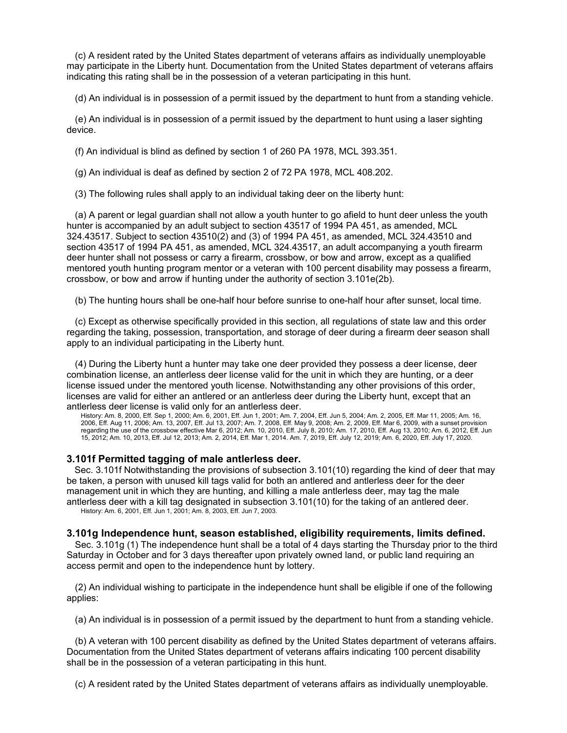(c) A resident rated by the United States department of veterans affairs as individually unemployable may participate in the Liberty hunt. Documentation from the United States department of veterans affairs indicating this rating shall be in the possession of a veteran participating in this hunt.

(d) An individual is in possession of a permit issued by the department to hunt from a standing vehicle.

(e) An individual is in possession of a permit issued by the department to hunt using a laser sighting device.

(f) An individual is blind as defined by section 1 of 260 PA 1978, MCL 393.351.

(g) An individual is deaf as defined by section 2 of 72 PA 1978, MCL 408.202.

(3) The following rules shall apply to an individual taking deer on the liberty hunt:

(a) A parent or legal guardian shall not allow a youth hunter to go afield to hunt deer unless the youth hunter is accompanied by an adult subject to section 43517 of 1994 PA 451, as amended, MCL 324.43517. Subject to section 43510(2) and (3) of 1994 PA 451, as amended, MCL 324.43510 and section 43517 of 1994 PA 451, as amended, MCL 324.43517, an adult accompanying a youth firearm deer hunter shall not possess or carry a firearm, crossbow, or bow and arrow, except as a qualified mentored youth hunting program mentor or a veteran with 100 percent disability may possess a firearm, crossbow, or bow and arrow if hunting under the authority of section 3.101e(2b).

(b) The hunting hours shall be one-half hour before sunrise to one-half hour after sunset, local time.

(c) Except as otherwise specifically provided in this section, all regulations of state law and this order regarding the taking, possession, transportation, and storage of deer during a firearm deer season shall apply to an individual participating in the Liberty hunt.

(4) During the Liberty hunt a hunter may take one deer provided they possess a deer license, deer combination license, an antlerless deer license valid for the unit in which they are hunting, or a deer license issued under the mentored youth license. Notwithstanding any other provisions of this order, licenses are valid for either an antlered or an antlerless deer during the Liberty hunt, except that an antlerless deer license is valid only for an antlerless deer.

History: Am. 8, 2000, Eff. Sep 1, 2000; Am. 6, 2001, Eff. Jun 1, 2001; Am. 7, 2004, Eff. Jun 5, 2004; Am. 2, 2005, Eff. Mar 11, 2005; Am. 16, 2006, Eff. Aug 11, 2006; Am. 13, 2007, Eff. Jul 13, 2007; Am. 7, 2008, Eff. May 9, 2008; Am. 2, 2009, Eff. Mar 6, 2009, with a sunset provision regarding the use of the crossbow effective Mar 6, 2012; Am. 10, 2010, Eff. July 8, 2010; Am. 17, 2010, Eff. Aug 13, 2010; Am. 6, 2012, Eff. Jun 15, 2012; Am. 10, 2013, Eff. Jul 12, 2013; Am. 2, 2014, Eff. Mar 1, 2014. Am. 7, 2019, Eff. July 12, 2019; Am. 6, 2020, Eff. July 17, 2020.

### 3.101f Permitted tagging of male antlerless deer.

Sec. 3.101f Notwithstanding the provisions of subsection 3.101(10) regarding the kind of deer that may be taken, a person with unused kill tags valid for both an antlered and antlerless deer for the deer management unit in which they are hunting, and killing a male antlerless deer, may tag the male antlerless deer with a kill tag designated in subsection 3.101(10) for the taking of an antlered deer.

History: Am. 6, 2001, Eff. Jun 1, 2001; Am. 8, 2003, Eff. Jun 7, 2003.

### 3.101g Independence hunt, season established, eligibility requirements, limits defined.

Sec. 3.101g (1) The independence hunt shall be a total of 4 days starting the Thursday prior to the third Saturday in October and for 3 days thereafter upon privately owned land, or public land requiring an access permit and open to the independence hunt by lottery.

(2) An individual wishing to participate in the independence hunt shall be eligible if one of the following applies:

(a) An individual is in possession of a permit issued by the department to hunt from a standing vehicle.

(b) A veteran with 100 percent disability as defined by the United States department of veterans affairs. Documentation from the United States department of veterans affairs indicating 100 percent disability shall be in the possession of a veteran participating in this hunt.

(c) A resident rated by the United States department of veterans affairs as individually unemployable.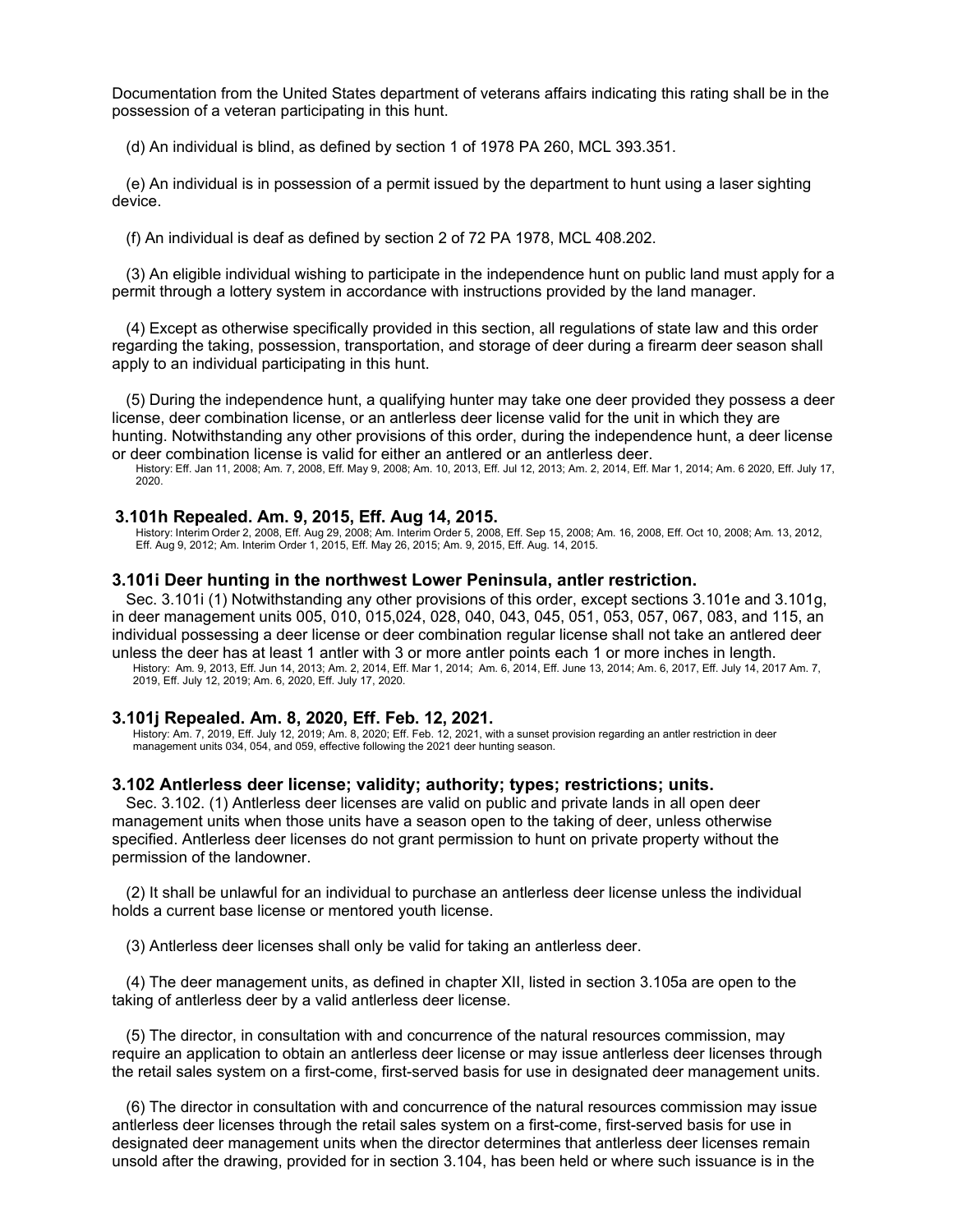Documentation from the United States department of veterans affairs indicating this rating shall be in the possession of a veteran participating in this hunt.

(d) An individual is blind, as defined by section 1 of 1978 PA 260, MCL 393.351.

(e) An individual is in possession of a permit issued by the department to hunt using a laser sighting device.

(f) An individual is deaf as defined by section 2 of 72 PA 1978, MCL 408.202.

(3) An eligible individual wishing to participate in the independence hunt on public land must apply for a permit through a lottery system in accordance with instructions provided by the land manager.

(4) Except as otherwise specifically provided in this section, all regulations of state law and this order regarding the taking, possession, transportation, and storage of deer during a firearm deer season shall apply to an individual participating in this hunt.

(5) During the independence hunt, a qualifying hunter may take one deer provided they possess a deer license, deer combination license, or an antlerless deer license valid for the unit in which they are hunting. Notwithstanding any other provisions of this order, during the independence hunt, a deer license or deer combination license is valid for either an antlered or an antlerless deer.

History: Eff. Jan 11, 2008; Am. 7, 2008, Eff. May 9, 2008; Am. 10, 2013, Eff. Jul 12, 2013; Am. 2, 2014, Eff. Mar 1, 2014; Am. 6 2020, Eff. July 17, 2020.

### 3.101h Repealed. Am. 9, 2015, Eff. Aug 14, 2015.

History: Interim Order 2, 2008, Eff. Aug 29, 2008; Am. Interim Order 5, 2008, Eff. Sep 15, 2008; Am. 16, 2008, Eff. Oct 10, 2008; Am. 13, 2012, Eff. Aug 9, 2012; Am. Interim Order 1, 2015, Eff. May 26, 2015; Am. 9, 2015, Eff. Aug. 14, 2015.

### 3.101i Deer hunting in the northwest Lower Peninsula, antler restriction.

Sec. 3.101i (1) Notwithstanding any other provisions of this order, except sections 3.101e and 3.101g, in deer management units 005, 010, 015,024, 028, 040, 043, 045, 051, 053, 057, 067, 083, and 115, an individual possessing a deer license or deer combination regular license shall not take an antlered deer unless the deer has at least 1 antler with 3 or more antler points each 1 or more inches in length.

History: Am. 9, 2013, Eff. Jun 14, 2013; Am. 2, 2014, Eff. Mar 1, 2014; Am. 6, 2014, Eff. June 13, 2014; Am. 6, 2017, Eff. July 14, 2017 Am. 7, 2019, Eff. July 12, 2019; Am. 6, 2020, Eff. July 17, 2020.

### 3.101j Repealed. Am. 8, 2020, Eff. Feb. 12, 2021.

History: Am. 7, 2019, Eff. July 12, 2019; Am. 8, 2020; Eff. Feb. 12, 2021, with a sunset provision regarding an antler restriction in deer management units 034, 054, and 059, effective following the 2021 deer hunting season.

### 3.102 Antlerless deer license; validity; authority; types; restrictions; units.

Sec. 3.102. (1) Antlerless deer licenses are valid on public and private lands in all open deer management units when those units have a season open to the taking of deer, unless otherwise specified. Antlerless deer licenses do not grant permission to hunt on private property without the permission of the landowner.

(2) It shall be unlawful for an individual to purchase an antlerless deer license unless the individual holds a current base license or mentored youth license.

(3) Antlerless deer licenses shall only be valid for taking an antlerless deer.

(4) The deer management units, as defined in chapter XII, listed in section 3.105a are open to the taking of antlerless deer by a valid antlerless deer license.

(5) The director, in consultation with and concurrence of the natural resources commission, may require an application to obtain an antlerless deer license or may issue antlerless deer licenses through the retail sales system on a first-come, first-served basis for use in designated deer management units.

(6) The director in consultation with and concurrence of the natural resources commission may issue antlerless deer licenses through the retail sales system on a first-come, first-served basis for use in designated deer management units when the director determines that antlerless deer licenses remain unsold after the drawing, provided for in section 3.104, has been held or where such issuance is in the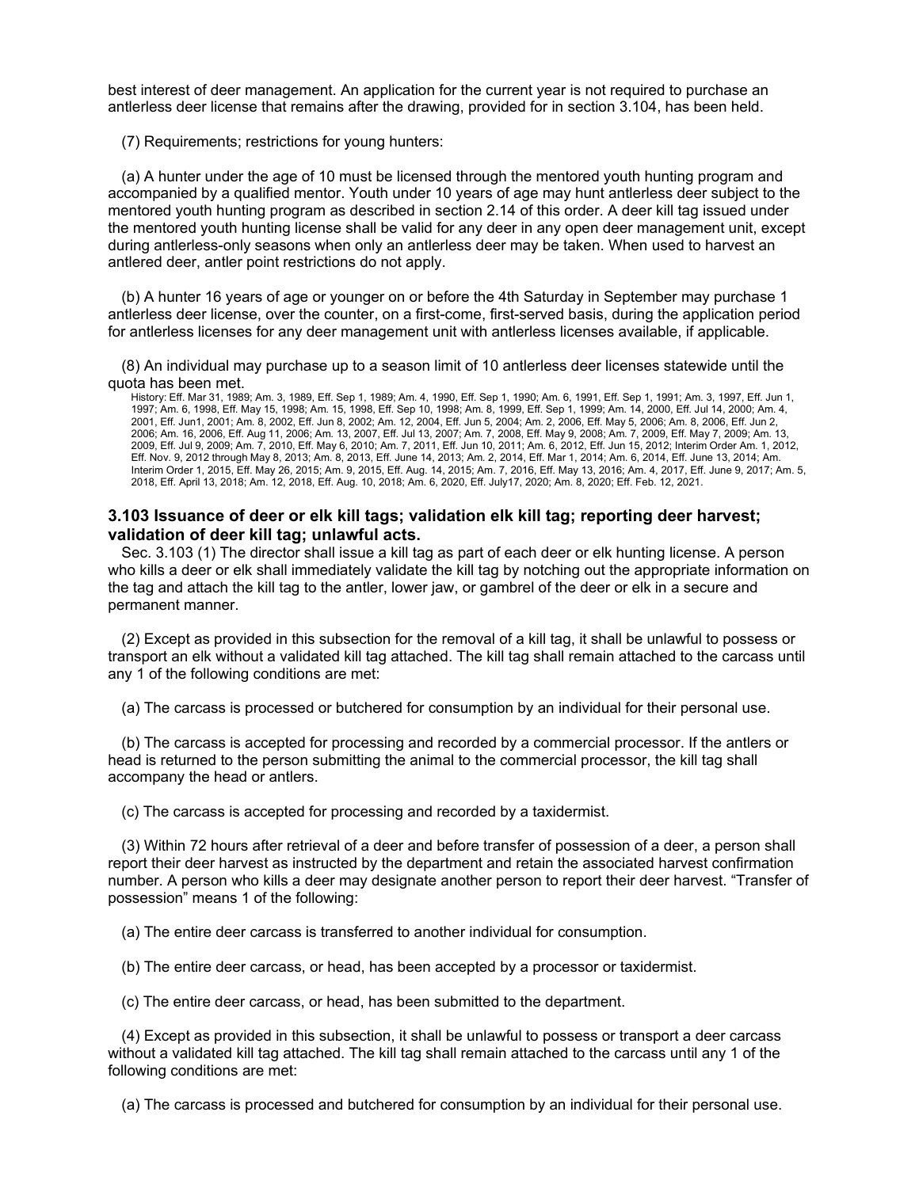best interest of deer management. An application for the current year is not required to purchase an antlerless deer license that remains after the drawing, provided for in section 3.104, has been held.

(7) Requirements; restrictions for young hunters:

(a) A hunter under the age of 10 must be licensed through the mentored youth hunting program and accompanied by a qualified mentor. Youth under 10 years of age may hunt antlerless deer subject to the mentored youth hunting program as described in section 2.14 of this order. A deer kill tag issued under the mentored youth hunting license shall be valid for any deer in any open deer management unit, except during antlerless-only seasons when only an antlerless deer may be taken. When used to harvest an antlered deer, antler point restrictions do not apply.

(b) A hunter 16 years of age or younger on or before the 4th Saturday in September may purchase 1 antlerless deer license, over the counter, on a first-come, first-served basis, during the application period for antlerless licenses for any deer management unit with antlerless licenses available, if applicable.

(8) An individual may purchase up to a season limit of 10 antlerless deer licenses statewide until the quota has been met.

History: Eff. Mar 31, 1989; Am. 3, 1989, Eff. Sep 1, 1989; Am. 4, 1990, Eff. Sep 1, 1990; Am. 6, 1991, Eff. Sep 1, 1991; Am. 3, 1997, Eff. Jun 1, 1997; Am. 6, 1998, Eff. May 15, 1998; Am. 15, 1998, Eff. Sep 10, 1998; Am. 8, 1999, Eff. Sep 1, 1999; Am. 14, 2000, Eff. Jul 14, 2000; Am. 4, 2001, Eff. Jun1, 2001; Am. 8, 2002, Eff. Jun 8, 2002; Am. 12, 2004, Eff. Jun 5, 2004; Am. 2, 2006, Eff. May 5, 2006; Am. 8, 2006, Eff. Jun 2, 2006; Am. 16, 2006, Eff. Aug 11, 2006; Am. 13, 2007, Eff. Jul 13, 2007; Am. 7, 2008, Eff. May 9, 2008; Am. 7, 2009, Eff. May 7, 2009; Am. 13, 2009, Eff. Jul 9, 2009; Am. 7, 2010, Eff. May 6, 2010; Am. 7, 2011, Eff. Jun 10, 2011; Am. 6, 2012, Eff. Jun 15, 2012; Interim Order Am. 1, 2012, Eff. Nov. 9, 2012 through May 8, 2013; Am. 8, 2013, Eff. June 14, 2013; Am. 2, 2014, Eff. Mar 1, 2014; Am. 6, 2014, Eff. June 13, 2014; Am. Interim Order 1, 2015, Eff. May 26, 2015; Am. 9, 2015, Eff. Aug. 14, 2015; Am. 7, 2016, Eff. May 13, 2016; Am. 4, 2017, Eff. June 9, 2017; Am. 5, 2018, Eff. April 13, 2018; Am. 12, 2018, Eff. Aug. 10, 2018; Am. 6, 2020, Eff. July17, 2020; Am. 8, 2020; Eff. Feb. 12, 2021.

### 3.103 Issuance of deer or elk kill tags; validation elk kill tag; reporting deer harvest; validation of deer kill tag; unlawful acts.

Sec. 3.103 (1) The director shall issue a kill tag as part of each deer or elk hunting license. A person who kills a deer or elk shall immediately validate the kill tag by notching out the appropriate information on the tag and attach the kill tag to the antler, lower jaw, or gambrel of the deer or elk in a secure and permanent manner.

(2) Except as provided in this subsection for the removal of a kill tag, it shall be unlawful to possess or transport an elk without a validated kill tag attached. The kill tag shall remain attached to the carcass until any 1 of the following conditions are met:

(a) The carcass is processed or butchered for consumption by an individual for their personal use.

(b) The carcass is accepted for processing and recorded by a commercial processor. If the antlers or head is returned to the person submitting the animal to the commercial processor, the kill tag shall accompany the head or antlers.

(c) The carcass is accepted for processing and recorded by a taxidermist.

(3) Within 72 hours after retrieval of a deer and before transfer of possession of a deer, a person shall report their deer harvest as instructed by the department and retain the associated harvest confirmation number. A person who kills a deer may designate another person to report their deer harvest. "Transfer of possession" means 1 of the following:

(a) The entire deer carcass is transferred to another individual for consumption.

(b) The entire deer carcass, or head, has been accepted by a processor or taxidermist.

(c) The entire deer carcass, or head, has been submitted to the department.

(4) Except as provided in this subsection, it shall be unlawful to possess or transport a deer carcass without a validated kill tag attached. The kill tag shall remain attached to the carcass until any 1 of the following conditions are met:

(a) The carcass is processed and butchered for consumption by an individual for their personal use.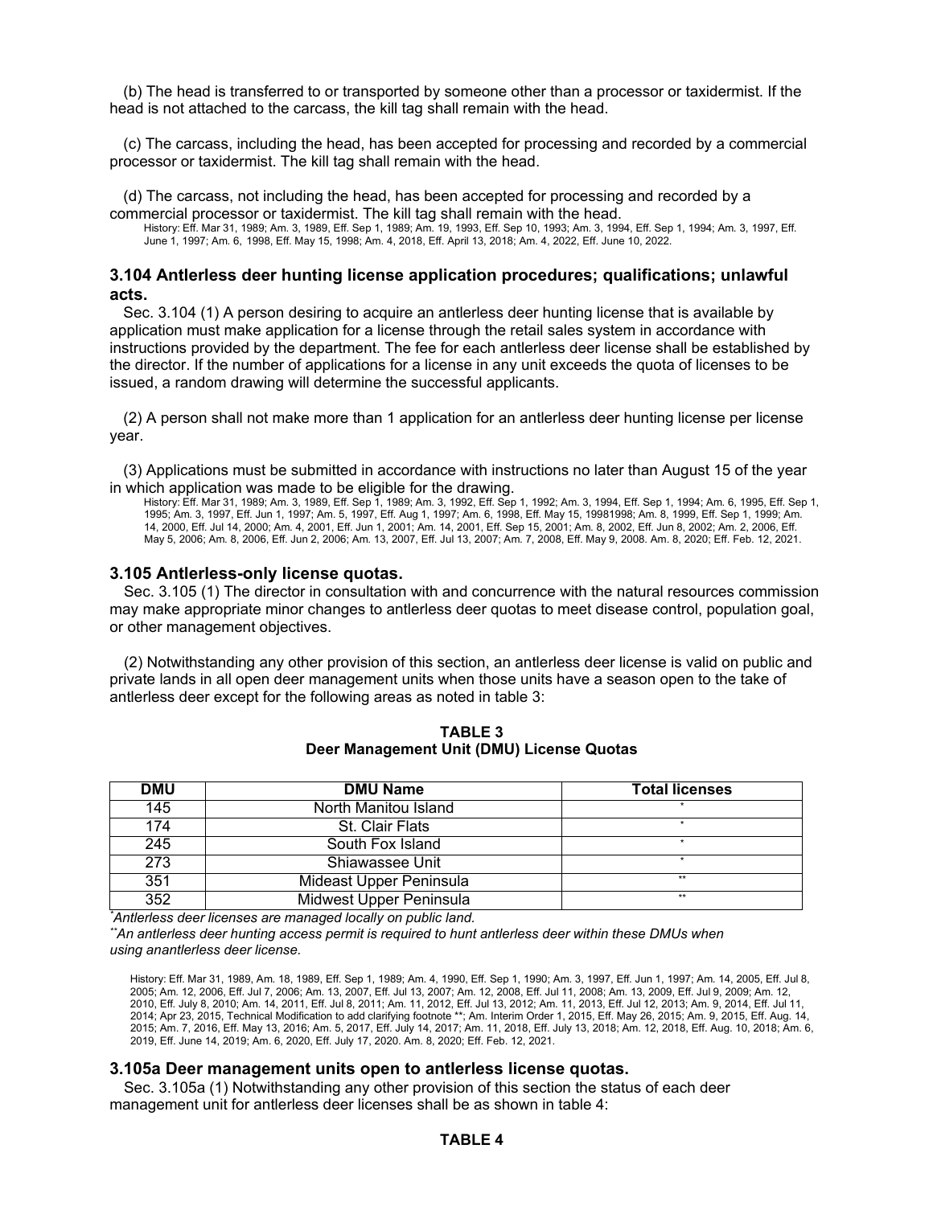(b) The head is transferred to or transported by someone other than a processor or taxidermist. If the head is not attached to the carcass, the kill tag shall remain with the head.

(c) The carcass, including the head, has been accepted for processing and recorded by a commercial processor or taxidermist. The kill tag shall remain with the head.

(d) The carcass, not including the head, has been accepted for processing and recorded by a commercial processor or taxidermist. The kill tag shall remain with the head.

History: Eff. Mar 31, 1989; Am. 3, 1989, Eff. Sep 1, 1989; Am. 19, 1993, Eff. Sep 10, 1993; Am. 3, 1994, Eff. Sep 1, 1994; Am. 3, 1997, Eff. June 1, 1997; Am. 6, 1998, Eff. May 15, 1998; Am. 4, 2018, Eff. April 13, 2018; Am. 4, 2022, Eff. June 10, 2022.

### 3.104 Antlerless deer hunting license application procedures; qualifications; unlawful acts.

Sec. 3.104 (1) A person desiring to acquire an antlerless deer hunting license that is available by application must make application for a license through the retail sales system in accordance with instructions provided by the department. The fee for each antlerless deer license shall be established by the director. If the number of applications for a license in any unit exceeds the quota of licenses to be issued, a random drawing will determine the successful applicants.

(2) A person shall not make more than 1 application for an antlerless deer hunting license per license year.

(3) Applications must be submitted in accordance with instructions no later than August 15 of the year in which application was made to be eligible for the drawing.

History: Eff. Mar 31, 1989; Am. 3, 1989, Eff. Sep 1, 1989; Am. 3, 1992, Eff. Sep 1, 1992; Am. 3, 1994, Eff. Sep 1, 1994; Am. 6, 1995, Eff. Sep 1, 1995; Am. 3, 1997, Eff. Jun 1, 1997; Am. 5, 1997, Eff. Aug 1, 1997; Am. 6, 1998, Eff. May 15, 19981998; Am. 8, 1999, Eff. Sep 1, 1999; Am. 14, 2000, Eff. Jul 14, 2000; Am. 4, 2001, Eff. Jun 1, 2001; Am. 14, 2001, Eff. Sep 15, 2001; Am. 8, 2002, Eff. Jun 8, 2002; Am. 2, 2006, Eff. May 5, 2006; Am. 8, 2006, Eff. Jun 2, 2006; Am. 13, 2007, Eff. Jul 13, 2007; Am. 7, 2008, Eff. May 9, 2008. Am. 8, 2020; Eff. Feb. 12, 2021.

### 3.105 Antlerless-only license quotas.

Sec. 3.105 (1) The director in consultation with and concurrence with the natural resources commission may make appropriate minor changes to antlerless deer quotas to meet disease control, population goal, or other management objectives.

(2) Notwithstanding any other provision of this section, an antlerless deer license is valid on public and private lands in all open deer management units when those units have a season open to the take of antlerless deer except for the following areas as noted in table 3:

**TABLE 3**
**Deer Management Unit (DMU) License Quotas**

| DMU | DMU Name | Total licenses |
|---|---|---|
| 145 | North Manitou Island | * |
| 174 | St. Clair Flats | * |
| 245 | South Fox Island | * |
| 273 | Shiawassee Unit | * |
| 351 | Mideast Upper Peninsula | ** |
| 352 | Midwest Upper Peninsula | ** |

*Antlerless deer licenses are managed locally on public land.*

*\*\*An antlerless deer hunting access permit is required to hunt antlerless deer within these DMUs when using anantlerless deer license.*

History: Eff. Mar 31, 1989, Am. 18, 1989, Eff. Sep 1, 1989; Am. 4, 1990, Eff. Sep 1, 1990; Am. 3, 1997, Eff. Jun 1, 1997; Am. 14, 2005, Eff. Jul 8, 2005; Am. 12, 2006, Eff. Jul 7, 2006; Am. 13, 2007, Eff. Jul 13, 2007; Am. 12, 2008, Eff. Jul 11, 2008; Am. 13, 2009, Eff. Jul 9, 2009; Am. 12, 2010, Eff. July 8, 2010; Am. 14, 2011, Eff. Jul 8, 2011; Am. 11, 2012, Eff. Jul 13, 2012; Am. 11, 2013, Eff. Jul 12, 2013; Am. 9, 2014, Eff. Jul 11, 2014; Apr 23, 2015, Technical Modification to add clarifying footnote \*\*; Am. Interim Order 1, 2015, Eff. May 26, 2015; Am. 9, 2015, Eff. Aug. 14, 2015; Am. 7, 2016, Eff. May 13, 2016; Am. 5, 2017, Eff. July 14, 2017; Am. 11, 2018, Eff. July 13, 2018; Am. 12, 2018, Eff. Aug. 10, 2018; Am. 6, 2019, Eff. June 14, 2019; Am. 6, 2020, Eff. July 17, 2020. Am. 8, 2020; Eff. Feb. 12, 2021.

### 3.105a Deer management units open to antlerless license quotas.

Sec. 3.105a (1) Notwithstanding any other provision of this section the status of each deer management unit for antlerless deer licenses shall be as shown in table 4:

**TABLE 4**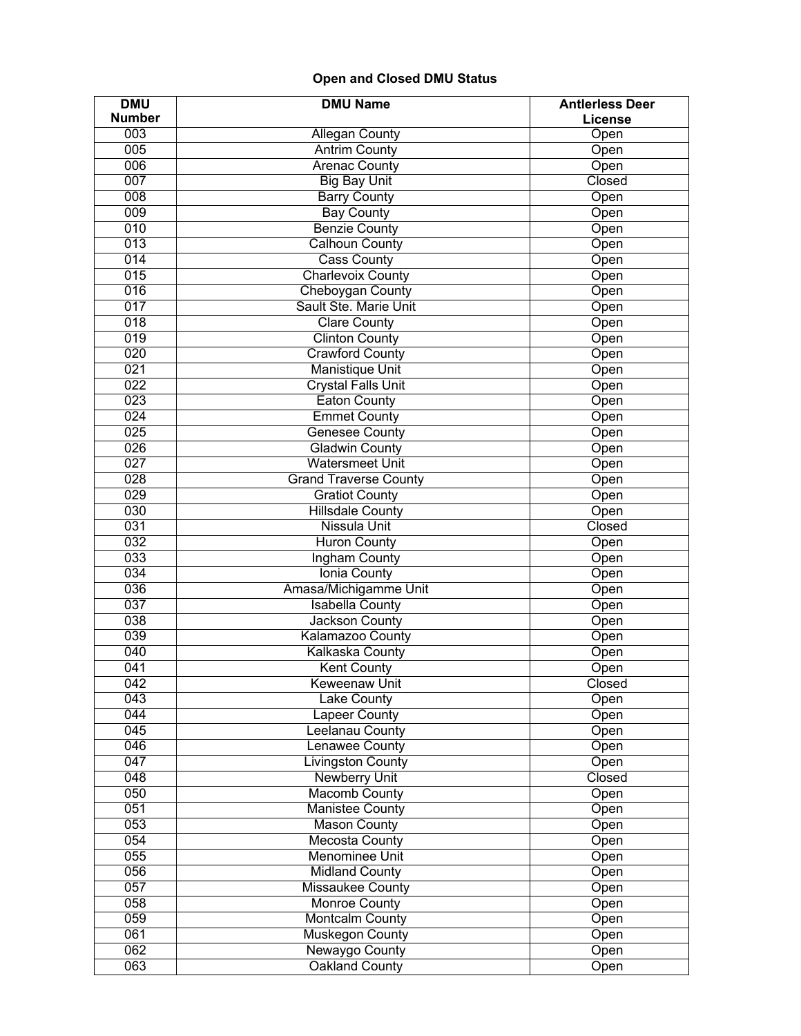**Open and Closed DMU Status**

| DMU Number | DMU Name | Antlerless Deer License |
|---|---|---|
| 003 | Allegan County | Open |
| 005 | Antrim County | Open |
| 006 | Arenac County | Open |
| 007 | Big Bay Unit | Closed |
| 008 | Barry County | Open |
| 009 | Bay County | Open |
| 010 | Benzie County | Open |
| 013 | Calhoun County | Open |
| 014 | Cass County | Open |
| 015 | Charlevoix County | Open |
| 016 | Cheboygan County | Open |
| 017 | Sault Ste. Marie Unit | Open |
| 018 | Clare County | Open |
| 019 | Clinton County | Open |
| 020 | Crawford County | Open |
| 021 | Manistique Unit | Open |
| 022 | Crystal Falls Unit | Open |
| 023 | Eaton County | Open |
| 024 | Emmet County | Open |
| 025 | Genesee County | Open |
| 026 | Gladwin County | Open |
| 027 | Watersmeet Unit | Open |
| 028 | Grand Traverse County | Open |
| 029 | Gratiot County | Open |
| 030 | Hillsdale County | Open |
| 031 | Nissula Unit | Closed |
| 032 | Huron County | Open |
| 033 | Ingham County | Open |
| 034 | Ionia County | Open |
| 036 | Amasa/Michigamme Unit | Open |
| 037 | Isabella County | Open |
| 038 | Jackson County | Open |
| 039 | Kalamazoo County | Open |
| 040 | Kalkaska County | Open |
| 041 | Kent County | Open |
| 042 | Keweenaw Unit | Closed |
| 043 | Lake County | Open |
| 044 | Lapeer County | Open |
| 045 | Leelanau County | Open |
| 046 | Lenawee County | Open |
| 047 | Livingston County | Open |
| 048 | Newberry Unit | Closed |
| 050 | Macomb County | Open |
| 051 | Manistee County | Open |
| 053 | Mason County | Open |
| 054 | Mecosta County | Open |
| 055 | Menominee Unit | Open |
| 056 | Midland County | Open |
| 057 | Missaukee County | Open |
| 058 | Monroe County | Open |
| 059 | Montcalm County | Open |
| 061 | Muskegon County | Open |
| 062 | Newaygo County | Open |
| 063 | Oakland County | Open |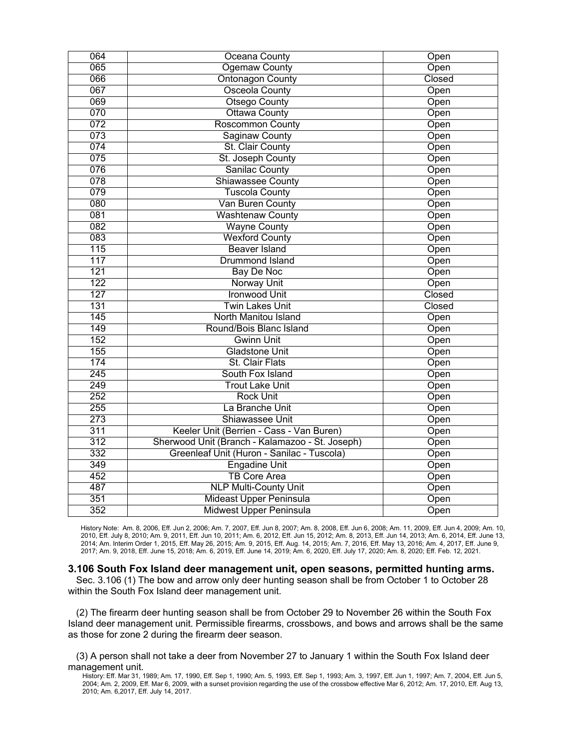| 064 | Oceana County | Open |
|---|---|---|
| 065 | Ogemaw County | Open |
| 066 | Ontonagon County | Closed |
| 067 | Osceola County | Open |
| 069 | Otsego County | Open |
| 070 | Ottawa County | Open |
| 072 | Roscommon County | Open |
| 073 | Saginaw County | Open |
| 074 | St. Clair County | Open |
| 075 | St. Joseph County | Open |
| 076 | Sanilac County | Open |
| 078 | Shiawassee County | Open |
| 079 | Tuscola County | Open |
| 080 | Van Buren County | Open |
| 081 | Washtenaw County | Open |
| 082 | Wayne County | Open |
| 083 | Wexford County | Open |
| 115 | Beaver Island | Open |
| 117 | Drummond Island | Open |
| 121 | Bay De Noc | Open |
| 122 | Norway Unit | Open |
| 127 | Ironwood Unit | Closed |
| 131 | Twin Lakes Unit | Closed |
| 145 | North Manitou Island | Open |
| 149 | Round/Bois Blanc Island | Open |
| 152 | Gwinn Unit | Open |
| 155 | Gladstone Unit | Open |
| 174 | St. Clair Flats | Open |
| 245 | South Fox Island | Open |
| 249 | Trout Lake Unit | Open |
| 252 | Rock Unit | Open |
| 255 | La Branche Unit | Open |
| 273 | Shiawassee Unit | Open |
| 311 | Keeler Unit (Berrien - Cass - Van Buren) | Open |
| 312 | Sherwood Unit (Branch - Kalamazoo - St. Joseph) | Open |
| 332 | Greenleaf Unit (Huron - Sanilac - Tuscola) | Open |
| 349 | Engadine Unit | Open |
| 452 | TB Core Area | Open |
| 487 | NLP Multi-County Unit | Open |
| 351 | Mideast Upper Peninsula | Open |
| 352 | Midwest Upper Peninsula | Open |

History Note: Am. 8, 2006, Eff. Jun 2, 2006; Am. 7, 2007, Eff. Jun 8, 2007; Am. 8, 2008, Eff. Jun 6, 2008; Am. 11, 2009, Eff. Jun 4, 2009; Am. 10, 2010, Eff. July 8, 2010; Am. 9, 2011, Eff. Jun 10, 2011; Am. 6, 2012, Eff. Jun 15, 2012; Am. 8, 2013, Eff. Jun 14, 2013; Am. 6, 2014, Eff. June 13, 2014; Am. Interim Order 1, 2015, Eff. May 26, 2015; Am. 9, 2015, Eff. Aug. 14, 2015; Am. 7, 2016, Eff. May 13, 2016; Am. 4, 2017, Eff. June 9, 2017; Am. 9, 2018, Eff. June 15, 2018; Am. 6, 2019, Eff. June 14, 2019; Am. 6, 2020, Eff. July 17, 2020; Am. 8, 2020; Eff. Feb. 12, 2021.

### 3.106 South Fox Island deer management unit, open seasons, permitted hunting arms.

Sec. 3.106 (1) The bow and arrow only deer hunting season shall be from October 1 to October 28 within the South Fox Island deer management unit.

(2) The firearm deer hunting season shall be from October 29 to November 26 within the South Fox Island deer management unit. Permissible firearms, crossbows, and bows and arrows shall be the same as those for zone 2 during the firearm deer season.

(3) A person shall not take a deer from November 27 to January 1 within the South Fox Island deer management unit.

History: Eff. Mar 31, 1989; Am. 17, 1990, Eff. Sep 1, 1990; Am. 5, 1993, Eff. Sep 1, 1993; Am. 3, 1997, Eff. Jun 1, 1997; Am. 7, 2004, Eff. Jun 5, 2004; Am. 2, 2009, Eff. Mar 6, 2009, with a sunset provision regarding the use of the crossbow effective Mar 6, 2012; Am. 17, 2010, Eff. Aug 13, 2010; Am. 6,2017, Eff. July 14, 2017.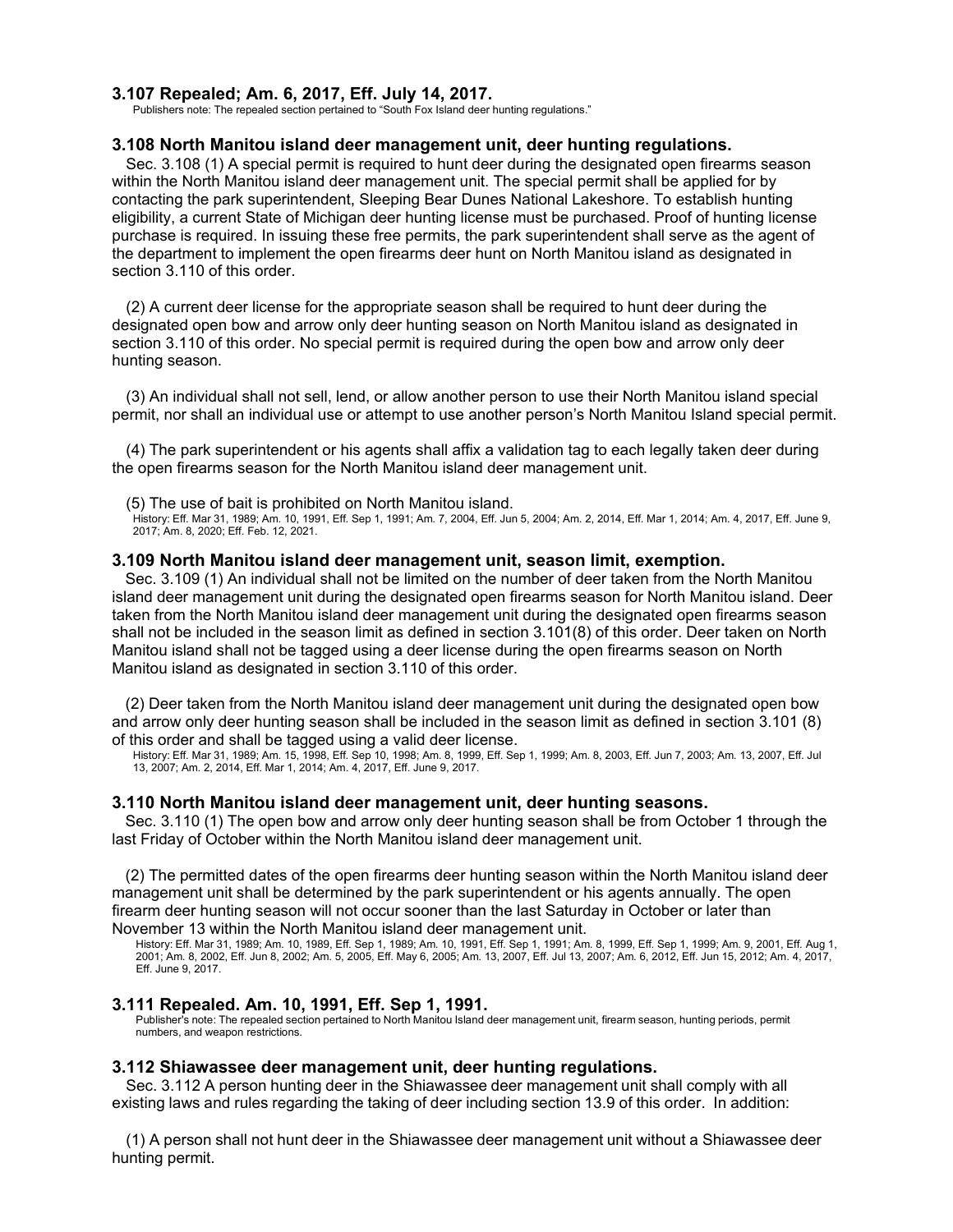### 3.107 Repealed; Am. 6, 2017, Eff. July 14, 2017.

Publishers note: The repealed section pertained to "South Fox Island deer hunting regulations."

### 3.108 North Manitou island deer management unit, deer hunting regulations.

Sec. 3.108 (1) A special permit is required to hunt deer during the designated open firearms season within the North Manitou island deer management unit. The special permit shall be applied for by contacting the park superintendent, Sleeping Bear Dunes National Lakeshore. To establish hunting eligibility, a current State of Michigan deer hunting license must be purchased. Proof of hunting license purchase is required. In issuing these free permits, the park superintendent shall serve as the agent of the department to implement the open firearms deer hunt on North Manitou island as designated in section 3.110 of this order.

(2) A current deer license for the appropriate season shall be required to hunt deer during the designated open bow and arrow only deer hunting season on North Manitou island as designated in section 3.110 of this order. No special permit is required during the open bow and arrow only deer hunting season.

(3) An individual shall not sell, lend, or allow another person to use their North Manitou island special permit, nor shall an individual use or attempt to use another person's North Manitou Island special permit.

(4) The park superintendent or his agents shall affix a validation tag to each legally taken deer during the open firearms season for the North Manitou island deer management unit.

(5) The use of bait is prohibited on North Manitou island.

History: Eff. Mar 31, 1989; Am. 10, 1991, Eff. Sep 1, 1991; Am. 7, 2004, Eff. Jun 5, 2004; Am. 2, 2014, Eff. Mar 1, 2014; Am. 4, 2017, Eff. June 9, 2017; Am. 8, 2020; Eff. Feb. 12, 2021.

### 3.109 North Manitou island deer management unit, season limit, exemption.

Sec. 3.109 (1) An individual shall not be limited on the number of deer taken from the North Manitou island deer management unit during the designated open firearms season for North Manitou island. Deer taken from the North Manitou island deer management unit during the designated open firearms season shall not be included in the season limit as defined in section 3.101(8) of this order. Deer taken on North Manitou island shall not be tagged using a deer license during the open firearms season on North Manitou island as designated in section 3.110 of this order.

(2) Deer taken from the North Manitou island deer management unit during the designated open bow and arrow only deer hunting season shall be included in the season limit as defined in section 3.101 (8) of this order and shall be tagged using a valid deer license.

History: Eff. Mar 31, 1989; Am. 15, 1998, Eff. Sep 10, 1998; Am. 8, 1999, Eff. Sep 1, 1999; Am. 8, 2003, Eff. Jun 7, 2003; Am. 13, 2007, Eff. Jul 13, 2007; Am. 2, 2014, Eff. Mar 1, 2014; Am. 4, 2017, Eff. June 9, 2017.

### 3.110 North Manitou island deer management unit, deer hunting seasons.

Sec. 3.110 (1) The open bow and arrow only deer hunting season shall be from October 1 through the last Friday of October within the North Manitou island deer management unit.

(2) The permitted dates of the open firearms deer hunting season within the North Manitou island deer management unit shall be determined by the park superintendent or his agents annually. The open firearm deer hunting season will not occur sooner than the last Saturday in October or later than November 13 within the North Manitou island deer management unit.

History: Eff. Mar 31, 1989; Am. 10, 1989, Eff. Sep 1, 1989; Am. 10, 1991, Eff. Sep 1, 1991; Am. 8, 1999, Eff. Sep 1, 1999; Am. 9, 2001, Eff. Aug 1, 2001; Am. 8, 2002, Eff. Jun 8, 2002; Am. 5, 2005, Eff. May 6, 2005; Am. 13, 2007, Eff. Jul 13, 2007; Am. 6, 2012, Eff. Jun 15, 2012; Am. 4, 2017, Eff. June 9, 2017.

### 3.111 Repealed. Am. 10, 1991, Eff. Sep 1, 1991.

Publisher's note: The repealed section pertained to North Manitou Island deer management unit, firearm season, hunting periods, permit numbers, and weapon restrictions.

### 3.112 Shiawassee deer management unit, deer hunting regulations.

Sec. 3.112 A person hunting deer in the Shiawassee deer management unit shall comply with all existing laws and rules regarding the taking of deer including section 13.9 of this order. In addition:

(1) A person shall not hunt deer in the Shiawassee deer management unit without a Shiawassee deer hunting permit.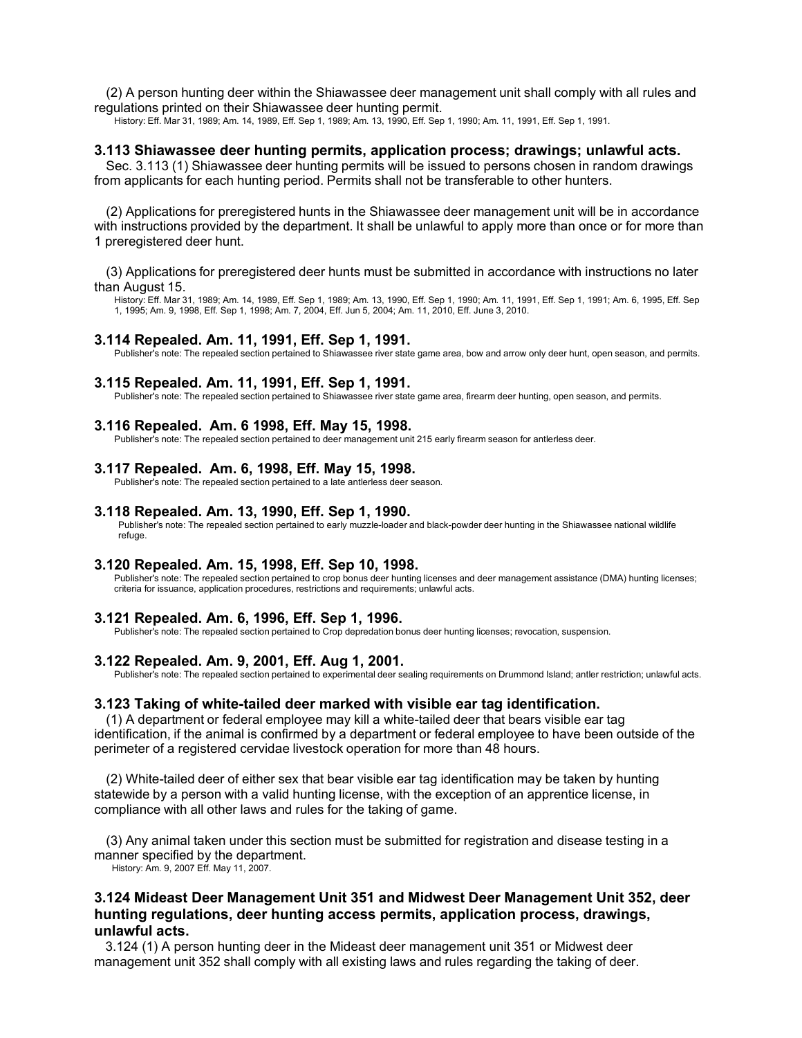(2) A person hunting deer within the Shiawassee deer management unit shall comply with all rules and regulations printed on their Shiawassee deer hunting permit.

History: Eff. Mar 31, 1989; Am. 14, 1989, Eff. Sep 1, 1989; Am. 13, 1990, Eff. Sep 1, 1990; Am. 11, 1991, Eff. Sep 1, 1991.

### 3.113 Shiawassee deer hunting permits, application process; drawings; unlawful acts.

Sec. 3.113 (1) Shiawassee deer hunting permits will be issued to persons chosen in random drawings from applicants for each hunting period. Permits shall not be transferable to other hunters.

(2) Applications for preregistered hunts in the Shiawassee deer management unit will be in accordance with instructions provided by the department. It shall be unlawful to apply more than once or for more than 1 preregistered deer hunt.

(3) Applications for preregistered deer hunts must be submitted in accordance with instructions no later than August 15.

History: Eff. Mar 31, 1989; Am. 14, 1989, Eff. Sep 1, 1989; Am. 13, 1990, Eff. Sep 1, 1990; Am. 11, 1991, Eff. Sep 1, 1991; Am. 6, 1995, Eff. Sep 1, 1995; Am. 9, 1998, Eff. Sep 1, 1998; Am. 7, 2004, Eff. Jun 5, 2004; Am. 11, 2010, Eff. June 3, 2010.

### 3.114 Repealed. Am. 11, 1991, Eff. Sep 1, 1991.

Publisher's note: The repealed section pertained to Shiawassee river state game area, bow and arrow only deer hunt, open season, and permits.

### 3.115 Repealed. Am. 11, 1991, Eff. Sep 1, 1991.

Publisher's note: The repealed section pertained to Shiawassee river state game area, firearm deer hunting, open season, and permits.

### 3.116 Repealed. Am. 6 1998, Eff. May 15, 1998.

Publisher's note: The repealed section pertained to deer management unit 215 early firearm season for antlerless deer.

### 3.117 Repealed. Am. 6, 1998, Eff. May 15, 1998.

Publisher's note: The repealed section pertained to a late antlerless deer season.

### 3.118 Repealed. Am. 13, 1990, Eff. Sep 1, 1990.

Publisher's note: The repealed section pertained to early muzzle-loader and black-powder deer hunting in the Shiawassee national wildlife refuge.

### 3.120 Repealed. Am. 15, 1998, Eff. Sep 10, 1998.

Publisher's note: The repealed section pertained to crop bonus deer hunting licenses and deer management assistance (DMA) hunting licenses; criteria for issuance, application procedures, restrictions and requirements; unlawful acts.

### 3.121 Repealed. Am. 6, 1996, Eff. Sep 1, 1996.

Publisher's note: The repealed section pertained to Crop depredation bonus deer hunting licenses; revocation, suspension.

### 3.122 Repealed. Am. 9, 2001, Eff. Aug 1, 2001.

Publisher's note: The repealed section pertained to experimental deer sealing requirements on Drummond Island; antler restriction; unlawful acts.

### 3.123 Taking of white-tailed deer marked with visible ear tag identification.

(1) A department or federal employee may kill a white-tailed deer that bears visible ear tag identification, if the animal is confirmed by a department or federal employee to have been outside of the perimeter of a registered cervidae livestock operation for more than 48 hours.

(2) White-tailed deer of either sex that bear visible ear tag identification may be taken by hunting statewide by a person with a valid hunting license, with the exception of an apprentice license, in compliance with all other laws and rules for the taking of game.

(3) Any animal taken under this section must be submitted for registration and disease testing in a manner specified by the department.

History: Am. 9, 2007 Eff. May 11, 2007.

### 3.124 Mideast Deer Management Unit 351 and Midwest Deer Management Unit 352, deer hunting regulations, deer hunting access permits, application process, drawings, unlawful acts.

3.124 (1) A person hunting deer in the Mideast deer management unit 351 or Midwest deer management unit 352 shall comply with all existing laws and rules regarding the taking of deer.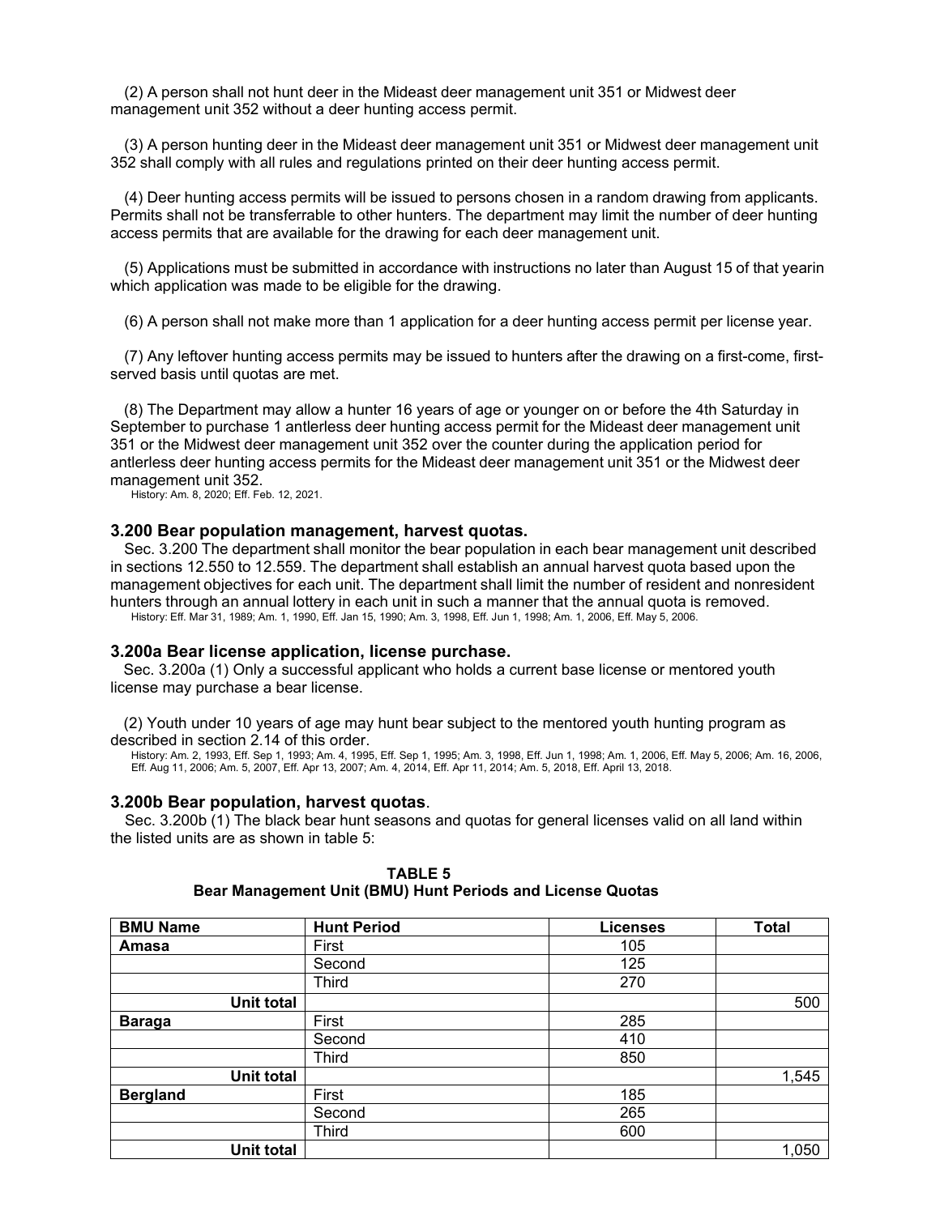(2) A person shall not hunt deer in the Mideast deer management unit 351 or Midwest deer management unit 352 without a deer hunting access permit.

(3) A person hunting deer in the Mideast deer management unit 351 or Midwest deer management unit 352 shall comply with all rules and regulations printed on their deer hunting access permit.

(4) Deer hunting access permits will be issued to persons chosen in a random drawing from applicants. Permits shall not be transferrable to other hunters. The department may limit the number of deer hunting access permits that are available for the drawing for each deer management unit.

(5) Applications must be submitted in accordance with instructions no later than August 15 of that yearin which application was made to be eligible for the drawing.

(6) A person shall not make more than 1 application for a deer hunting access permit per license year.

(7) Any leftover hunting access permits may be issued to hunters after the drawing on a first-come, first-served basis until quotas are met.

(8) The Department may allow a hunter 16 years of age or younger on or before the 4th Saturday in September to purchase 1 antlerless deer hunting access permit for the Mideast deer management unit 351 or the Midwest deer management unit 352 over the counter during the application period for antlerless deer hunting access permits for the Mideast deer management unit 351 or the Midwest deer management unit 352.

History: Am. 8, 2020; Eff. Feb. 12, 2021.

### 3.200 Bear population management, harvest quotas.

Sec. 3.200 The department shall monitor the bear population in each bear management unit described in sections 12.550 to 12.559. The department shall establish an annual harvest quota based upon the management objectives for each unit. The department shall limit the number of resident and nonresident hunters through an annual lottery in each unit in such a manner that the annual quota is removed.

History: Eff. Mar 31, 1989; Am. 1, 1990, Eff. Jan 15, 1990; Am. 3, 1998, Eff. Jun 1, 1998; Am. 1, 2006, Eff. May 5, 2006.

### 3.200a Bear license application, license purchase.

Sec. 3.200a (1) Only a successful applicant who holds a current base license or mentored youth license may purchase a bear license.

(2) Youth under 10 years of age may hunt bear subject to the mentored youth hunting program as described in section 2.14 of this order.

History: Am. 2, 1993, Eff. Sep 1, 1993; Am. 4, 1995, Eff. Sep 1, 1995; Am. 3, 1998, Eff. Jun 1, 1998; Am. 1, 2006, Eff. May 5, 2006; Am. 16, 2006, Eff. Aug 11, 2006; Am. 5, 2007, Eff. Apr 13, 2007; Am. 4, 2014, Eff. Apr 11, 2014; Am. 5, 2018, Eff. April 13, 2018.

### 3.200b Bear population, harvest quotas.

Sec. 3.200b (1) The black bear hunt seasons and quotas for general licenses valid on all land within the listed units are as shown in table 5:

**TABLE 5**
**Bear Management Unit (BMU) Hunt Periods and License Quotas**

| BMU Name | Hunt Period | Licenses | Total |
|---|---|---|---|
| **Amasa** | First | 105 | |
| | Second | 125 | |
| | Third | 270 | |
| **Unit total** | | | 500 |
| **Baraga** | First | 285 | |
| | Second | 410 | |
| | Third | 850 | |
| **Unit total** | | | 1,545 |
| **Bergland** | First | 185 | |
| | Second | 265 | |
| | Third | 600 | |
| **Unit total** | | | 1,050 |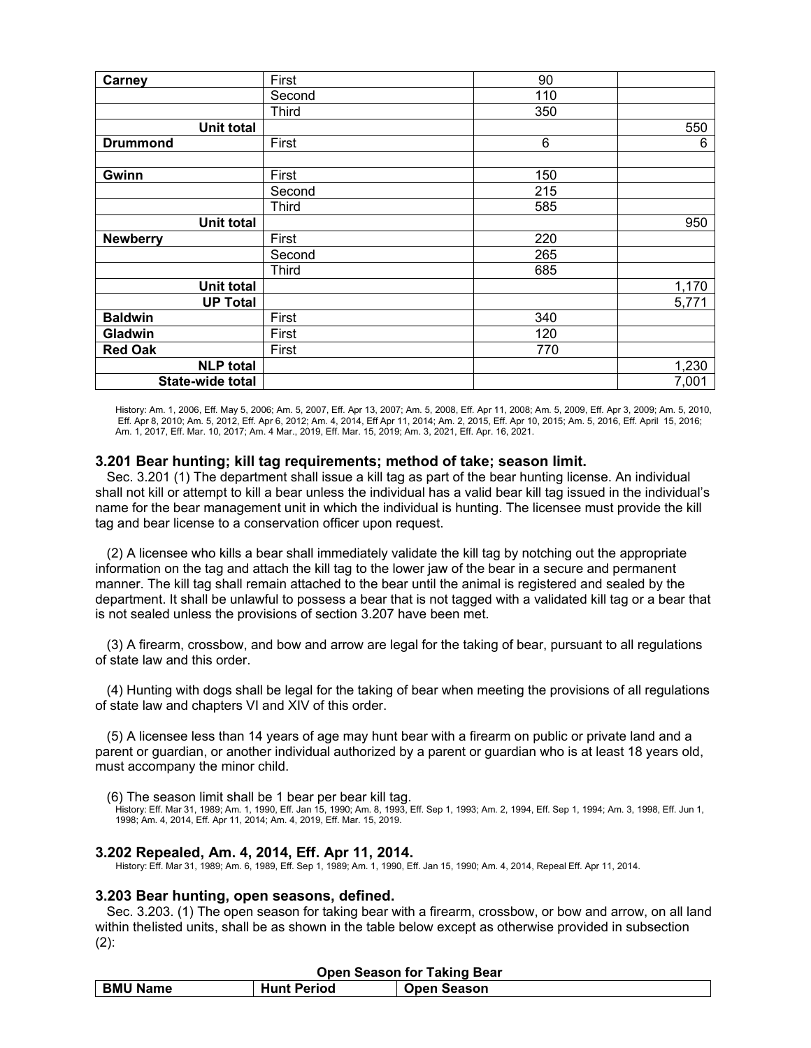| | | | |
|---|---|---|---|
| **Carney** | First | 90 | |
| | Second | 110 | |
| | Third | 350 | |
| **Unit total** | | | 550 |
| **Drummond** | First | 6 | 6 |
| | | | |
| **Gwinn** | First | 150 | |
| | Second | 215 | |
| | Third | 585 | |
| **Unit total** | | | 950 |
| **Newberry** | First | 220 | |
| | Second | 265 | |
| | Third | 685 | |
| **Unit total** | | | 1,170 |
| **UP Total** | | | 5,771 |
| **Baldwin** | First | 340 | |
| **Gladwin** | First | 120 | |
| **Red Oak** | First | 770 | |
| **NLP total** | | | 1,230 |
| **State-wide total** | | | 7,001 |

History: Am. 1, 2006, Eff. May 5, 2006; Am. 5, 2007, Eff. Apr 13, 2007; Am. 5, 2008, Eff. Apr 11, 2008; Am. 5, 2009, Eff. Apr 3, 2009; Am. 5, 2010, Eff. Apr 8, 2010; Am. 5, 2012, Eff. Apr 6, 2012; Am. 4, 2014, Eff Apr 11, 2014; Am. 2, 2015, Eff. Apr 10, 2015; Am. 5, 2016, Eff. April 15, 2016; Am. 1, 2017, Eff. Mar. 10, 2017; Am. 4 Mar., 2019, Eff. Mar. 15, 2019; Am. 3, 2021, Eff. Apr. 16, 2021.

### 3.201 Bear hunting; kill tag requirements; method of take; season limit.

Sec. 3.201 (1) The department shall issue a kill tag as part of the bear hunting license. An individual shall not kill or attempt to kill a bear unless the individual has a valid bear kill tag issued in the individual's name for the bear management unit in which the individual is hunting. The licensee must provide the kill tag and bear license to a conservation officer upon request.

(2) A licensee who kills a bear shall immediately validate the kill tag by notching out the appropriate information on the tag and attach the kill tag to the lower jaw of the bear in a secure and permanent manner. The kill tag shall remain attached to the bear until the animal is registered and sealed by the department. It shall be unlawful to possess a bear that is not tagged with a validated kill tag or a bear that is not sealed unless the provisions of section 3.207 have been met.

(3) A firearm, crossbow, and bow and arrow are legal for the taking of bear, pursuant to all regulations of state law and this order.

(4) Hunting with dogs shall be legal for the taking of bear when meeting the provisions of all regulations of state law and chapters VI and XIV of this order.

(5) A licensee less than 14 years of age may hunt bear with a firearm on public or private land and a parent or guardian, or another individual authorized by a parent or guardian who is at least 18 years old, must accompany the minor child.

(6) The season limit shall be 1 bear per bear kill tag.

History: Eff. Mar 31, 1989; Am. 1, 1990, Eff. Jan 15, 1990; Am. 8, 1993, Eff. Sep 1, 1993; Am. 2, 1994, Eff. Sep 1, 1994; Am. 3, 1998, Eff. Jun 1, 1998; Am. 4, 2014, Eff. Apr 11, 2014; Am. 4, 2019, Eff. Mar. 15, 2019.

### 3.202 Repealed, Am. 4, 2014, Eff. Apr 11, 2014.

History: Eff. Mar 31, 1989; Am. 6, 1989, Eff. Sep 1, 1989; Am. 1, 1990, Eff. Jan 15, 1990; Am. 4, 2014, Repeal Eff. Apr 11, 2014.

### 3.203 Bear hunting, open seasons, defined.

Sec. 3.203. (1) The open season for taking bear with a firearm, crossbow, or bow and arrow, on all land within thelisted units, shall be as shown in the table below except as otherwise provided in subsection (2):

**Open Season for Taking Bear**

| BMU Name | Hunt Period | Open Season |
|---|---|---|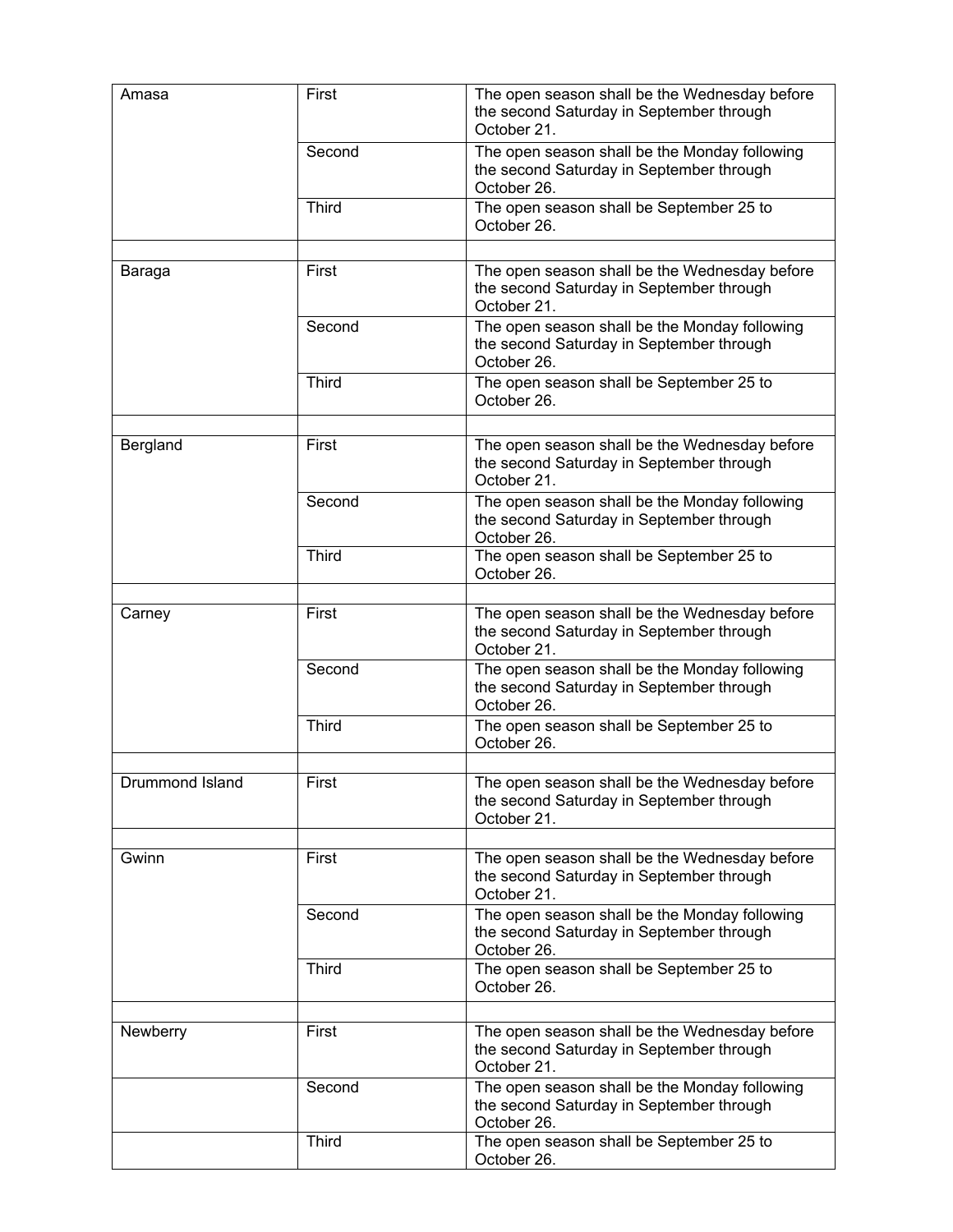| | | |
|---|---|---|
| Amasa | First | The open season shall be the Wednesday before the second Saturday in September through October 21. |
| | Second | The open season shall be the Monday following the second Saturday in September through October 26. |
| | Third | The open season shall be September 25 to October 26. |
| | | |
| Baraga | First | The open season shall be the Wednesday before the second Saturday in September through October 21. |
| | Second | The open season shall be the Monday following the second Saturday in September through October 26. |
| | Third | The open season shall be September 25 to October 26. |
| | | |
| Bergland | First | The open season shall be the Wednesday before the second Saturday in September through October 21. |
| | Second | The open season shall be the Monday following the second Saturday in September through October 26. |
| | Third | The open season shall be September 25 to October 26. |
| | | |
| Carney | First | The open season shall be the Wednesday before the second Saturday in September through October 21. |
| | Second | The open season shall be the Monday following the second Saturday in September through October 26. |
| | Third | The open season shall be September 25 to October 26. |
| | | |
| Drummond Island | First | The open season shall be the Wednesday before the second Saturday in September through October 21. |
| | | |
| Gwinn | First | The open season shall be the Wednesday before the second Saturday in September through October 21. |
| | Second | The open season shall be the Monday following the second Saturday in September through October 26. |
| | Third | The open season shall be September 25 to October 26. |
| | | |
| Newberry | First | The open season shall be the Wednesday before the second Saturday in September through October 21. |
| | Second | The open season shall be the Monday following the second Saturday in September through October 26. |
| | Third | The open season shall be September 25 to October 26. |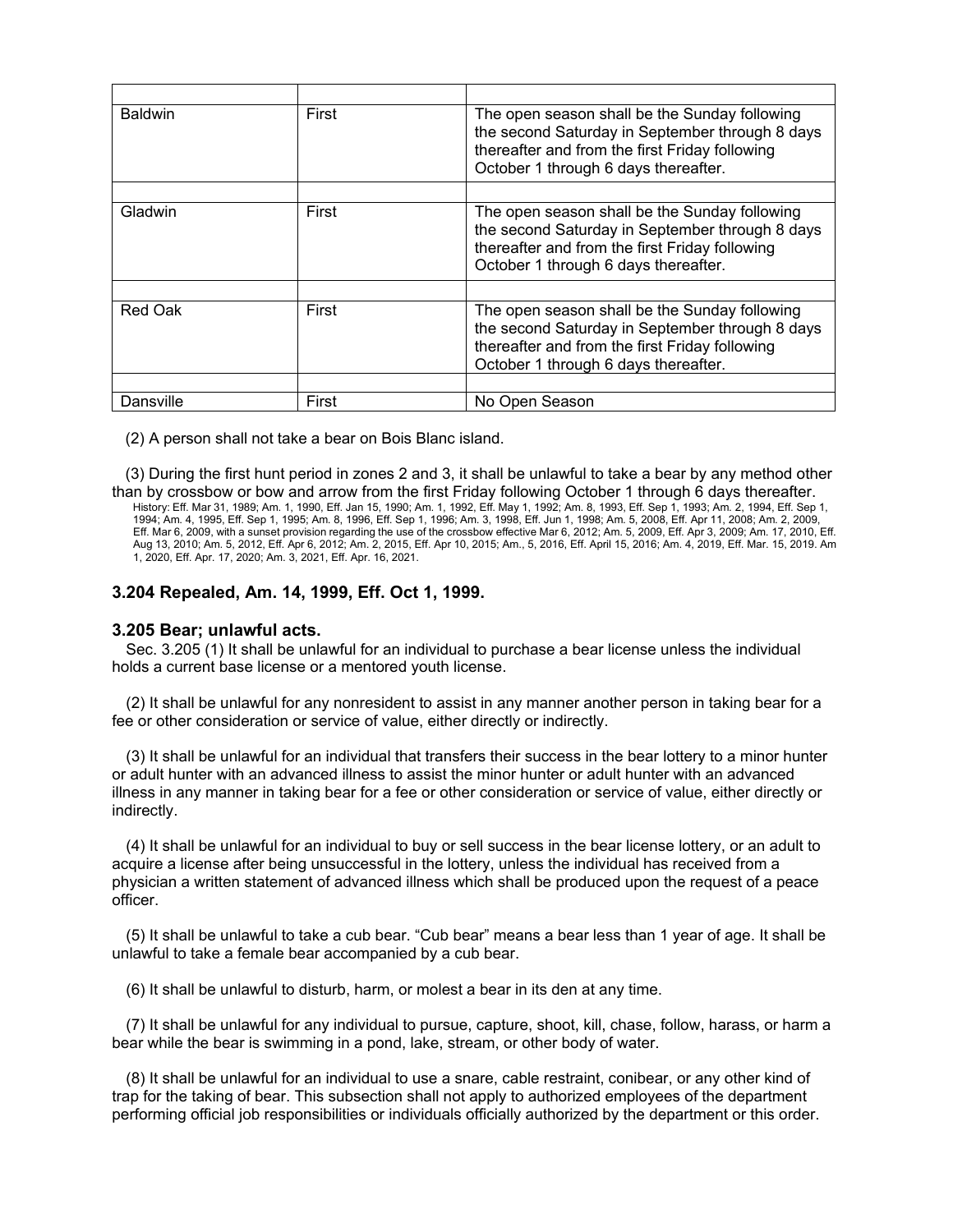| | | |
|---|---|---|
| Baldwin | First | The open season shall be the Sunday following the second Saturday in September through 8 days thereafter and from the first Friday following October 1 through 6 days thereafter. |
| | | |
| Gladwin | First | The open season shall be the Sunday following the second Saturday in September through 8 days thereafter and from the first Friday following October 1 through 6 days thereafter. |
| | | |
| Red Oak | First | The open season shall be the Sunday following the second Saturday in September through 8 days thereafter and from the first Friday following October 1 through 6 days thereafter. |
| | | |
| Dansville | First | No Open Season |

(2) A person shall not take a bear on Bois Blanc island.

(3) During the first hunt period in zones 2 and 3, it shall be unlawful to take a bear by any method other than by crossbow or bow and arrow from the first Friday following October 1 through 6 days thereafter.

History: Eff. Mar 31, 1989; Am. 1, 1990, Eff. Jan 15, 1990; Am. 1, 1992, Eff. May 1, 1992; Am. 8, 1993, Eff. Sep 1, 1993; Am. 2, 1994, Eff. Sep 1, 1994; Am. 4, 1995, Eff. Sep 1, 1995; Am. 8, 1996, Eff. Sep 1, 1996; Am. 3, 1998, Eff. Jun 1, 1998; Am. 5, 2008, Eff. Apr 11, 2008; Am. 2, 2009, Eff. Mar 6, 2009, with a sunset provision regarding the use of the crossbow effective Mar 6, 2012; Am. 5, 2009, Eff. Apr 3, 2009; Am. 17, 2010, Eff. Aug 13, 2010; Am. 5, 2012, Eff. Apr 6, 2012; Am. 2, 2015, Eff. Apr 10, 2015; Am., 5, 2016, Eff. April 15, 2016; Am. 4, 2019, Eff. Mar. 15, 2019. Am 1, 2020, Eff. Apr. 17, 2020; Am. 3, 2021, Eff. Apr. 16, 2021.

### 3.204 Repealed, Am. 14, 1999, Eff. Oct 1, 1999.

### 3.205 Bear; unlawful acts.

Sec. 3.205 (1) It shall be unlawful for an individual to purchase a bear license unless the individual holds a current base license or a mentored youth license.

(2) It shall be unlawful for any nonresident to assist in any manner another person in taking bear for a fee or other consideration or service of value, either directly or indirectly.

(3) It shall be unlawful for an individual that transfers their success in the bear lottery to a minor hunter or adult hunter with an advanced illness to assist the minor hunter or adult hunter with an advanced illness in any manner in taking bear for a fee or other consideration or service of value, either directly or indirectly.

(4) It shall be unlawful for an individual to buy or sell success in the bear license lottery, or an adult to acquire a license after being unsuccessful in the lottery, unless the individual has received from a physician a written statement of advanced illness which shall be produced upon the request of a peace officer.

(5) It shall be unlawful to take a cub bear. “Cub bear” means a bear less than 1 year of age. It shall be unlawful to take a female bear accompanied by a cub bear.

(6) It shall be unlawful to disturb, harm, or molest a bear in its den at any time.

(7) It shall be unlawful for any individual to pursue, capture, shoot, kill, chase, follow, harass, or harm a bear while the bear is swimming in a pond, lake, stream, or other body of water.

(8) It shall be unlawful for an individual to use a snare, cable restraint, conibear, or any other kind of trap for the taking of bear. This subsection shall not apply to authorized employees of the department performing official job responsibilities or individuals officially authorized by the department or this order.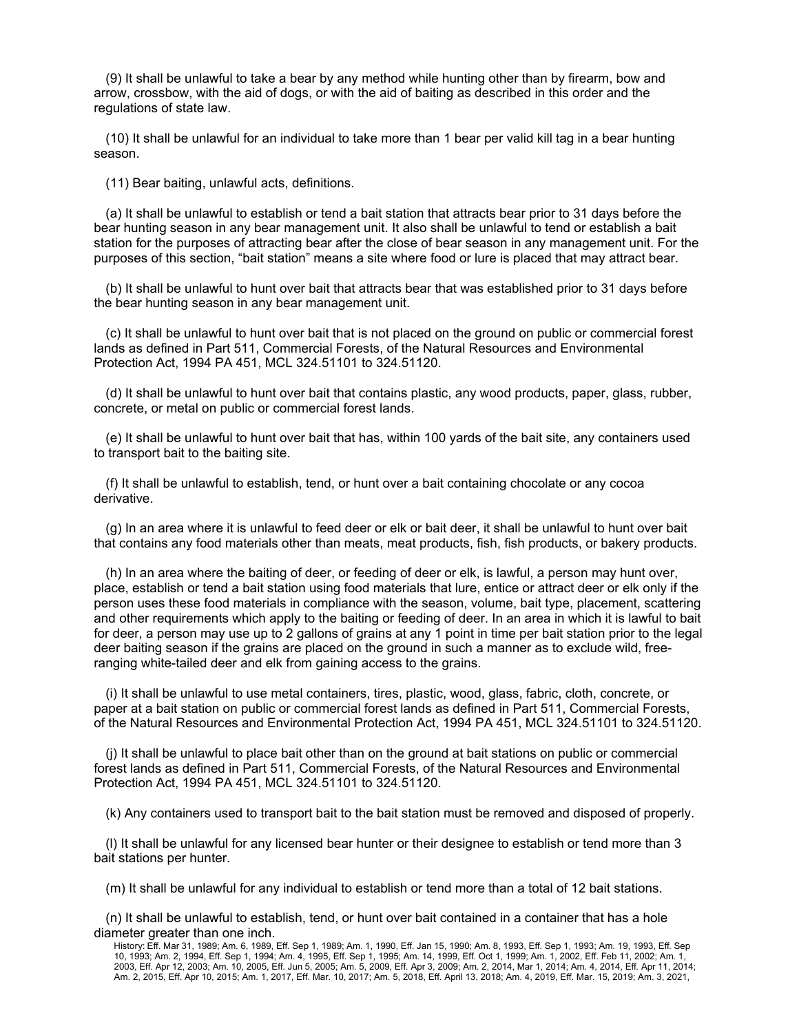(9) It shall be unlawful to take a bear by any method while hunting other than by firearm, bow and arrow, crossbow, with the aid of dogs, or with the aid of baiting as described in this order and the regulations of state law.

(10) It shall be unlawful for an individual to take more than 1 bear per valid kill tag in a bear hunting season.

(11) Bear baiting, unlawful acts, definitions.

(a) It shall be unlawful to establish or tend a bait station that attracts bear prior to 31 days before the bear hunting season in any bear management unit. It also shall be unlawful to tend or establish a bait station for the purposes of attracting bear after the close of bear season in any management unit. For the purposes of this section, "bait station" means a site where food or lure is placed that may attract bear.

(b) It shall be unlawful to hunt over bait that attracts bear that was established prior to 31 days before the bear hunting season in any bear management unit.

(c) It shall be unlawful to hunt over bait that is not placed on the ground on public or commercial forest lands as defined in Part 511, Commercial Forests, of the Natural Resources and Environmental Protection Act, 1994 PA 451, MCL 324.51101 to 324.51120.

(d) It shall be unlawful to hunt over bait that contains plastic, any wood products, paper, glass, rubber, concrete, or metal on public or commercial forest lands.

(e) It shall be unlawful to hunt over bait that has, within 100 yards of the bait site, any containers used to transport bait to the baiting site.

(f) It shall be unlawful to establish, tend, or hunt over a bait containing chocolate or any cocoa derivative.

(g) In an area where it is unlawful to feed deer or elk or bait deer, it shall be unlawful to hunt over bait that contains any food materials other than meats, meat products, fish, fish products, or bakery products.

(h) In an area where the baiting of deer, or feeding of deer or elk, is lawful, a person may hunt over, place, establish or tend a bait station using food materials that lure, entice or attract deer or elk only if the person uses these food materials in compliance with the season, volume, bait type, placement, scattering and other requirements which apply to the baiting or feeding of deer. In an area in which it is lawful to bait for deer, a person may use up to 2 gallons of grains at any 1 point in time per bait station prior to the legal deer baiting season if the grains are placed on the ground in such a manner as to exclude wild, free-ranging white-tailed deer and elk from gaining access to the grains.

(i) It shall be unlawful to use metal containers, tires, plastic, wood, glass, fabric, cloth, concrete, or paper at a bait station on public or commercial forest lands as defined in Part 511, Commercial Forests, of the Natural Resources and Environmental Protection Act, 1994 PA 451, MCL 324.51101 to 324.51120.

(j) It shall be unlawful to place bait other than on the ground at bait stations on public or commercial forest lands as defined in Part 511, Commercial Forests, of the Natural Resources and Environmental Protection Act, 1994 PA 451, MCL 324.51101 to 324.51120.

(k) Any containers used to transport bait to the bait station must be removed and disposed of properly.

(l) It shall be unlawful for any licensed bear hunter or their designee to establish or tend more than 3 bait stations per hunter.

(m) It shall be unlawful for any individual to establish or tend more than a total of 12 bait stations.

(n) It shall be unlawful to establish, tend, or hunt over bait contained in a container that has a hole diameter greater than one inch.

History: Eff. Mar 31, 1989; Am. 6, 1989, Eff. Sep 1, 1989; Am. 1, 1990, Eff. Jan 15, 1990; Am. 8, 1993, Eff. Sep 1, 1993; Am. 19, 1993, Eff. Sep 10, 1993; Am. 2, 1994, Eff. Sep 1, 1994; Am. 4, 1995, Eff. Sep 1, 1995; Am. 14, 1999, Eff. Oct 1, 1999; Am. 1, 2002, Eff. Feb 11, 2002; Am. 1, 2003, Eff. Apr 12, 2003; Am. 10, 2005, Eff. Jun 5, 2005; Am. 5, 2009, Eff. Apr 3, 2009; Am. 2, 2014, Mar 1, 2014; Am. 4, 2014, Eff. Apr 11, 2014; Am. 2, 2015, Eff. Apr 10, 2015; Am. 1, 2017, Eff. Mar. 10, 2017; Am. 5, 2018, Eff. April 13, 2018; Am. 4, 2019, Eff. Mar. 15, 2019; Am. 3, 2021,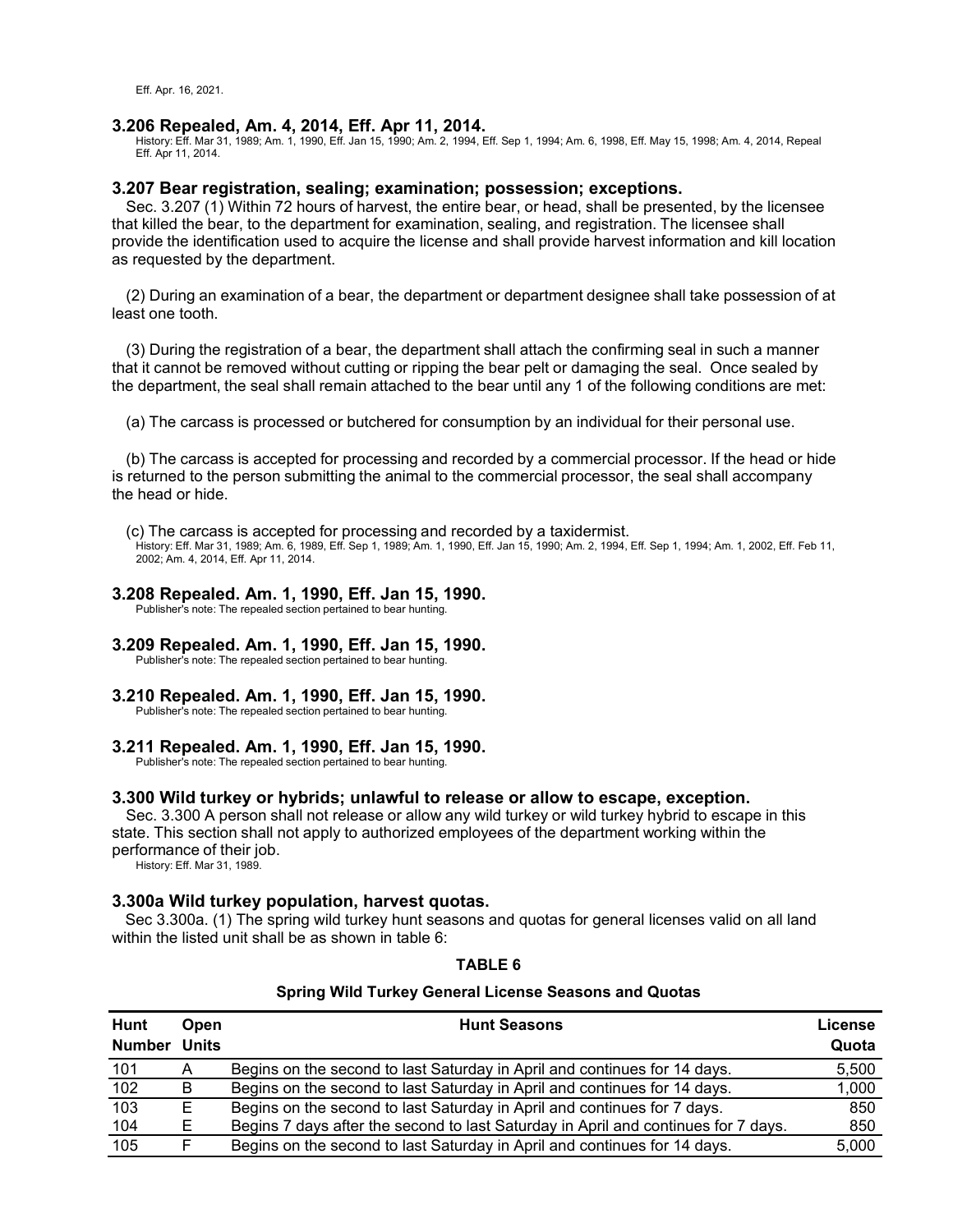Eff. Apr. 16, 2021.

### 3.206 Repealed, Am. 4, 2014, Eff. Apr 11, 2014.

History: Eff. Mar 31, 1989; Am. 1, 1990, Eff. Jan 15, 1990; Am. 2, 1994, Eff. Sep 1, 1994; Am. 6, 1998, Eff. May 15, 1998; Am. 4, 2014, Repeal Eff. Apr 11, 2014.

### 3.207 Bear registration, sealing; examination; possession; exceptions.

Sec. 3.207 (1) Within 72 hours of harvest, the entire bear, or head, shall be presented, by the licensee that killed the bear, to the department for examination, sealing, and registration. The licensee shall provide the identification used to acquire the license and shall provide harvest information and kill location as requested by the department.

(2) During an examination of a bear, the department or department designee shall take possession of at least one tooth.

(3) During the registration of a bear, the department shall attach the confirming seal in such a manner that it cannot be removed without cutting or ripping the bear pelt or damaging the seal. Once sealed by the department, the seal shall remain attached to the bear until any 1 of the following conditions are met:

(a) The carcass is processed or butchered for consumption by an individual for their personal use.

(b) The carcass is accepted for processing and recorded by a commercial processor. If the head or hide is returned to the person submitting the animal to the commercial processor, the seal shall accompany the head or hide.

(c) The carcass is accepted for processing and recorded by a taxidermist.

History: Eff. Mar 31, 1989; Am. 6, 1989, Eff. Sep 1, 1989; Am. 1, 1990, Eff. Jan 15, 1990; Am. 2, 1994, Eff. Sep 1, 1994; Am. 1, 2002, Eff. Feb 11, 2002; Am. 4, 2014, Eff. Apr 11, 2014.

### 3.208 Repealed. Am. 1, 1990, Eff. Jan 15, 1990.

Publisher's note: The repealed section pertained to bear hunting.

### 3.209 Repealed. Am. 1, 1990, Eff. Jan 15, 1990.

Publisher's note: The repealed section pertained to bear hunting.

### 3.210 Repealed. Am. 1, 1990, Eff. Jan 15, 1990.

Publisher's note: The repealed section pertained to bear hunting.

### 3.211 Repealed. Am. 1, 1990, Eff. Jan 15, 1990.

Publisher's note: The repealed section pertained to bear hunting.

### 3.300 Wild turkey or hybrids; unlawful to release or allow to escape, exception.

Sec. 3.300 A person shall not release or allow any wild turkey or wild turkey hybrid to escape in this state. This section shall not apply to authorized employees of the department working within the performance of their job.

History: Eff. Mar 31, 1989.

### 3.300a Wild turkey population, harvest quotas.

Sec 3.300a. (1) The spring wild turkey hunt seasons and quotas for general licenses valid on all land within the listed unit shall be as shown in table 6:

**TABLE 6**

**Spring Wild Turkey General License Seasons and Quotas**

| Hunt Number | Open Units | Hunt Seasons | License Quota |
|---|---|---|---|
| 101 | A | Begins on the second to last Saturday in April and continues for 14 days. | 5,500 |
| 102 | B | Begins on the second to last Saturday in April and continues for 14 days. | 1,000 |
| 103 | E | Begins on the second to last Saturday in April and continues for 7 days. | 850 |
| 104 | E | Begins 7 days after the second to last Saturday in April and continues for 7 days. | 850 |
| 105 | F | Begins on the second to last Saturday in April and continues for 14 days. | 5,000 |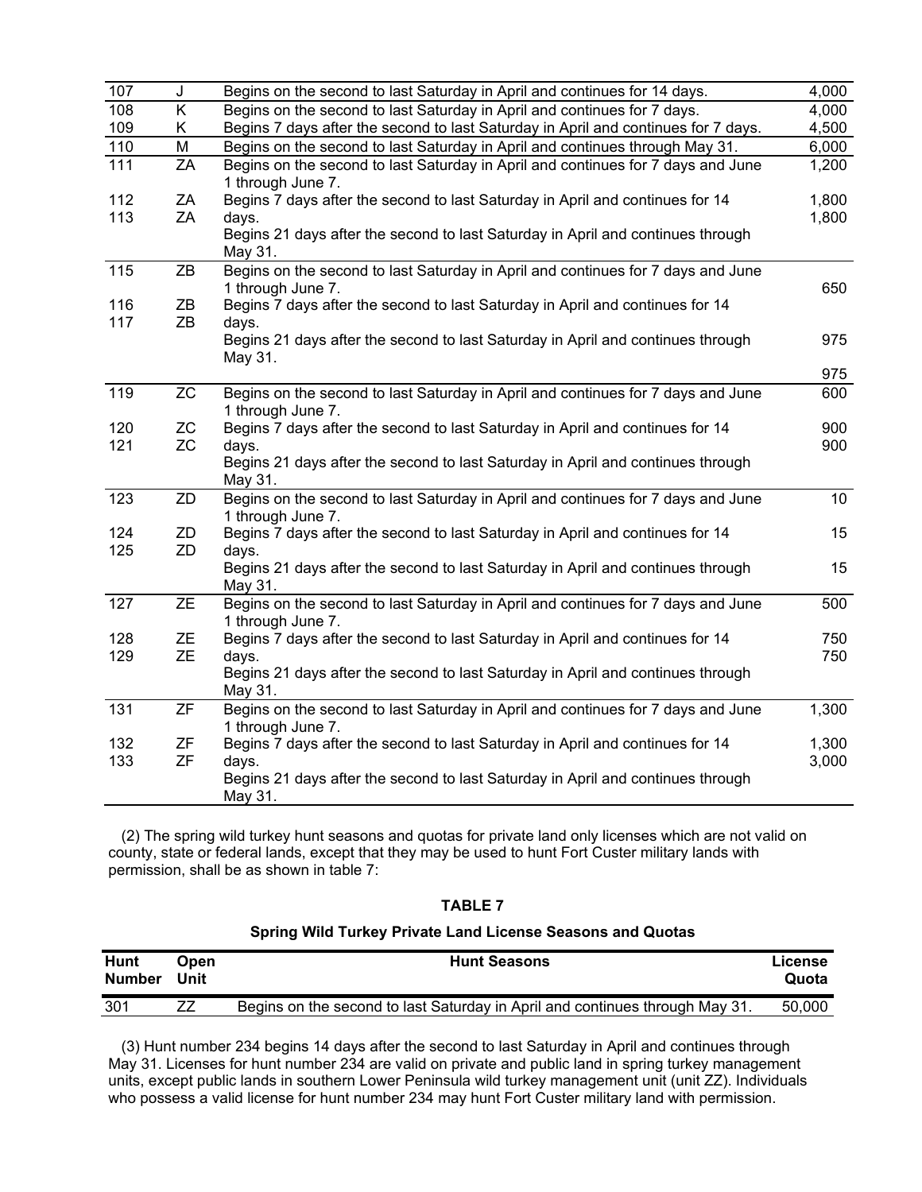| | | | |
|---|---|---|---|
| 107 | J | Begins on the second to last Saturday in April and continues for 14 days. | 4,000 |
| 108 | K | Begins on the second to last Saturday in April and continues for 7 days. | 4,000 |
| 109 | K | Begins 7 days after the second to last Saturday in April and continues for 7 days. | 4,500 |
| 110 | M | Begins on the second to last Saturday in April and continues through May 31. | 6,000 |
| 111 | ZA | Begins on the second to last Saturday in April and continues for 7 days and June 1 through June 7. | 1,200 |
| 112 | ZA | Begins 7 days after the second to last Saturday in April and continues for 14 days. | 1,800 |
| 113 | ZA | Begins 21 days after the second to last Saturday in April and continues through May 31. | 1,800 |
| 115 | ZB | Begins on the second to last Saturday in April and continues for 7 days and June 1 through June 7. | 650 |
| 116 | ZB | Begins 7 days after the second to last Saturday in April and continues for 14 days. | 975 |
| 117 | ZB | Begins 21 days after the second to last Saturday in April and continues through May 31. | 975 |
| 119 | ZC | Begins on the second to last Saturday in April and continues for 7 days and June 1 through June 7. | 600 |
| 120 | ZC | Begins 7 days after the second to last Saturday in April and continues for 14 days. | 900 |
| 121 | ZC | Begins 21 days after the second to last Saturday in April and continues through May 31. | 900 |
| 123 | ZD | Begins on the second to last Saturday in April and continues for 7 days and June 1 through June 7. | 10 |
| 124 | ZD | Begins 7 days after the second to last Saturday in April and continues for 14 days. | 15 |
| 125 | ZD | Begins 21 days after the second to last Saturday in April and continues through May 31. | 15 |
| 127 | ZE | Begins on the second to last Saturday in April and continues for 7 days and June 1 through June 7. | 500 |
| 128 | ZE | Begins 7 days after the second to last Saturday in April and continues for 14 days. | 750 |
| 129 | ZE | Begins 21 days after the second to last Saturday in April and continues through May 31. | 750 |
| 131 | ZF | Begins on the second to last Saturday in April and continues for 7 days and June 1 through June 7. | 1,300 |
| 132 | ZF | Begins 7 days after the second to last Saturday in April and continues for 14 days. | 1,300 |
| 133 | ZF | Begins 21 days after the second to last Saturday in April and continues through May 31. | 3,000 |

(2) The spring wild turkey hunt seasons and quotas for private land only licenses which are not valid on county, state or federal lands, except that they may be used to hunt Fort Custer military lands with permission, shall be as shown in table 7:

**TABLE 7**

**Spring Wild Turkey Private Land License Seasons and Quotas**

| Hunt Number | Open Unit | Hunt Seasons | License Quota |
|---|---|---|---|
| 301 | ZZ | Begins on the second to last Saturday in April and continues through May 31. | 50,000 |

(3) Hunt number 234 begins 14 days after the second to last Saturday in April and continues through May 31. Licenses for hunt number 234 are valid on private and public land in spring turkey management units, except public lands in southern Lower Peninsula wild turkey management unit (unit ZZ). Individuals who possess a valid license for hunt number 234 may hunt Fort Custer military land with permission.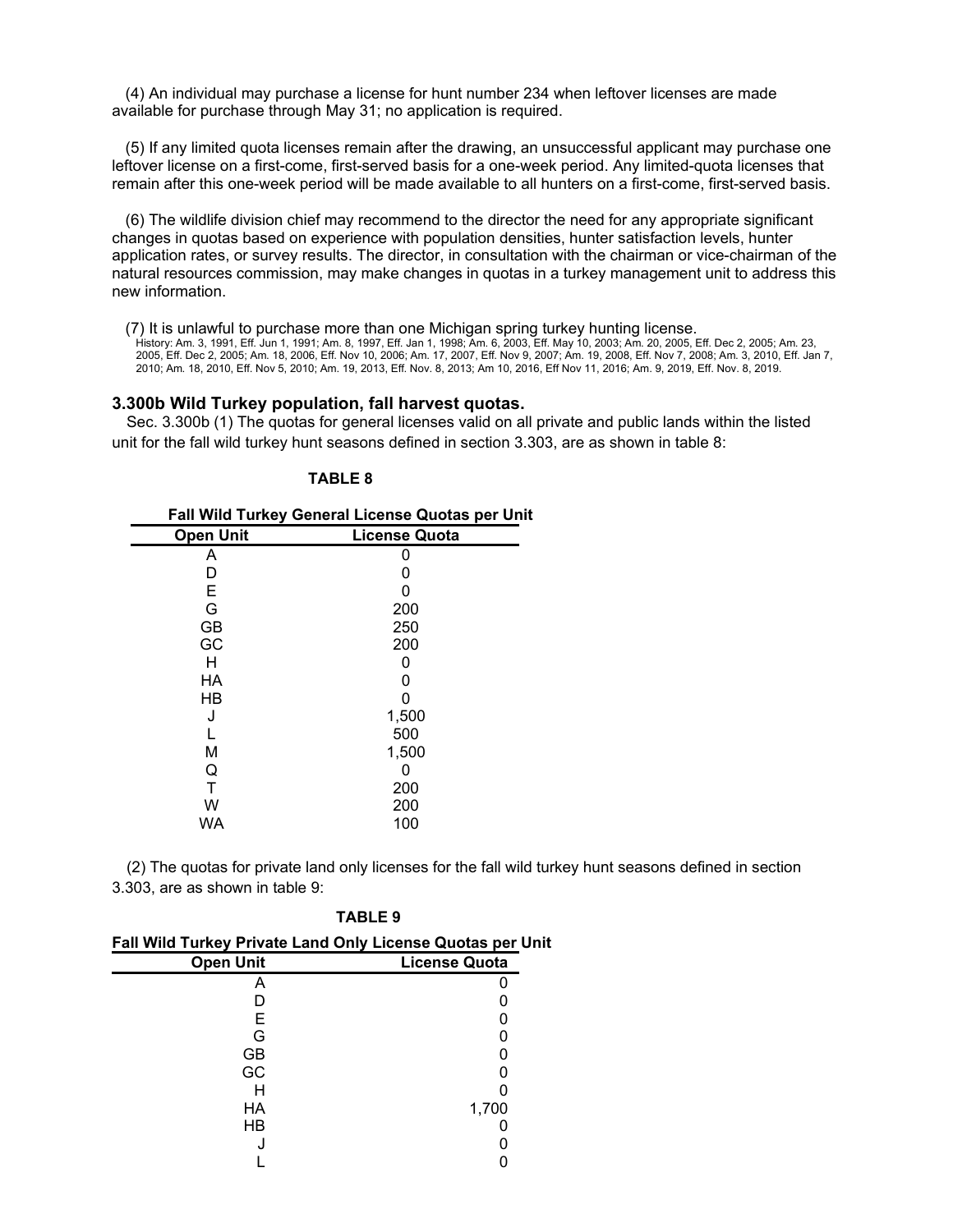(4) An individual may purchase a license for hunt number 234 when leftover licenses are made available for purchase through May 31; no application is required.

(5) If any limited quota licenses remain after the drawing, an unsuccessful applicant may purchase one leftover license on a first-come, first-served basis for a one-week period. Any limited-quota licenses that remain after this one-week period will be made available to all hunters on a first-come, first-served basis.

(6) The wildlife division chief may recommend to the director the need for any appropriate significant changes in quotas based on experience with population densities, hunter satisfaction levels, hunter application rates, or survey results. The director, in consultation with the chairman or vice-chairman of the natural resources commission, may make changes in quotas in a turkey management unit to address this new information.

(7) It is unlawful to purchase more than one Michigan spring turkey hunting license.

History: Am. 3, 1991, Eff. Jun 1, 1991; Am. 8, 1997, Eff. Jan 1, 1998; Am. 6, 2003, Eff. May 10, 2003; Am. 20, 2005, Eff. Dec 2, 2005; Am. 23, 2005, Eff. Dec 2, 2005; Am. 18, 2006, Eff. Nov 10, 2006; Am. 17, 2007, Eff. Nov 9, 2007; Am. 19, 2008, Eff. Nov 7, 2008; Am. 3, 2010, Eff. Jan 7, 2010; Am. 18, 2010, Eff. Nov 5, 2010; Am. 19, 2013, Eff. Nov. 8, 2013; Am 10, 2016, Eff Nov 11, 2016; Am. 9, 2019, Eff. Nov. 8, 2019.

### 3.300b Wild Turkey population, fall harvest quotas.

Sec. 3.300b (1) The quotas for general licenses valid on all private and public lands within the listed unit for the fall wild turkey hunt seasons defined in section 3.303, are as shown in table 8:

**TABLE 8**

**Fall Wild Turkey General License Quotas per Unit**

| Open Unit | License Quota |
|---|---|
| A | 0 |
| D | 0 |
| E | 0 |
| G | 200 |
| GB | 250 |
| GC | 200 |
| H | 0 |
| HA | 0 |
| HB | 0 |
| J | 1,500 |
| L | 500 |
| M | 1,500 |
| Q | 0 |
| T | 200 |
| W | 200 |
| WA | 100 |

(2) The quotas for private land only licenses for the fall wild turkey hunt seasons defined in section 3.303, are as shown in table 9:

**TABLE 9**

**Fall Wild Turkey Private Land Only License Quotas per Unit**

| Open Unit | License Quota |
|---|---|
| A | 0 |
| D | 0 |
| E | 0 |
| G | 0 |
| GB | 0 |
| GC | 0 |
| H | 0 |
| HA | 1,700 |
| HB | 0 |
| J | 0 |
| L | 0 |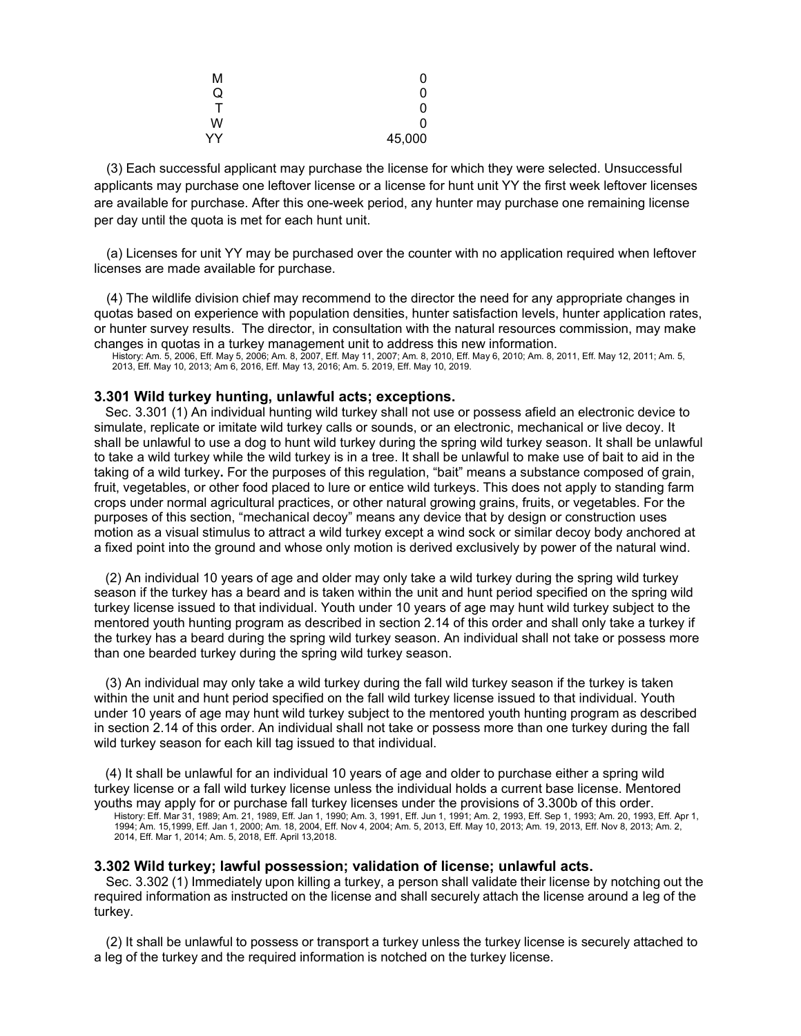| | |
|---|---|
| M | 0 |
| Q | 0 |
| T | 0 |
| W | 0 |
| YY | 45,000 |

(3) Each successful applicant may purchase the license for which they were selected. Unsuccessful applicants may purchase one leftover license or a license for hunt unit YY the first week leftover licenses are available for purchase. After this one-week period, any hunter may purchase one remaining license per day until the quota is met for each hunt unit.

(a) Licenses for unit YY may be purchased over the counter with no application required when leftover licenses are made available for purchase.

(4) The wildlife division chief may recommend to the director the need for any appropriate changes in quotas based on experience with population densities, hunter satisfaction levels, hunter application rates, or hunter survey results. The director, in consultation with the natural resources commission, may make changes in quotas in a turkey management unit to address this new information.

History: Am. 5, 2006, Eff. May 5, 2006; Am. 8, 2007, Eff. May 11, 2007; Am. 8, 2010, Eff. May 6, 2010; Am. 8, 2011, Eff. May 12, 2011; Am. 5, 2013, Eff. May 10, 2013; Am 6, 2016, Eff. May 13, 2016; Am. 5. 2019, Eff. May 10, 2019.

### 3.301 Wild turkey hunting, unlawful acts; exceptions.

Sec. 3.301 (1) An individual hunting wild turkey shall not use or possess afield an electronic device to simulate, replicate or imitate wild turkey calls or sounds, or an electronic, mechanical or live decoy. It shall be unlawful to use a dog to hunt wild turkey during the spring wild turkey season. It shall be unlawful to take a wild turkey while the wild turkey is in a tree. It shall be unlawful to make use of bait to aid in the taking of a wild turkey**.** For the purposes of this regulation, "bait" means a substance composed of grain, fruit, vegetables, or other food placed to lure or entice wild turkeys. This does not apply to standing farm crops under normal agricultural practices, or other natural growing grains, fruits, or vegetables. For the purposes of this section, "mechanical decoy" means any device that by design or construction uses motion as a visual stimulus to attract a wild turkey except a wind sock or similar decoy body anchored at a fixed point into the ground and whose only motion is derived exclusively by power of the natural wind.

(2) An individual 10 years of age and older may only take a wild turkey during the spring wild turkey season if the turkey has a beard and is taken within the unit and hunt period specified on the spring wild turkey license issued to that individual. Youth under 10 years of age may hunt wild turkey subject to the mentored youth hunting program as described in section 2.14 of this order and shall only take a turkey if the turkey has a beard during the spring wild turkey season. An individual shall not take or possess more than one bearded turkey during the spring wild turkey season.

(3) An individual may only take a wild turkey during the fall wild turkey season if the turkey is taken within the unit and hunt period specified on the fall wild turkey license issued to that individual. Youth under 10 years of age may hunt wild turkey subject to the mentored youth hunting program as described in section 2.14 of this order. An individual shall not take or possess more than one turkey during the fall wild turkey season for each kill tag issued to that individual.

(4) It shall be unlawful for an individual 10 years of age and older to purchase either a spring wild turkey license or a fall wild turkey license unless the individual holds a current base license. Mentored youths may apply for or purchase fall turkey licenses under the provisions of 3.300b of this order.

History: Eff. Mar 31, 1989; Am. 21, 1989, Eff. Jan 1, 1990; Am. 3, 1991, Eff. Jun 1, 1991; Am. 2, 1993, Eff. Sep 1, 1993; Am. 20, 1993, Eff. Apr 1, 1994; Am. 15,1999, Eff. Jan 1, 2000; Am. 18, 2004, Eff. Nov 4, 2004; Am. 5, 2013, Eff. May 10, 2013; Am. 19, 2013, Eff. Nov 8, 2013; Am. 2, 2014, Eff. Mar 1, 2014; Am. 5, 2018, Eff. April 13,2018.

### 3.302 Wild turkey; lawful possession; validation of license; unlawful acts.

Sec. 3.302 (1) Immediately upon killing a turkey, a person shall validate their license by notching out the required information as instructed on the license and shall securely attach the license around a leg of the turkey.

(2) It shall be unlawful to possess or transport a turkey unless the turkey license is securely attached to a leg of the turkey and the required information is notched on the turkey license.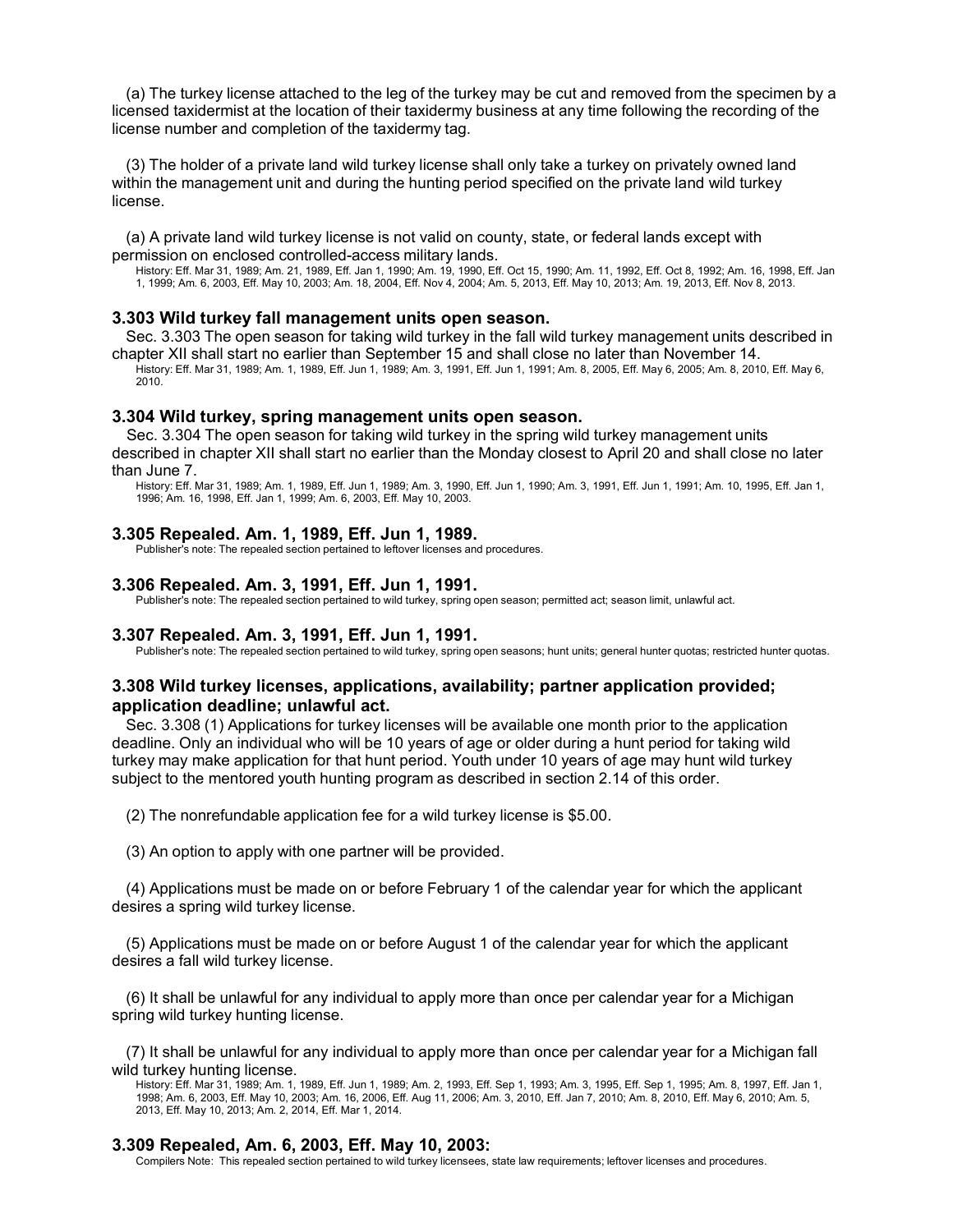(a) The turkey license attached to the leg of the turkey may be cut and removed from the specimen by a licensed taxidermist at the location of their taxidermy business at any time following the recording of the license number and completion of the taxidermy tag.

(3) The holder of a private land wild turkey license shall only take a turkey on privately owned land within the management unit and during the hunting period specified on the private land wild turkey license.

(a) A private land wild turkey license is not valid on county, state, or federal lands except with permission on enclosed controlled-access military lands.

History: Eff. Mar 31, 1989; Am. 21, 1989, Eff. Jan 1, 1990; Am. 19, 1990, Eff. Oct 15, 1990; Am. 11, 1992, Eff. Oct 8, 1992; Am. 16, 1998, Eff. Jan 1, 1999; Am. 6, 2003, Eff. May 10, 2003; Am. 18, 2004, Eff. Nov 4, 2004; Am. 5, 2013, Eff. May 10, 2013; Am. 19, 2013, Eff. Nov 8, 2013.

### 3.303 Wild turkey fall management units open season.

Sec. 3.303 The open season for taking wild turkey in the fall wild turkey management units described in chapter XII shall start no earlier than September 15 and shall close no later than November 14.

History: Eff. Mar 31, 1989; Am. 1, 1989, Eff. Jun 1, 1989; Am. 3, 1991, Eff. Jun 1, 1991; Am. 8, 2005, Eff. May 6, 2005; Am. 8, 2010, Eff. May 6, 2010.

### 3.304 Wild turkey, spring management units open season.

Sec. 3.304 The open season for taking wild turkey in the spring wild turkey management units described in chapter XII shall start no earlier than the Monday closest to April 20 and shall close no later than June 7.

History: Eff. Mar 31, 1989; Am. 1, 1989, Eff. Jun 1, 1989; Am. 3, 1990, Eff. Jun 1, 1990; Am. 3, 1991, Eff. Jun 1, 1991; Am. 10, 1995, Eff. Jan 1, 1996; Am. 16, 1998, Eff. Jan 1, 1999; Am. 6, 2003, Eff. May 10, 2003.

### 3.305 Repealed. Am. 1, 1989, Eff. Jun 1, 1989.

Publisher's note: The repealed section pertained to leftover licenses and procedures.

### 3.306 Repealed. Am. 3, 1991, Eff. Jun 1, 1991.

Publisher's note: The repealed section pertained to wild turkey, spring open season; permitted act; season limit, unlawful act.

### 3.307 Repealed. Am. 3, 1991, Eff. Jun 1, 1991.

Publisher's note: The repealed section pertained to wild turkey, spring open seasons; hunt units; general hunter quotas; restricted hunter quotas.

### 3.308 Wild turkey licenses, applications, availability; partner application provided; application deadline; unlawful act.

Sec. 3.308 (1) Applications for turkey licenses will be available one month prior to the application deadline. Only an individual who will be 10 years of age or older during a hunt period for taking wild turkey may make application for that hunt period. Youth under 10 years of age may hunt wild turkey subject to the mentored youth hunting program as described in section 2.14 of this order.

(2) The nonrefundable application fee for a wild turkey license is $5.00.

(3) An option to apply with one partner will be provided.

(4) Applications must be made on or before February 1 of the calendar year for which the applicant desires a spring wild turkey license.

(5) Applications must be made on or before August 1 of the calendar year for which the applicant desires a fall wild turkey license.

(6) It shall be unlawful for any individual to apply more than once per calendar year for a Michigan spring wild turkey hunting license.

(7) It shall be unlawful for any individual to apply more than once per calendar year for a Michigan fall wild turkey hunting license.

History: Eff. Mar 31, 1989; Am. 1, 1989, Eff. Jun 1, 1989; Am. 2, 1993, Eff. Sep 1, 1993; Am. 3, 1995, Eff. Sep 1, 1995; Am. 8, 1997, Eff. Jan 1, 1998; Am. 6, 2003, Eff. May 10, 2003; Am. 16, 2006, Eff. Aug 11, 2006; Am. 3, 2010, Eff. Jan 7, 2010; Am. 8, 2010, Eff. May 6, 2010; Am. 5, 2013, Eff. May 10, 2013; Am. 2, 2014, Eff. Mar 1, 2014.

### 3.309 Repealed, Am. 6, 2003, Eff. May 10, 2003:

Compilers Note: This repealed section pertained to wild turkey licensees, state law requirements; leftover licenses and procedures.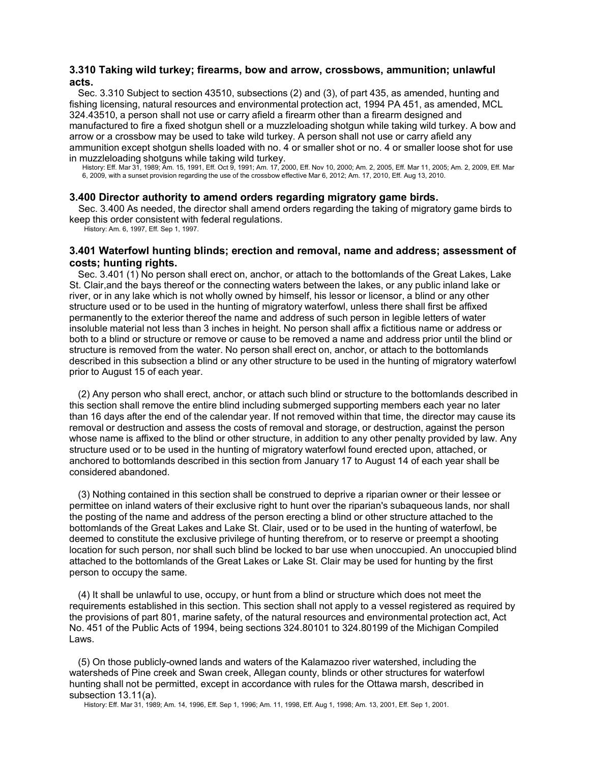### 3.310 Taking wild turkey; firearms, bow and arrow, crossbows, ammunition; unlawful acts.

Sec. 3.310 Subject to section 43510, subsections (2) and (3), of part 435, as amended, hunting and fishing licensing, natural resources and environmental protection act, 1994 PA 451, as amended, MCL 324.43510, a person shall not use or carry afield a firearm other than a firearm designed and manufactured to fire a fixed shotgun shell or a muzzleloading shotgun while taking wild turkey. A bow and arrow or a crossbow may be used to take wild turkey. A person shall not use or carry afield any ammunition except shotgun shells loaded with no. 4 or smaller shot or no. 4 or smaller loose shot for use in muzzleloading shotguns while taking wild turkey.

History: Eff. Mar 31, 1989; Am. 15, 1991, Eff. Oct 9, 1991; Am. 17, 2000, Eff. Nov 10, 2000; Am. 2, 2005, Eff. Mar 11, 2005; Am. 2, 2009, Eff. Mar 6, 2009, with a sunset provision regarding the use of the crossbow effective Mar 6, 2012; Am. 17, 2010, Eff. Aug 13, 2010.

### 3.400 Director authority to amend orders regarding migratory game birds.

Sec. 3.400 As needed, the director shall amend orders regarding the taking of migratory game birds to keep this order consistent with federal regulations.

History: Am. 6, 1997, Eff. Sep 1, 1997.

### 3.401 Waterfowl hunting blinds; erection and removal, name and address; assessment of costs; hunting rights.

Sec. 3.401 (1) No person shall erect on, anchor, or attach to the bottomlands of the Great Lakes, Lake St. Clair,and the bays thereof or the connecting waters between the lakes, or any public inland lake or river, or in any lake which is not wholly owned by himself, his lessor or licensor, a blind or any other structure used or to be used in the hunting of migratory waterfowl, unless there shall first be affixed permanently to the exterior thereof the name and address of such person in legible letters of water insoluble material not less than 3 inches in height. No person shall affix a fictitious name or address or both to a blind or structure or remove or cause to be removed a name and address prior until the blind or structure is removed from the water. No person shall erect on, anchor, or attach to the bottomlands described in this subsection a blind or any other structure to be used in the hunting of migratory waterfowl prior to August 15 of each year.

(2) Any person who shall erect, anchor, or attach such blind or structure to the bottomlands described in this section shall remove the entire blind including submerged supporting members each year no later than 16 days after the end of the calendar year. If not removed within that time, the director may cause its removal or destruction and assess the costs of removal and storage, or destruction, against the person whose name is affixed to the blind or other structure, in addition to any other penalty provided by law. Any structure used or to be used in the hunting of migratory waterfowl found erected upon, attached, or anchored to bottomlands described in this section from January 17 to August 14 of each year shall be considered abandoned.

(3) Nothing contained in this section shall be construed to deprive a riparian owner or their lessee or permittee on inland waters of their exclusive right to hunt over the riparian's subaqueous lands, nor shall the posting of the name and address of the person erecting a blind or other structure attached to the bottomlands of the Great Lakes and Lake St. Clair, used or to be used in the hunting of waterfowl, be deemed to constitute the exclusive privilege of hunting therefrom, or to reserve or preempt a shooting location for such person, nor shall such blind be locked to bar use when unoccupied. An unoccupied blind attached to the bottomlands of the Great Lakes or Lake St. Clair may be used for hunting by the first person to occupy the same.

(4) It shall be unlawful to use, occupy, or hunt from a blind or structure which does not meet the requirements established in this section. This section shall not apply to a vessel registered as required by the provisions of part 801, marine safety, of the natural resources and environmental protection act, Act No. 451 of the Public Acts of 1994, being sections 324.80101 to 324.80199 of the Michigan Compiled Laws.

(5) On those publicly-owned lands and waters of the Kalamazoo river watershed, including the watersheds of Pine creek and Swan creek, Allegan county, blinds or other structures for waterfowl hunting shall not be permitted, except in accordance with rules for the Ottawa marsh, described in subsection 13.11(a).

History: Eff. Mar 31, 1989; Am. 14, 1996, Eff. Sep 1, 1996; Am. 11, 1998, Eff. Aug 1, 1998; Am. 13, 2001, Eff. Sep 1, 2001.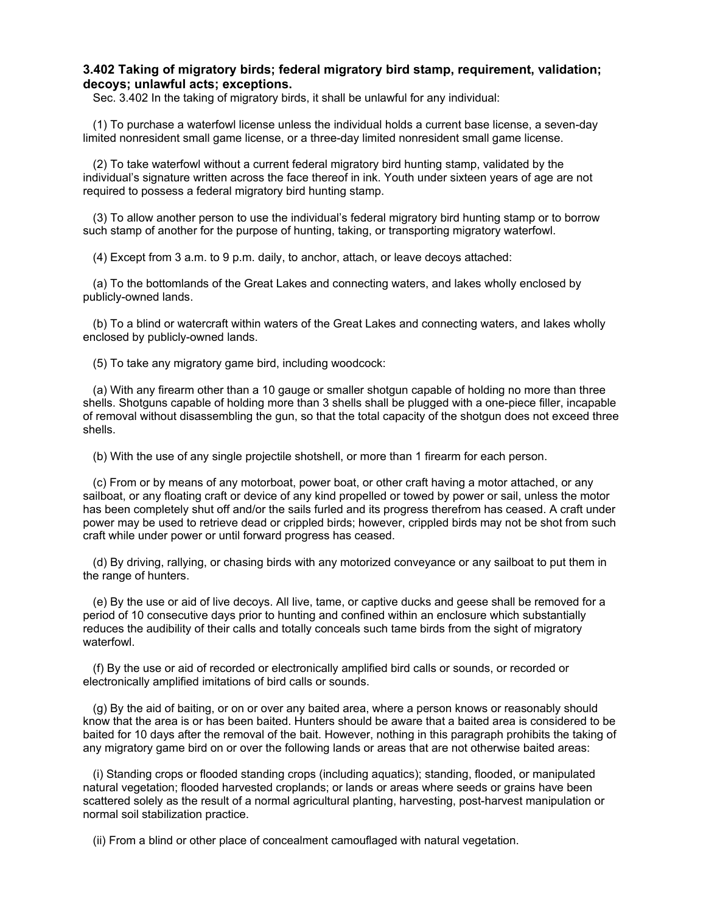### 3.402 Taking of migratory birds; federal migratory bird stamp, requirement, validation; decoys; unlawful acts; exceptions.

Sec. 3.402 In the taking of migratory birds, it shall be unlawful for any individual:

(1) To purchase a waterfowl license unless the individual holds a current base license, a seven-day limited nonresident small game license, or a three-day limited nonresident small game license.

(2) To take waterfowl without a current federal migratory bird hunting stamp, validated by the individual's signature written across the face thereof in ink. Youth under sixteen years of age are not required to possess a federal migratory bird hunting stamp.

(3) To allow another person to use the individual's federal migratory bird hunting stamp or to borrow such stamp of another for the purpose of hunting, taking, or transporting migratory waterfowl.

(4) Except from 3 a.m. to 9 p.m. daily, to anchor, attach, or leave decoys attached:

(a) To the bottomlands of the Great Lakes and connecting waters, and lakes wholly enclosed by publicly-owned lands.

(b) To a blind or watercraft within waters of the Great Lakes and connecting waters, and lakes wholly enclosed by publicly-owned lands.

(5) To take any migratory game bird, including woodcock:

(a) With any firearm other than a 10 gauge or smaller shotgun capable of holding no more than three shells. Shotguns capable of holding more than 3 shells shall be plugged with a one-piece filler, incapable of removal without disassembling the gun, so that the total capacity of the shotgun does not exceed three shells.

(b) With the use of any single projectile shotshell, or more than 1 firearm for each person.

(c) From or by means of any motorboat, power boat, or other craft having a motor attached, or any sailboat, or any floating craft or device of any kind propelled or towed by power or sail, unless the motor has been completely shut off and/or the sails furled and its progress therefrom has ceased. A craft under power may be used to retrieve dead or crippled birds; however, crippled birds may not be shot from such craft while under power or until forward progress has ceased.

(d) By driving, rallying, or chasing birds with any motorized conveyance or any sailboat to put them in the range of hunters.

(e) By the use or aid of live decoys. All live, tame, or captive ducks and geese shall be removed for a period of 10 consecutive days prior to hunting and confined within an enclosure which substantially reduces the audibility of their calls and totally conceals such tame birds from the sight of migratory waterfowl.

(f) By the use or aid of recorded or electronically amplified bird calls or sounds, or recorded or electronically amplified imitations of bird calls or sounds.

(g) By the aid of baiting, or on or over any baited area, where a person knows or reasonably should know that the area is or has been baited. Hunters should be aware that a baited area is considered to be baited for 10 days after the removal of the bait. However, nothing in this paragraph prohibits the taking of any migratory game bird on or over the following lands or areas that are not otherwise baited areas:

(i) Standing crops or flooded standing crops (including aquatics); standing, flooded, or manipulated natural vegetation; flooded harvested croplands; or lands or areas where seeds or grains have been scattered solely as the result of a normal agricultural planting, harvesting, post-harvest manipulation or normal soil stabilization practice.

(ii) From a blind or other place of concealment camouflaged with natural vegetation.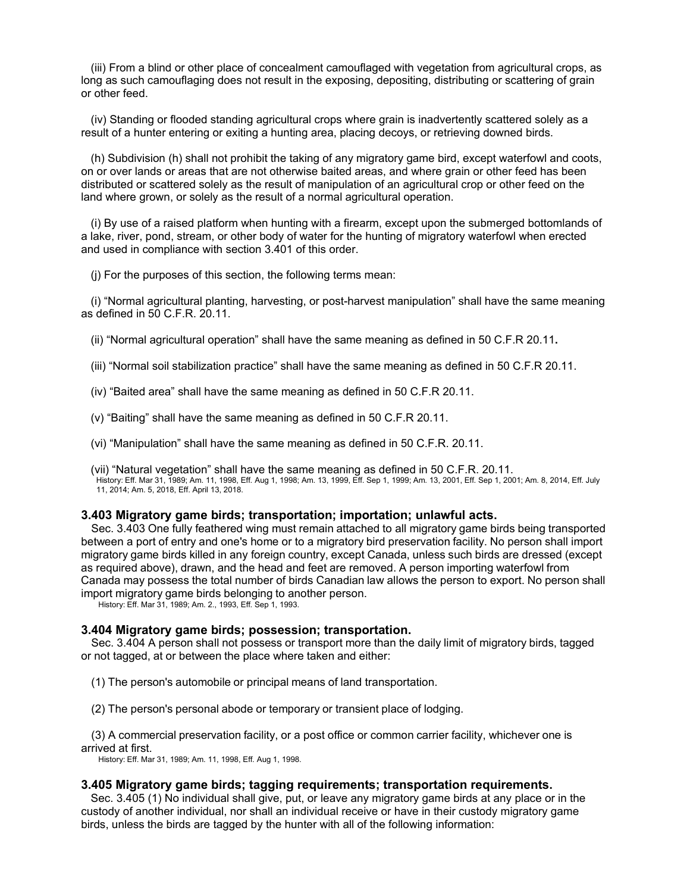(iii) From a blind or other place of concealment camouflaged with vegetation from agricultural crops, as long as such camouflaging does not result in the exposing, depositing, distributing or scattering of grain or other feed.

(iv) Standing or flooded standing agricultural crops where grain is inadvertently scattered solely as a result of a hunter entering or exiting a hunting area, placing decoys, or retrieving downed birds.

(h) Subdivision (h) shall not prohibit the taking of any migratory game bird, except waterfowl and coots, on or over lands or areas that are not otherwise baited areas, and where grain or other feed has been distributed or scattered solely as the result of manipulation of an agricultural crop or other feed on the land where grown, or solely as the result of a normal agricultural operation.

(i) By use of a raised platform when hunting with a firearm, except upon the submerged bottomlands of a lake, river, pond, stream, or other body of water for the hunting of migratory waterfowl when erected and used in compliance with section 3.401 of this order.

(j) For the purposes of this section, the following terms mean:

(i) "Normal agricultural planting, harvesting, or post-harvest manipulation" shall have the same meaning as defined in 50 C.F.R. 20.11.

(ii) "Normal agricultural operation" shall have the same meaning as defined in 50 C.F.R 20.11**.**

(iii) "Normal soil stabilization practice" shall have the same meaning as defined in 50 C.F.R 20.11.

(iv) "Baited area" shall have the same meaning as defined in 50 C.F.R 20.11.

(v) "Baiting" shall have the same meaning as defined in 50 C.F.R 20.11.

(vi) "Manipulation" shall have the same meaning as defined in 50 C.F.R. 20.11.

(vii) "Natural vegetation" shall have the same meaning as defined in 50 C.F.R. 20.11.

History: Eff. Mar 31, 1989; Am. 11, 1998, Eff. Aug 1, 1998; Am. 13, 1999, Eff. Sep 1, 1999; Am. 13, 2001, Eff. Sep 1, 2001; Am. 8, 2014, Eff. July 11, 2014; Am. 5, 2018, Eff. April 13, 2018.

### 3.403 Migratory game birds; transportation; importation; unlawful acts.

Sec. 3.403 One fully feathered wing must remain attached to all migratory game birds being transported between a port of entry and one's home or to a migratory bird preservation facility. No person shall import migratory game birds killed in any foreign country, except Canada, unless such birds are dressed (except as required above), drawn, and the head and feet are removed. A person importing waterfowl from Canada may possess the total number of birds Canadian law allows the person to export. No person shall import migratory game birds belonging to another person.

History: Eff. Mar 31, 1989; Am. 2., 1993, Eff. Sep 1, 1993.

### 3.404 Migratory game birds; possession; transportation.

Sec. 3.404 A person shall not possess or transport more than the daily limit of migratory birds, tagged or not tagged, at or between the place where taken and either:

(1) The person's automobile or principal means of land transportation.

(2) The person's personal abode or temporary or transient place of lodging.

(3) A commercial preservation facility, or a post office or common carrier facility, whichever one is arrived at first.

History: Eff. Mar 31, 1989; Am. 11, 1998, Eff. Aug 1, 1998.

### 3.405 Migratory game birds; tagging requirements; transportation requirements.

Sec. 3.405 (1) No individual shall give, put, or leave any migratory game birds at any place or in the custody of another individual, nor shall an individual receive or have in their custody migratory game birds, unless the birds are tagged by the hunter with all of the following information: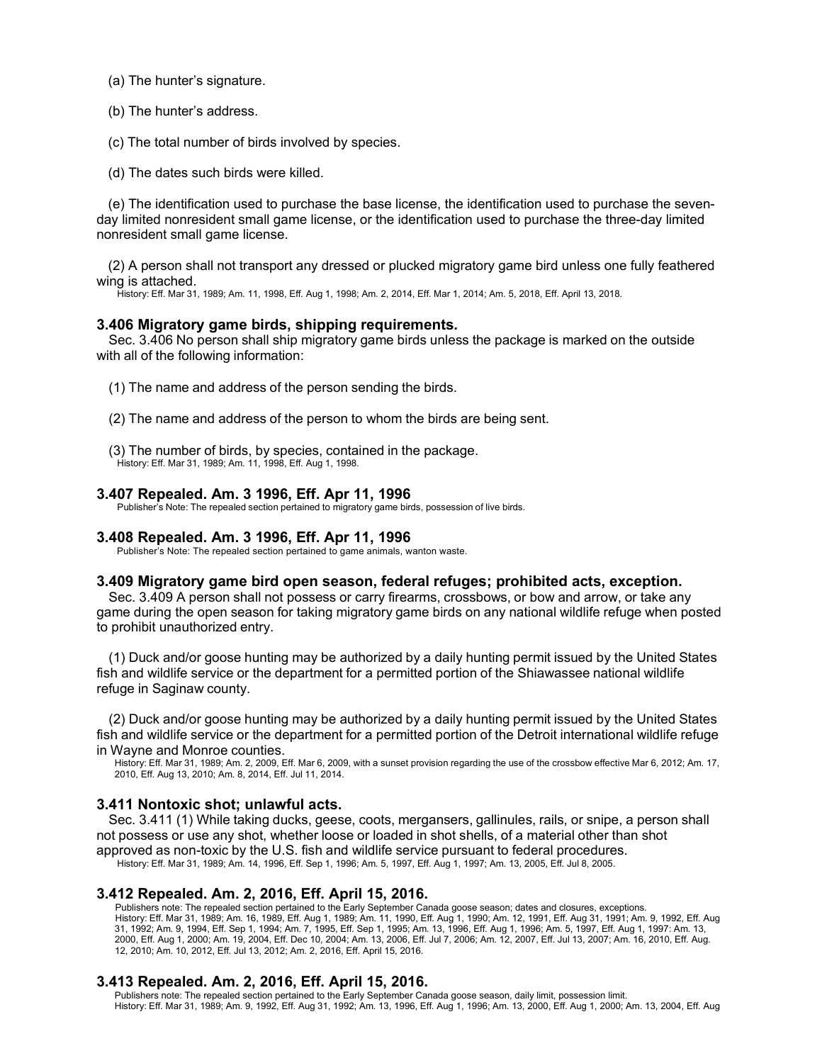(a) The hunter's signature.

(b) The hunter's address.

(c) The total number of birds involved by species.

(d) The dates such birds were killed.

(e) The identification used to purchase the base license, the identification used to purchase the seven-day limited nonresident small game license, or the identification used to purchase the three-day limited nonresident small game license.

(2) A person shall not transport any dressed or plucked migratory game bird unless one fully feathered wing is attached.

History: Eff. Mar 31, 1989; Am. 11, 1998, Eff. Aug 1, 1998; Am. 2, 2014, Eff. Mar 1, 2014; Am. 5, 2018, Eff. April 13, 2018.

### 3.406 Migratory game birds, shipping requirements.

Sec. 3.406 No person shall ship migratory game birds unless the package is marked on the outside with all of the following information:

(1) The name and address of the person sending the birds.

(2) The name and address of the person to whom the birds are being sent.

(3) The number of birds, by species, contained in the package.

History: Eff. Mar 31, 1989; Am. 11, 1998, Eff. Aug 1, 1998.

### 3.407 Repealed. Am. 3 1996, Eff. Apr 11, 1996

Publisher's Note: The repealed section pertained to migratory game birds, possession of live birds.

### 3.408 Repealed. Am. 3 1996, Eff. Apr 11, 1996

Publisher's Note: The repealed section pertained to game animals, wanton waste.

### 3.409 Migratory game bird open season, federal refuges; prohibited acts, exception.

Sec. 3.409 A person shall not possess or carry firearms, crossbows, or bow and arrow, or take any game during the open season for taking migratory game birds on any national wildlife refuge when posted to prohibit unauthorized entry.

(1) Duck and/or goose hunting may be authorized by a daily hunting permit issued by the United States fish and wildlife service or the department for a permitted portion of the Shiawassee national wildlife refuge in Saginaw county.

(2) Duck and/or goose hunting may be authorized by a daily hunting permit issued by the United States fish and wildlife service or the department for a permitted portion of the Detroit international wildlife refuge in Wayne and Monroe counties.

History: Eff. Mar 31, 1989; Am. 2, 2009, Eff. Mar 6, 2009, with a sunset provision regarding the use of the crossbow effective Mar 6, 2012; Am. 17, 2010, Eff. Aug 13, 2010; Am. 8, 2014, Eff. Jul 11, 2014.

### 3.411 Nontoxic shot; unlawful acts.

Sec. 3.411 (1) While taking ducks, geese, coots, mergansers, gallinules, rails, or snipe, a person shall not possess or use any shot, whether loose or loaded in shot shells, of a material other than shot approved as non-toxic by the U.S. fish and wildlife service pursuant to federal procedures.

History: Eff. Mar 31, 1989; Am. 14, 1996, Eff. Sep 1, 1996; Am. 5, 1997, Eff. Aug 1, 1997; Am. 13, 2005, Eff. Jul 8, 2005.

### 3.412 Repealed. Am. 2, 2016, Eff. April 15, 2016.

Publishers note: The repealed section pertained to the Early September Canada goose season; dates and closures, exceptions.

History: Eff. Mar 31, 1989; Am. 16, 1989, Eff. Aug 1, 1989; Am. 11, 1990, Eff. Aug 1, 1990; Am. 12, 1991, Eff. Aug 31, 1991; Am. 9, 1992, Eff. Aug 31, 1992; Am. 9, 1994, Eff. Sep 1, 1994; Am. 7, 1995, Eff. Sep 1, 1995; Am. 13, 1996, Eff. Aug 1, 1996; Am. 5, 1997, Eff. Aug 1, 1997: Am. 13, 2000, Eff. Aug 1, 2000; Am. 19, 2004, Eff. Dec 10, 2004; Am. 13, 2006, Eff. Jul 7, 2006; Am. 12, 2007, Eff. Jul 13, 2007; Am. 16, 2010, Eff. Aug. 12, 2010; Am. 10, 2012, Eff. Jul 13, 2012; Am. 2, 2016, Eff. April 15, 2016.

### 3.413 Repealed. Am. 2, 2016, Eff. April 15, 2016.

Publishers note: The repealed section pertained to the Early September Canada goose season, daily limit, possession limit.

History: Eff. Mar 31, 1989; Am. 9, 1992, Eff. Aug 31, 1992; Am. 13, 1996, Eff. Aug 1, 1996; Am. 13, 2000, Eff. Aug 1, 2000; Am. 13, 2004, Eff. Aug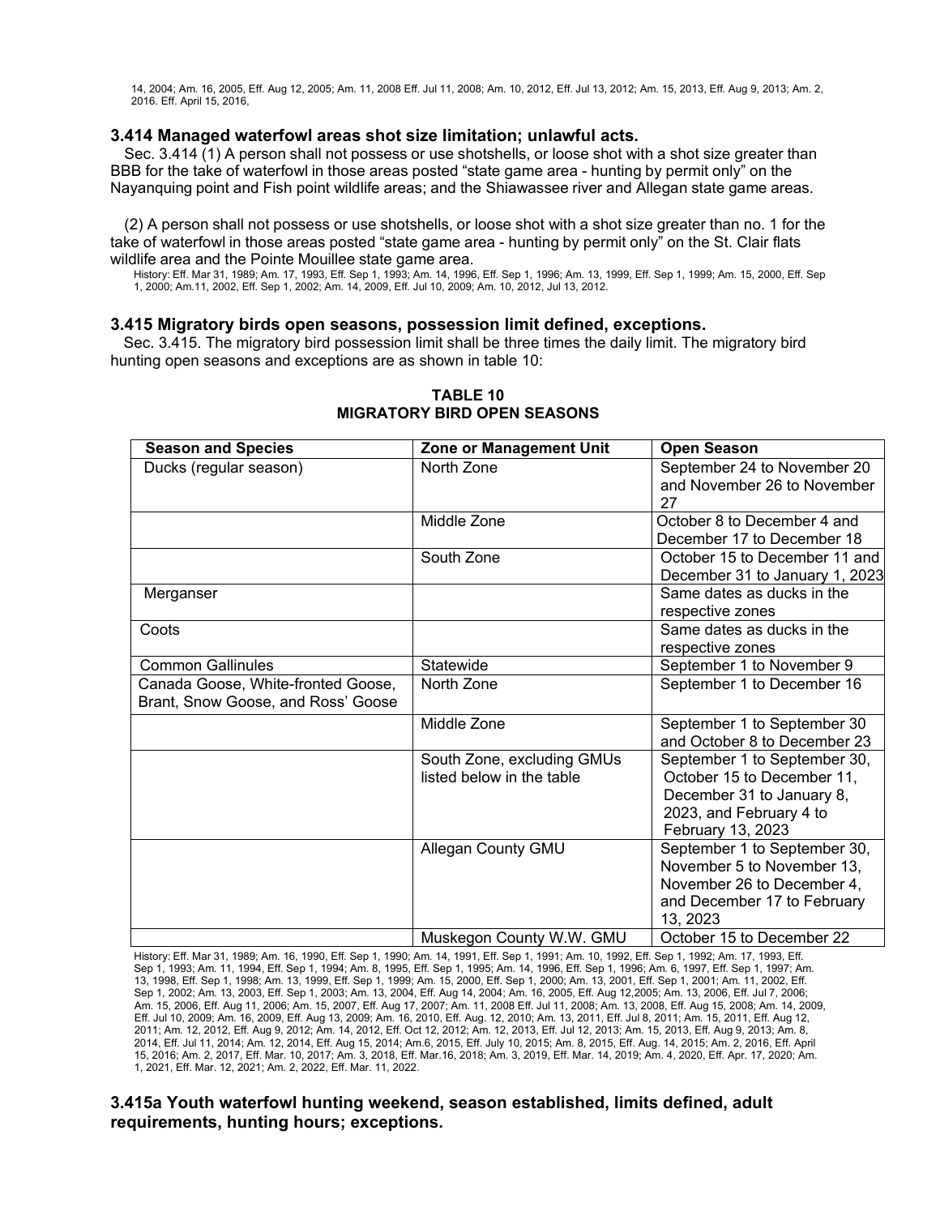14, 2004; Am. 16, 2005, Eff. Aug 12, 2005; Am. 11, 2008 Eff. Jul 11, 2008; Am. 10, 2012, Eff. Jul 13, 2012; Am. 15, 2013, Eff. Aug 9, 2013; Am. 2, 2016. Eff. April 15, 2016,

### 3.414 Managed waterfowl areas shot size limitation; unlawful acts.

Sec. 3.414 (1) A person shall not possess or use shotshells, or loose shot with a shot size greater than BBB for the take of waterfowl in those areas posted "state game area - hunting by permit only" on the Nayanquing point and Fish point wildlife areas; and the Shiawassee river and Allegan state game areas.

(2) A person shall not possess or use shotshells, or loose shot with a shot size greater than no. 1 for the take of waterfowl in those areas posted "state game area - hunting by permit only" on the St. Clair flats wildlife area and the Pointe Mouillee state game area.

History: Eff. Mar 31, 1989; Am. 17, 1993, Eff. Sep 1, 1993; Am. 14, 1996, Eff. Sep 1, 1996; Am. 13, 1999, Eff. Sep 1, 1999; Am. 15, 2000, Eff. Sep 1, 2000; Am.11, 2002, Eff. Sep 1, 2002; Am. 14, 2009, Eff. Jul 10, 2009; Am. 10, 2012, Jul 13, 2012.

### 3.415 Migratory birds open seasons, possession limit defined, exceptions.

Sec. 3.415. The migratory bird possession limit shall be three times the daily limit. The migratory bird hunting open seasons and exceptions are as shown in table 10:

**TABLE 10**
**MIGRATORY BIRD OPEN SEASONS**

| Season and Species | Zone or Management Unit | Open Season |
|---|---|---|
| Ducks (regular season) | North Zone | September 24 to November 20 and November 26 to November 27 |
| | Middle Zone | October 8 to December 4 and December 17 to December 18 |
| | South Zone | October 15 to December 11 and December 31 to January 1, 2023 |
| Merganser | | Same dates as ducks in the respective zones |
| Coots | | Same dates as ducks in the respective zones |
| Common Gallinules | Statewide | September 1 to November 9 |
| Canada Goose, White-fronted Goose, Brant, Snow Goose, and Ross' Goose | North Zone | September 1 to December 16 |
| | Middle Zone | September 1 to September 30 and October 8 to December 23 |
| | South Zone, excluding GMUs listed below in the table | September 1 to September 30, October 15 to December 11, December 31 to January 8, 2023, and February 4 to February 13, 2023 |
| | Allegan County GMU | September 1 to September 30, November 5 to November 13, November 26 to December 4, and December 17 to February 13, 2023 |
| | Muskegon County W.W. GMU | October 15 to December 22 |

History: Eff. Mar 31, 1989; Am. 16, 1990, Eff. Sep 1, 1990; Am. 14, 1991, Eff. Sep 1, 1991; Am. 10, 1992, Eff. Sep 1, 1992; Am. 17, 1993, Eff. Sep 1, 1993; Am. 11, 1994, Eff. Sep 1, 1994; Am. 8, 1995, Eff. Sep 1, 1995; Am. 14, 1996, Eff. Sep 1, 1996; Am. 6, 1997, Eff. Sep 1, 1997; Am. 13, 1998, Eff. Sep 1, 1998; Am. 13, 1999, Eff. Sep 1, 1999; Am. 15, 2000, Eff. Sep 1, 2000; Am. 13, 2001, Eff. Sep 1, 2001; Am. 11, 2002, Eff. Sep 1, 2002; Am. 13, 2003, Eff. Sep 1, 2003; Am. 13, 2004, Eff. Aug 14, 2004; Am. 16, 2005, Eff. Aug 12,2005; Am. 13, 2006, Eff. Jul 7, 2006; Am. 15, 2006, Eff. Aug 11, 2006; Am. 15, 2007, Eff. Aug 17, 2007; Am. 11, 2008 Eff. Jul 11, 2008; Am. 13, 2008, Eff. Aug 15, 2008; Am. 14, 2009, Eff. Jul 10, 2009; Am. 16, 2009, Eff. Aug 13, 2009; Am. 16, 2010, Eff. Aug. 12, 2010; Am. 13, 2011, Eff. Jul 8, 2011; Am. 15, 2011, Eff. Aug 12, 2011; Am. 12, 2012, Eff. Aug 9, 2012; Am. 14, 2012, Eff. Oct 12, 2012; Am. 12, 2013, Eff. Jul 12, 2013; Am. 15, 2013, Eff. Aug 9, 2013; Am. 8, 2014, Eff. Jul 11, 2014; Am. 12, 2014, Eff. Aug 15, 2014; Am.6, 2015, Eff. July 10, 2015; Am. 8, 2015, Eff. Aug. 14, 2015; Am. 2, 2016, Eff. April 15, 2016; Am. 2, 2017, Eff. Mar. 10, 2017; Am. 3, 2018, Eff. Mar.16, 2018; Am. 3, 2019, Eff. Mar. 14, 2019; Am. 4, 2020, Eff. Apr. 17, 2020; Am. 1, 2021, Eff. Mar. 12, 2021; Am. 2, 2022, Eff. Mar. 11, 2022.

### 3.415a Youth waterfowl hunting weekend, season established, limits defined, adult requirements, hunting hours; exceptions.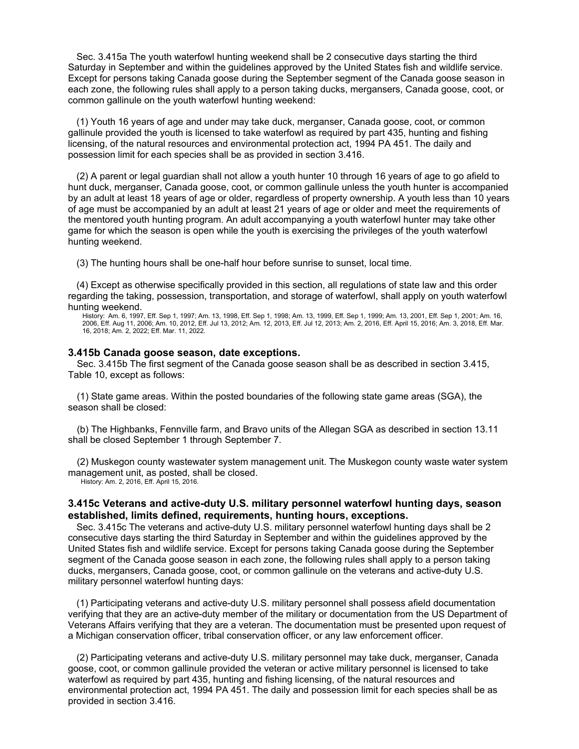Sec. 3.415a The youth waterfowl hunting weekend shall be 2 consecutive days starting the third Saturday in September and within the guidelines approved by the United States fish and wildlife service. Except for persons taking Canada goose during the September segment of the Canada goose season in each zone, the following rules shall apply to a person taking ducks, mergansers, Canada goose, coot, or common gallinule on the youth waterfowl hunting weekend:

(1) Youth 16 years of age and under may take duck, merganser, Canada goose, coot, or common gallinule provided the youth is licensed to take waterfowl as required by part 435, hunting and fishing licensing, of the natural resources and environmental protection act, 1994 PA 451. The daily and possession limit for each species shall be as provided in section 3.416.

(2) A parent or legal guardian shall not allow a youth hunter 10 through 16 years of age to go afield to hunt duck, merganser, Canada goose, coot, or common gallinule unless the youth hunter is accompanied by an adult at least 18 years of age or older, regardless of property ownership. A youth less than 10 years of age must be accompanied by an adult at least 21 years of age or older and meet the requirements of the mentored youth hunting program. An adult accompanying a youth waterfowl hunter may take other game for which the season is open while the youth is exercising the privileges of the youth waterfowl hunting weekend.

(3) The hunting hours shall be one-half hour before sunrise to sunset, local time.

(4) Except as otherwise specifically provided in this section, all regulations of state law and this order regarding the taking, possession, transportation, and storage of waterfowl, shall apply on youth waterfowl hunting weekend.

History: Am. 6, 1997, Eff. Sep 1, 1997; Am. 13, 1998, Eff. Sep 1, 1998; Am. 13, 1999, Eff. Sep 1, 1999; Am. 13, 2001, Eff. Sep 1, 2001; Am. 16, 2006, Eff. Aug 11, 2006; Am. 10, 2012, Eff. Jul 13, 2012; Am. 12, 2013, Eff. Jul 12, 2013; Am. 2, 2016, Eff. April 15, 2016; Am. 3, 2018, Eff. Mar. 16, 2018; Am. 2, 2022; Eff. Mar. 11, 2022.

### 3.415b Canada goose season, date exceptions.

Sec. 3.415b The first segment of the Canada goose season shall be as described in section 3.415, Table 10, except as follows:

(1) State game areas. Within the posted boundaries of the following state game areas (SGA), the season shall be closed:

(b) The Highbanks, Fennville farm, and Bravo units of the Allegan SGA as described in section 13.11 shall be closed September 1 through September 7.

(2) Muskegon county wastewater system management unit. The Muskegon county waste water system management unit, as posted, shall be closed.

History: Am. 2, 2016, Eff. April 15, 2016.

### 3.415c Veterans and active-duty U.S. military personnel waterfowl hunting days, season established, limits defined, requirements, hunting hours, exceptions.

Sec. 3.415c The veterans and active-duty U.S. military personnel waterfowl hunting days shall be 2 consecutive days starting the third Saturday in September and within the guidelines approved by the United States fish and wildlife service. Except for persons taking Canada goose during the September segment of the Canada goose season in each zone, the following rules shall apply to a person taking ducks, mergansers, Canada goose, coot, or common gallinule on the veterans and active-duty U.S. military personnel waterfowl hunting days:

(1) Participating veterans and active-duty U.S. military personnel shall possess afield documentation verifying that they are an active-duty member of the military or documentation from the US Department of Veterans Affairs verifying that they are a veteran. The documentation must be presented upon request of a Michigan conservation officer, tribal conservation officer, or any law enforcement officer.

(2) Participating veterans and active-duty U.S. military personnel may take duck, merganser, Canada goose, coot, or common gallinule provided the veteran or active military personnel is licensed to take waterfowl as required by part 435, hunting and fishing licensing, of the natural resources and environmental protection act, 1994 PA 451. The daily and possession limit for each species shall be as provided in section 3.416.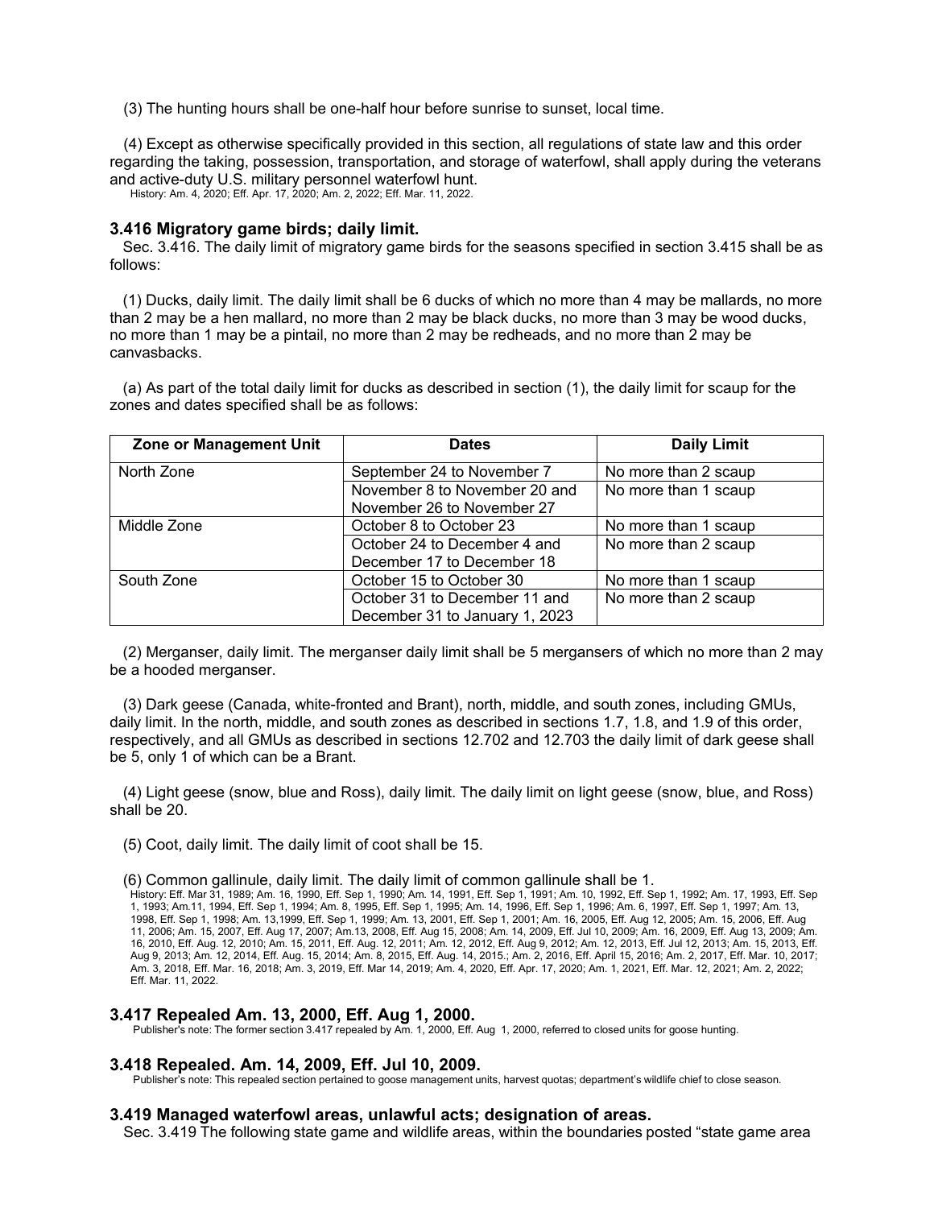(3) The hunting hours shall be one-half hour before sunrise to sunset, local time.

(4) Except as otherwise specifically provided in this section, all regulations of state law and this order regarding the taking, possession, transportation, and storage of waterfowl, shall apply during the veterans and active-duty U.S. military personnel waterfowl hunt.

History: Am. 4, 2020; Eff. Apr. 17, 2020; Am. 2, 2022; Eff. Mar. 11, 2022.

### 3.416 Migratory game birds; daily limit.

Sec. 3.416. The daily limit of migratory game birds for the seasons specified in section 3.415 shall be as follows:

(1) Ducks, daily limit. The daily limit shall be 6 ducks of which no more than 4 may be mallards, no more than 2 may be a hen mallard, no more than 2 may be black ducks, no more than 3 may be wood ducks, no more than 1 may be a pintail, no more than 2 may be redheads, and no more than 2 may be canvasbacks.

(a) As part of the total daily limit for ducks as described in section (1), the daily limit for scaup for the zones and dates specified shall be as follows:

| Zone or Management Unit | Dates | Daily Limit |
|---|---|---|
| North Zone | September 24 to November 7 | No more than 2 scaup |
| | November 8 to November 20 and November 26 to November 27 | No more than 1 scaup |
| Middle Zone | October 8 to October 23 | No more than 1 scaup |
| | October 24 to December 4 and December 17 to December 18 | No more than 2 scaup |
| South Zone | October 15 to October 30 | No more than 1 scaup |
| | October 31 to December 11 and December 31 to January 1, 2023 | No more than 2 scaup |

(2) Merganser, daily limit. The merganser daily limit shall be 5 mergansers of which no more than 2 may be a hooded merganser.

(3) Dark geese (Canada, white-fronted and Brant), north, middle, and south zones, including GMUs, daily limit. In the north, middle, and south zones as described in sections 1.7, 1.8, and 1.9 of this order, respectively, and all GMUs as described in sections 12.702 and 12.703 the daily limit of dark geese shall be 5, only 1 of which can be a Brant.

(4) Light geese (snow, blue and Ross), daily limit. The daily limit on light geese (snow, blue, and Ross) shall be 20.

(5) Coot, daily limit. The daily limit of coot shall be 15.

(6) Common gallinule, daily limit. The daily limit of common gallinule shall be 1.

History: Eff. Mar 31, 1989; Am. 16, 1990, Eff. Sep 1, 1990; Am. 14, 1991, Eff. Sep 1, 1991; Am. 10, 1992, Eff. Sep 1, 1992; Am. 17, 1993, Eff. Sep 1, 1993; Am.11, 1994, Eff. Sep 1, 1994; Am. 8, 1995, Eff. Sep 1, 1995; Am. 14, 1996, Eff. Sep 1, 1996; Am. 6, 1997, Eff. Sep 1, 1997; Am. 13, 1998, Eff. Sep 1, 1998; Am. 13,1999, Eff. Sep 1, 1999; Am. 13, 2001, Eff. Sep 1, 2001; Am. 16, 2005, Eff. Aug 12, 2005; Am. 15, 2006, Eff. Aug 11, 2006; Am. 15, 2007, Eff. Aug 17, 2007; Am.13, 2008, Eff. Aug 15, 2008; Am. 14, 2009, Eff. Jul 10, 2009; Am. 16, 2009, Eff. Aug 13, 2009; Am. 16, 2010, Eff. Aug. 12, 2010; Am. 15, 2011, Eff. Aug. 12, 2011; Am. 12, 2012, Eff. Aug 9, 2012; Am. 12, 2013, Eff. Jul 12, 2013; Am. 15, 2013, Eff. Aug 9, 2013; Am. 12, 2014, Eff. Aug. 15, 2014; Am. 8, 2015, Eff. Aug. 14, 2015.; Am. 2, 2016, Eff. April 15, 2016; Am. 2, 2017, Eff. Mar. 10, 2017; Am. 3, 2018, Eff. Mar. 16, 2018; Am. 3, 2019, Eff. Mar 14, 2019; Am. 4, 2020, Eff. Apr. 17, 2020; Am. 1, 2021, Eff. Mar. 12, 2021; Am. 2, 2022; Eff. Mar. 11, 2022.

### 3.417 Repealed Am. 13, 2000, Eff. Aug 1, 2000.

Publisher's note: The former section 3.417 repealed by Am. 1, 2000, Eff. Aug 1, 2000, referred to closed units for goose hunting.

### 3.418 Repealed. Am. 14, 2009, Eff. Jul 10, 2009.

Publisher's note: This repealed section pertained to goose management units, harvest quotas; department's wildlife chief to close season.

### 3.419 Managed waterfowl areas, unlawful acts; designation of areas.

Sec. 3.419 The following state game and wildlife areas, within the boundaries posted "state game area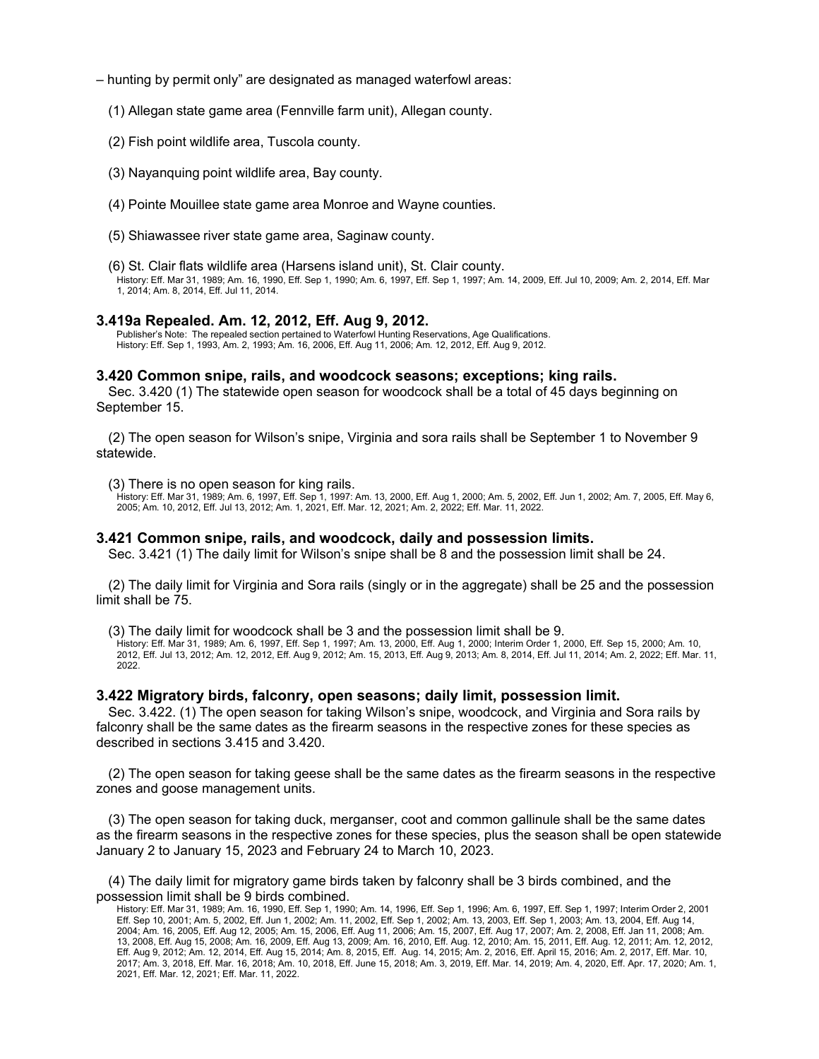– hunting by permit only" are designated as managed waterfowl areas:

(1) Allegan state game area (Fennville farm unit), Allegan county.

(2) Fish point wildlife area, Tuscola county.

(3) Nayanquing point wildlife area, Bay county.

(4) Pointe Mouillee state game area Monroe and Wayne counties.

(5) Shiawassee river state game area, Saginaw county.

(6) St. Clair flats wildlife area (Harsens island unit), St. Clair county.

History: Eff. Mar 31, 1989; Am. 16, 1990, Eff. Sep 1, 1990; Am. 6, 1997, Eff. Sep 1, 1997; Am. 14, 2009, Eff. Jul 10, 2009; Am. 2, 2014, Eff. Mar 1, 2014; Am. 8, 2014, Eff. Jul 11, 2014.

### 3.419a Repealed. Am. 12, 2012, Eff. Aug 9, 2012.

Publisher's Note: The repealed section pertained to Waterfowl Hunting Reservations, Age Qualifications.
History: Eff. Sep 1, 1993, Am. 2, 1993; Am. 16, 2006, Eff. Aug 11, 2006; Am. 12, 2012, Eff. Aug 9, 2012.

### 3.420 Common snipe, rails, and woodcock seasons; exceptions; king rails.

Sec. 3.420 (1) The statewide open season for woodcock shall be a total of 45 days beginning on September 15.

(2) The open season for Wilson's snipe, Virginia and sora rails shall be September 1 to November 9 statewide.

(3) There is no open season for king rails.

History: Eff. Mar 31, 1989; Am. 6, 1997, Eff. Sep 1, 1997: Am. 13, 2000, Eff. Aug 1, 2000; Am. 5, 2002, Eff. Jun 1, 2002; Am. 7, 2005, Eff. May 6, 2005; Am. 10, 2012, Eff. Jul 13, 2012; Am. 1, 2021, Eff. Mar. 12, 2021; Am. 2, 2022; Eff. Mar. 11, 2022.

### 3.421 Common snipe, rails, and woodcock, daily and possession limits.

Sec. 3.421 (1) The daily limit for Wilson's snipe shall be 8 and the possession limit shall be 24.

(2) The daily limit for Virginia and Sora rails (singly or in the aggregate) shall be 25 and the possession limit shall be 75.

(3) The daily limit for woodcock shall be 3 and the possession limit shall be 9.

History: Eff. Mar 31, 1989; Am. 6, 1997, Eff. Sep 1, 1997; Am. 13, 2000, Eff. Aug 1, 2000; Interim Order 1, 2000, Eff. Sep 15, 2000; Am. 10, 2012, Eff. Jul 13, 2012; Am. 12, 2012, Eff. Aug 9, 2012; Am. 15, 2013, Eff. Aug 9, 2013; Am. 8, 2014, Eff. Jul 11, 2014; Am. 2, 2022; Eff. Mar. 11, 2022.

### 3.422 Migratory birds, falconry, open seasons; daily limit, possession limit.

Sec. 3.422. (1) The open season for taking Wilson's snipe, woodcock, and Virginia and Sora rails by falconry shall be the same dates as the firearm seasons in the respective zones for these species as described in sections 3.415 and 3.420.

(2) The open season for taking geese shall be the same dates as the firearm seasons in the respective zones and goose management units.

(3) The open season for taking duck, merganser, coot and common gallinule shall be the same dates as the firearm seasons in the respective zones for these species, plus the season shall be open statewide January 2 to January 15, 2023 and February 24 to March 10, 2023.

(4) The daily limit for migratory game birds taken by falconry shall be 3 birds combined, and the possession limit shall be 9 birds combined.

History: Eff. Mar 31, 1989; Am. 16, 1990, Eff. Sep 1, 1990; Am. 14, 1996, Eff. Sep 1, 1996; Am. 6, 1997, Eff. Sep 1, 1997; Interim Order 2, 2001 Eff. Sep 10, 2001; Am. 5, 2002, Eff. Jun 1, 2002; Am. 11, 2002, Eff. Sep 1, 2002; Am. 13, 2003, Eff. Sep 1, 2003; Am. 13, 2004, Eff. Aug 14, 2004; Am. 16, 2005, Eff. Aug 12, 2005; Am. 15, 2006, Eff. Aug 11, 2006; Am. 15, 2007, Eff. Aug 17, 2007; Am. 2, 2008, Eff. Jan 11, 2008; Am. 13, 2008, Eff. Aug 15, 2008; Am. 16, 2009, Eff. Aug 13, 2009; Am. 16, 2010, Eff. Aug. 12, 2010; Am. 15, 2011, Eff. Aug. 12, 2011; Am. 12, 2012, Eff. Aug 9, 2012; Am. 12, 2014, Eff. Aug 15, 2014; Am. 8, 2015, Eff. Aug. 14, 2015; Am. 2, 2016, Eff. April 15, 2016; Am. 2, 2017, Eff. Mar. 10, 2017; Am. 3, 2018, Eff. Mar. 16, 2018; Am. 10, 2018, Eff. June 15, 2018; Am. 3, 2019, Eff. Mar. 14, 2019; Am. 4, 2020, Eff. Apr. 17, 2020; Am. 1, 2021, Eff. Mar. 12, 2021; Eff. Mar. 11, 2022.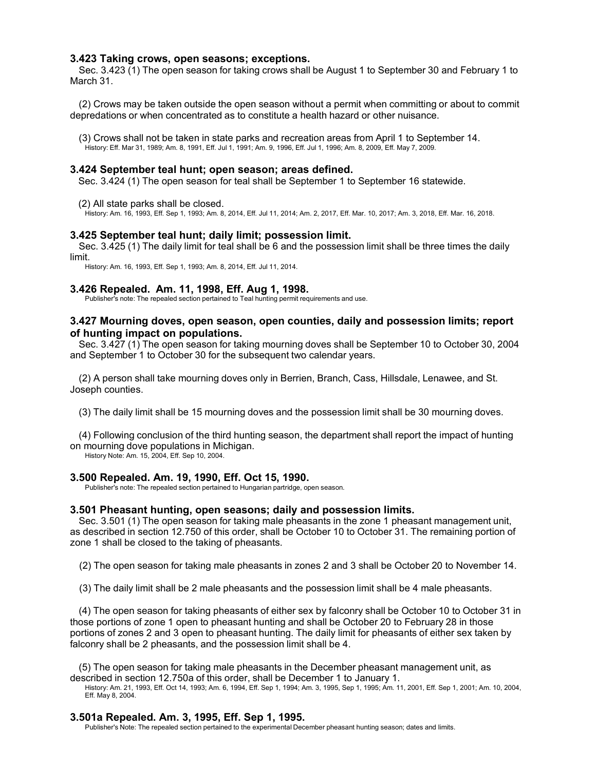### 3.423 Taking crows, open seasons; exceptions.

Sec. 3.423 (1) The open season for taking crows shall be August 1 to September 30 and February 1 to March 31.

(2) Crows may be taken outside the open season without a permit when committing or about to commit depredations or when concentrated as to constitute a health hazard or other nuisance.

(3) Crows shall not be taken in state parks and recreation areas from April 1 to September 14.

History: Eff. Mar 31, 1989; Am. 8, 1991, Eff. Jul 1, 1991; Am. 9, 1996, Eff. Jul 1, 1996; Am. 8, 2009, Eff. May 7, 2009.

### 3.424 September teal hunt; open season; areas defined.

Sec. 3.424 (1) The open season for teal shall be September 1 to September 16 statewide.

(2) All state parks shall be closed.

History: Am. 16, 1993, Eff. Sep 1, 1993; Am. 8, 2014, Eff. Jul 11, 2014; Am. 2, 2017, Eff. Mar. 10, 2017; Am. 3, 2018, Eff. Mar. 16, 2018.

### 3.425 September teal hunt; daily limit; possession limit.

Sec. 3.425 (1) The daily limit for teal shall be 6 and the possession limit shall be three times the daily limit.

History: Am. 16, 1993, Eff. Sep 1, 1993; Am. 8, 2014, Eff. Jul 11, 2014.

### 3.426 Repealed. Am. 11, 1998, Eff. Aug 1, 1998.

Publisher's note: The repealed section pertained to Teal hunting permit requirements and use.

### 3.427 Mourning doves, open season, open counties, daily and possession limits; report of hunting impact on populations.

Sec. 3.427 (1) The open season for taking mourning doves shall be September 10 to October 30, 2004 and September 1 to October 30 for the subsequent two calendar years.

(2) A person shall take mourning doves only in Berrien, Branch, Cass, Hillsdale, Lenawee, and St. Joseph counties.

(3) The daily limit shall be 15 mourning doves and the possession limit shall be 30 mourning doves.

(4) Following conclusion of the third hunting season, the department shall report the impact of hunting on mourning dove populations in Michigan.

History Note: Am. 15, 2004, Eff. Sep 10, 2004.

### 3.500 Repealed. Am. 19, 1990, Eff. Oct 15, 1990.

Publisher's note: The repealed section pertained to Hungarian partridge, open season.

### 3.501 Pheasant hunting, open seasons; daily and possession limits.

Sec. 3.501 (1) The open season for taking male pheasants in the zone 1 pheasant management unit, as described in section 12.750 of this order, shall be October 10 to October 31. The remaining portion of zone 1 shall be closed to the taking of pheasants.

(2) The open season for taking male pheasants in zones 2 and 3 shall be October 20 to November 14.

(3) The daily limit shall be 2 male pheasants and the possession limit shall be 4 male pheasants.

(4) The open season for taking pheasants of either sex by falconry shall be October 10 to October 31 in those portions of zone 1 open to pheasant hunting and shall be October 20 to February 28 in those portions of zones 2 and 3 open to pheasant hunting. The daily limit for pheasants of either sex taken by falconry shall be 2 pheasants, and the possession limit shall be 4.

(5) The open season for taking male pheasants in the December pheasant management unit, as described in section 12.750a of this order, shall be December 1 to January 1.

History: Am. 21, 1993, Eff. Oct 14, 1993; Am. 6, 1994, Eff. Sep 1, 1994; Am. 3, 1995, Sep 1, 1995; Am. 11, 2001, Eff. Sep 1, 2001; Am. 10, 2004, Eff. May 8, 2004.

### 3.501a Repealed. Am. 3, 1995, Eff. Sep 1, 1995.

Publisher's Note: The repealed section pertained to the experimental December pheasant hunting season; dates and limits.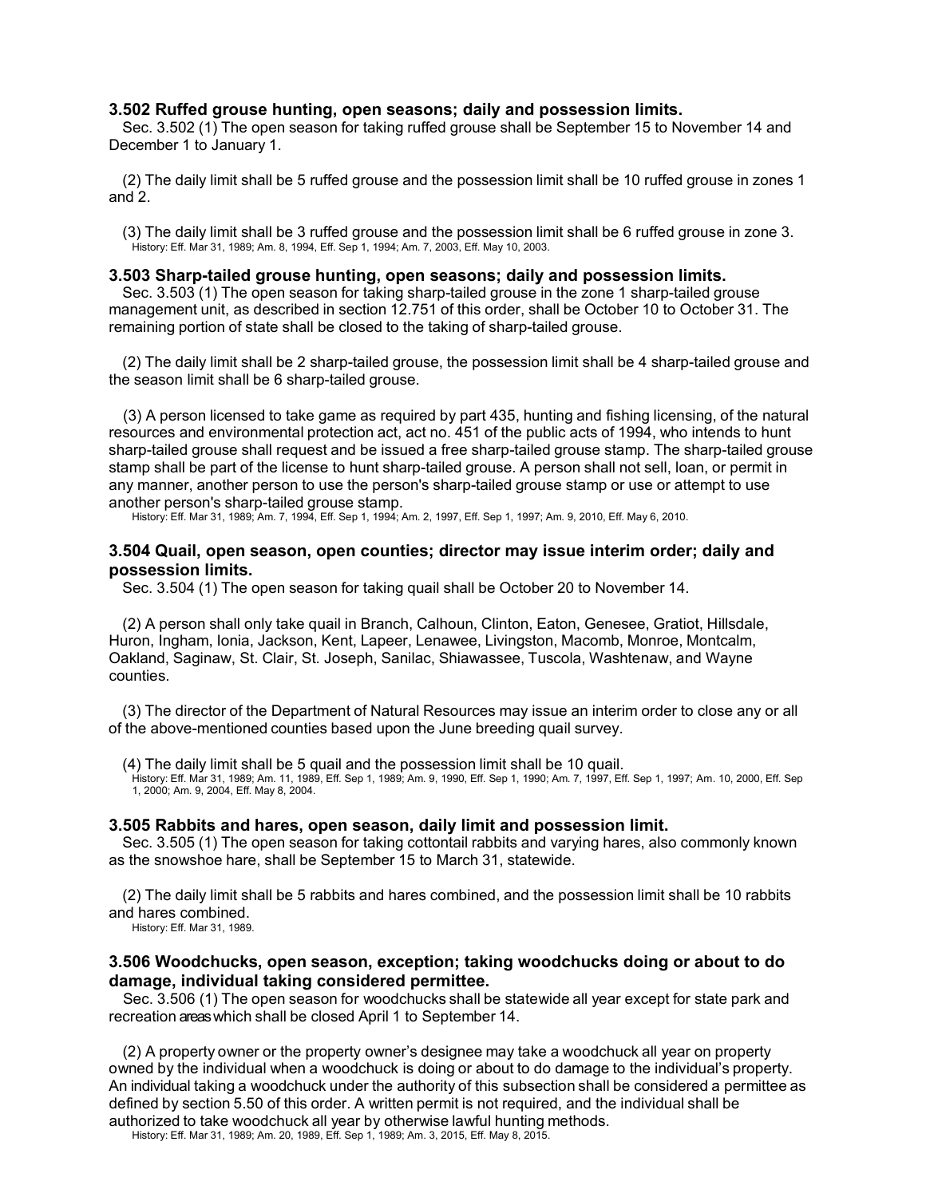### 3.502 Ruffed grouse hunting, open seasons; daily and possession limits.

Sec. 3.502 (1) The open season for taking ruffed grouse shall be September 15 to November 14 and December 1 to January 1.

(2) The daily limit shall be 5 ruffed grouse and the possession limit shall be 10 ruffed grouse in zones 1 and 2.

(3) The daily limit shall be 3 ruffed grouse and the possession limit shall be 6 ruffed grouse in zone 3.

History: Eff. Mar 31, 1989; Am. 8, 1994, Eff. Sep 1, 1994; Am. 7, 2003, Eff. May 10, 2003.

### 3.503 Sharp-tailed grouse hunting, open seasons; daily and possession limits.

Sec. 3.503 (1) The open season for taking sharp-tailed grouse in the zone 1 sharp-tailed grouse management unit, as described in section 12.751 of this order, shall be October 10 to October 31. The remaining portion of state shall be closed to the taking of sharp-tailed grouse.

(2) The daily limit shall be 2 sharp-tailed grouse, the possession limit shall be 4 sharp-tailed grouse and the season limit shall be 6 sharp-tailed grouse.

(3) A person licensed to take game as required by part 435, hunting and fishing licensing, of the natural resources and environmental protection act, act no. 451 of the public acts of 1994, who intends to hunt sharp-tailed grouse shall request and be issued a free sharp-tailed grouse stamp. The sharp-tailed grouse stamp shall be part of the license to hunt sharp-tailed grouse. A person shall not sell, loan, or permit in any manner, another person to use the person's sharp-tailed grouse stamp or use or attempt to use another person's sharp-tailed grouse stamp.

History: Eff. Mar 31, 1989; Am. 7, 1994, Eff. Sep 1, 1994; Am. 2, 1997, Eff. Sep 1, 1997; Am. 9, 2010, Eff. May 6, 2010.

### 3.504 Quail, open season, open counties; director may issue interim order; daily and possession limits.

Sec. 3.504 (1) The open season for taking quail shall be October 20 to November 14.

(2) A person shall only take quail in Branch, Calhoun, Clinton, Eaton, Genesee, Gratiot, Hillsdale, Huron, Ingham, Ionia, Jackson, Kent, Lapeer, Lenawee, Livingston, Macomb, Monroe, Montcalm, Oakland, Saginaw, St. Clair, St. Joseph, Sanilac, Shiawassee, Tuscola, Washtenaw, and Wayne counties.

(3) The director of the Department of Natural Resources may issue an interim order to close any or all of the above-mentioned counties based upon the June breeding quail survey.

(4) The daily limit shall be 5 quail and the possession limit shall be 10 quail.

History: Eff. Mar 31, 1989; Am. 11, 1989, Eff. Sep 1, 1989; Am. 9, 1990, Eff. Sep 1, 1990; Am. 7, 1997, Eff. Sep 1, 1997; Am. 10, 2000, Eff. Sep 1, 2000; Am. 9, 2004, Eff. May 8, 2004.

### 3.505 Rabbits and hares, open season, daily limit and possession limit.

Sec. 3.505 (1) The open season for taking cottontail rabbits and varying hares, also commonly known as the snowshoe hare, shall be September 15 to March 31, statewide.

(2) The daily limit shall be 5 rabbits and hares combined, and the possession limit shall be 10 rabbits and hares combined.

History: Eff. Mar 31, 1989.

### 3.506 Woodchucks, open season, exception; taking woodchucks doing or about to do damage, individual taking considered permittee.

Sec. 3.506 (1) The open season for woodchucks shall be statewide all year except for state park and recreation areas which shall be closed April 1 to September 14.

(2) A property owner or the property owner's designee may take a woodchuck all year on property owned by the individual when a woodchuck is doing or about to do damage to the individual's property. An individual taking a woodchuck under the authority of this subsection shall be considered a permittee as defined by section 5.50 of this order. A written permit is not required, and the individual shall be authorized to take woodchuck all year by otherwise lawful hunting methods.

History: Eff. Mar 31, 1989; Am. 20, 1989, Eff. Sep 1, 1989; Am. 3, 2015, Eff. May 8, 2015.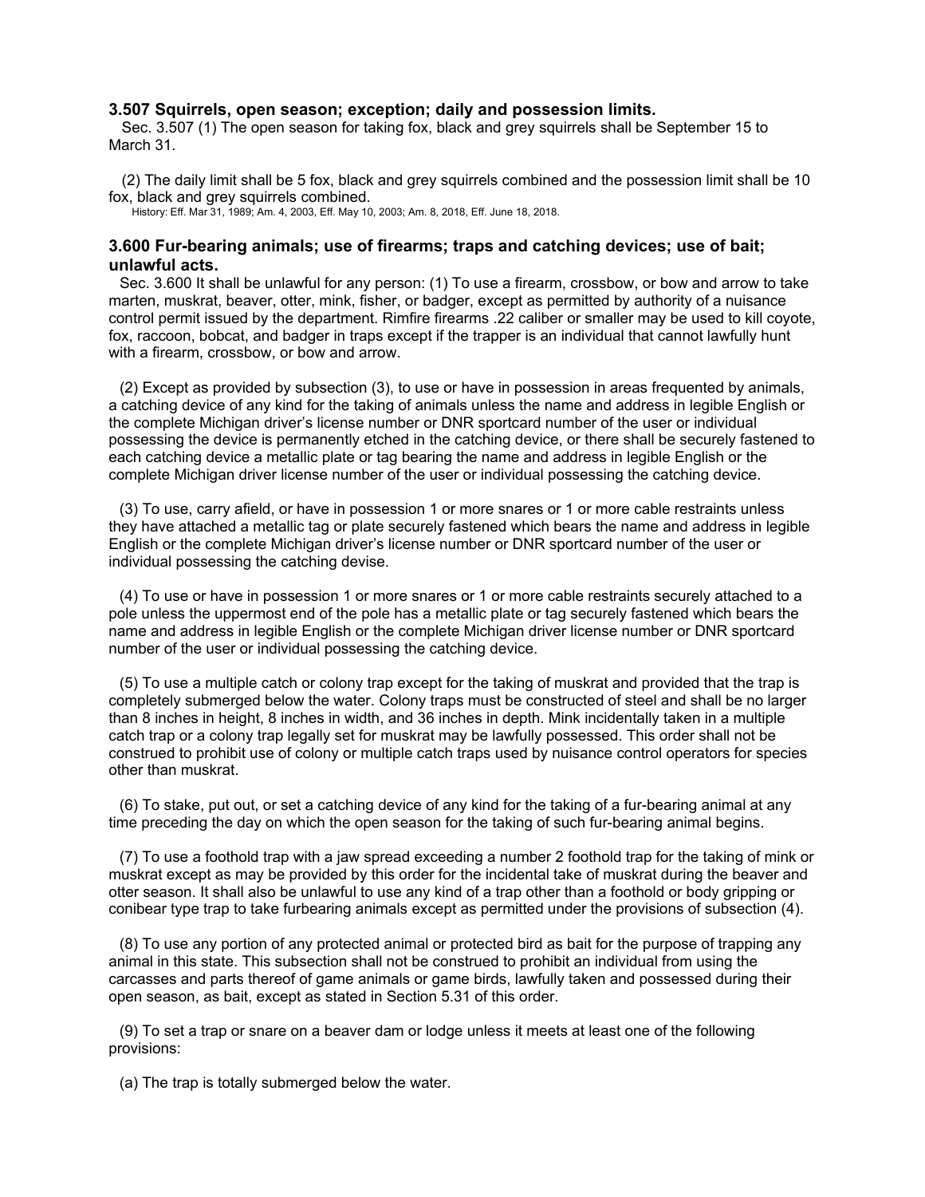### 3.507 Squirrels, open season; exception; daily and possession limits.

Sec. 3.507 (1) The open season for taking fox, black and grey squirrels shall be September 15 to March 31.

(2) The daily limit shall be 5 fox, black and grey squirrels combined and the possession limit shall be 10 fox, black and grey squirrels combined.

History: Eff. Mar 31, 1989; Am. 4, 2003, Eff. May 10, 2003; Am. 8, 2018, Eff. June 18, 2018.

### 3.600 Fur-bearing animals; use of firearms; traps and catching devices; use of bait; unlawful acts.

Sec. 3.600 It shall be unlawful for any person: (1) To use a firearm, crossbow, or bow and arrow to take marten, muskrat, beaver, otter, mink, fisher, or badger, except as permitted by authority of a nuisance control permit issued by the department. Rimfire firearms .22 caliber or smaller may be used to kill coyote, fox, raccoon, bobcat, and badger in traps except if the trapper is an individual that cannot lawfully hunt with a firearm, crossbow, or bow and arrow.

(2) Except as provided by subsection (3), to use or have in possession in areas frequented by animals, a catching device of any kind for the taking of animals unless the name and address in legible English or the complete Michigan driver's license number or DNR sportcard number of the user or individual possessing the device is permanently etched in the catching device, or there shall be securely fastened to each catching device a metallic plate or tag bearing the name and address in legible English or the complete Michigan driver license number of the user or individual possessing the catching device.

(3) To use, carry afield, or have in possession 1 or more snares or 1 or more cable restraints unless they have attached a metallic tag or plate securely fastened which bears the name and address in legible English or the complete Michigan driver's license number or DNR sportcard number of the user or individual possessing the catching devise.

(4) To use or have in possession 1 or more snares or 1 or more cable restraints securely attached to a pole unless the uppermost end of the pole has a metallic plate or tag securely fastened which bears the name and address in legible English or the complete Michigan driver license number or DNR sportcard number of the user or individual possessing the catching device.

(5) To use a multiple catch or colony trap except for the taking of muskrat and provided that the trap is completely submerged below the water. Colony traps must be constructed of steel and shall be no larger than 8 inches in height, 8 inches in width, and 36 inches in depth. Mink incidentally taken in a multiple catch trap or a colony trap legally set for muskrat may be lawfully possessed. This order shall not be construed to prohibit use of colony or multiple catch traps used by nuisance control operators for species other than muskrat.

(6) To stake, put out, or set a catching device of any kind for the taking of a fur-bearing animal at any time preceding the day on which the open season for the taking of such fur-bearing animal begins.

(7) To use a foothold trap with a jaw spread exceeding a number 2 foothold trap for the taking of mink or muskrat except as may be provided by this order for the incidental take of muskrat during the beaver and otter season. It shall also be unlawful to use any kind of a trap other than a foothold or body gripping or conibear type trap to take furbearing animals except as permitted under the provisions of subsection (4).

(8) To use any portion of any protected animal or protected bird as bait for the purpose of trapping any animal in this state. This subsection shall not be construed to prohibit an individual from using the carcasses and parts thereof of game animals or game birds, lawfully taken and possessed during their open season, as bait, except as stated in Section 5.31 of this order.

(9) To set a trap or snare on a beaver dam or lodge unless it meets at least one of the following provisions:

(a) The trap is totally submerged below the water.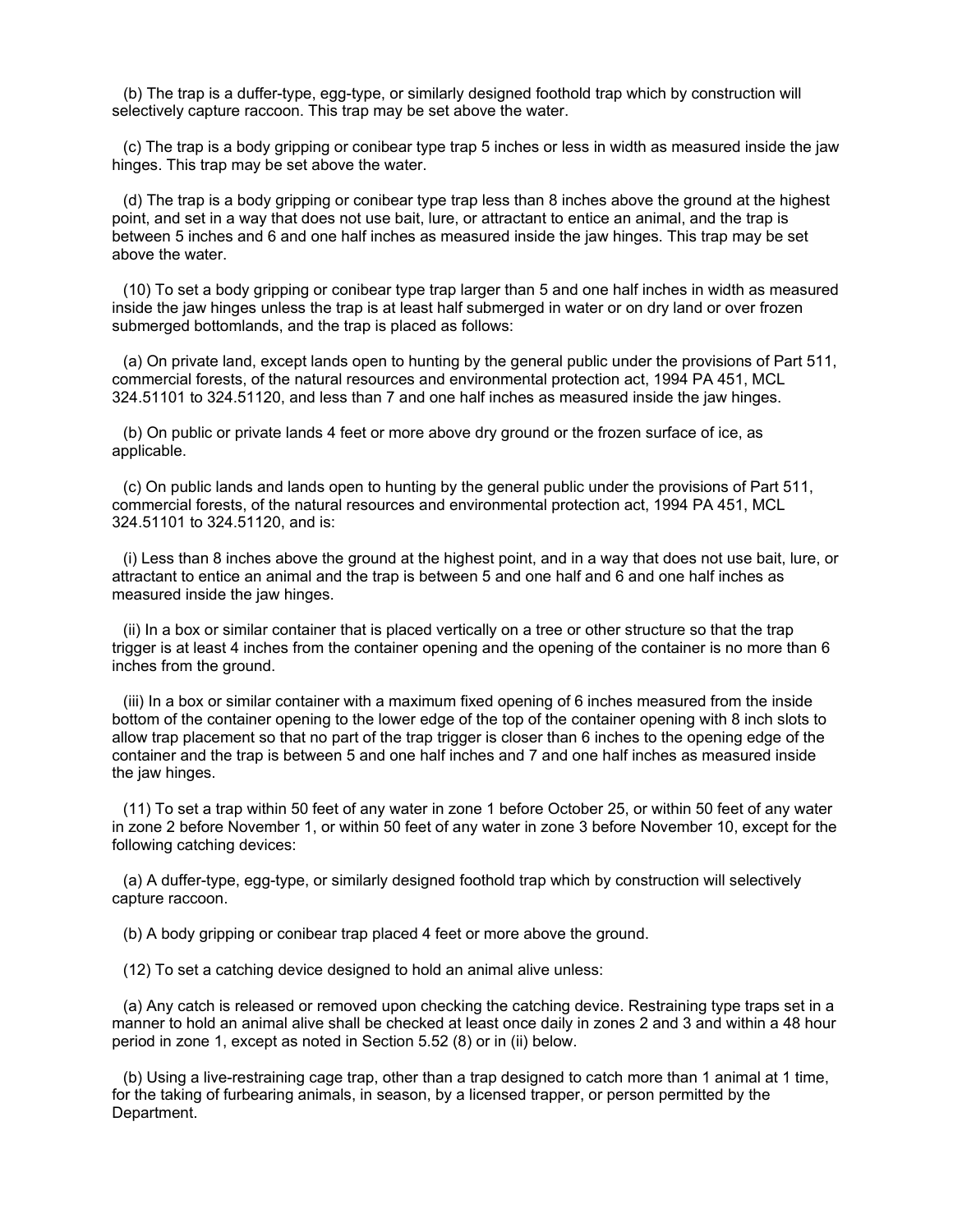(b) The trap is a duffer-type, egg-type, or similarly designed foothold trap which by construction will selectively capture raccoon. This trap may be set above the water.

(c) The trap is a body gripping or conibear type trap 5 inches or less in width as measured inside the jaw hinges. This trap may be set above the water.

(d) The trap is a body gripping or conibear type trap less than 8 inches above the ground at the highest point, and set in a way that does not use bait, lure, or attractant to entice an animal, and the trap is between 5 inches and 6 and one half inches as measured inside the jaw hinges. This trap may be set above the water.

(10) To set a body gripping or conibear type trap larger than 5 and one half inches in width as measured inside the jaw hinges unless the trap is at least half submerged in water or on dry land or over frozen submerged bottomlands, and the trap is placed as follows:

(a) On private land, except lands open to hunting by the general public under the provisions of Part 511, commercial forests, of the natural resources and environmental protection act, 1994 PA 451, MCL 324.51101 to 324.51120, and less than 7 and one half inches as measured inside the jaw hinges.

(b) On public or private lands 4 feet or more above dry ground or the frozen surface of ice, as applicable.

(c) On public lands and lands open to hunting by the general public under the provisions of Part 511, commercial forests, of the natural resources and environmental protection act, 1994 PA 451, MCL 324.51101 to 324.51120, and is:

(i) Less than 8 inches above the ground at the highest point, and in a way that does not use bait, lure, or attractant to entice an animal and the trap is between 5 and one half and 6 and one half inches as measured inside the jaw hinges.

(ii) In a box or similar container that is placed vertically on a tree or other structure so that the trap trigger is at least 4 inches from the container opening and the opening of the container is no more than 6 inches from the ground.

(iii) In a box or similar container with a maximum fixed opening of 6 inches measured from the inside bottom of the container opening to the lower edge of the top of the container opening with 8 inch slots to allow trap placement so that no part of the trap trigger is closer than 6 inches to the opening edge of the container and the trap is between 5 and one half inches and 7 and one half inches as measured inside the jaw hinges.

(11) To set a trap within 50 feet of any water in zone 1 before October 25, or within 50 feet of any water in zone 2 before November 1, or within 50 feet of any water in zone 3 before November 10, except for the following catching devices:

(a) A duffer-type, egg-type, or similarly designed foothold trap which by construction will selectively capture raccoon.

(b) A body gripping or conibear trap placed 4 feet or more above the ground.

(12) To set a catching device designed to hold an animal alive unless:

(a) Any catch is released or removed upon checking the catching device. Restraining type traps set in a manner to hold an animal alive shall be checked at least once daily in zones 2 and 3 and within a 48 hour period in zone 1, except as noted in Section 5.52 (8) or in (ii) below.

(b) Using a live-restraining cage trap, other than a trap designed to catch more than 1 animal at 1 time, for the taking of furbearing animals, in season, by a licensed trapper, or person permitted by the Department.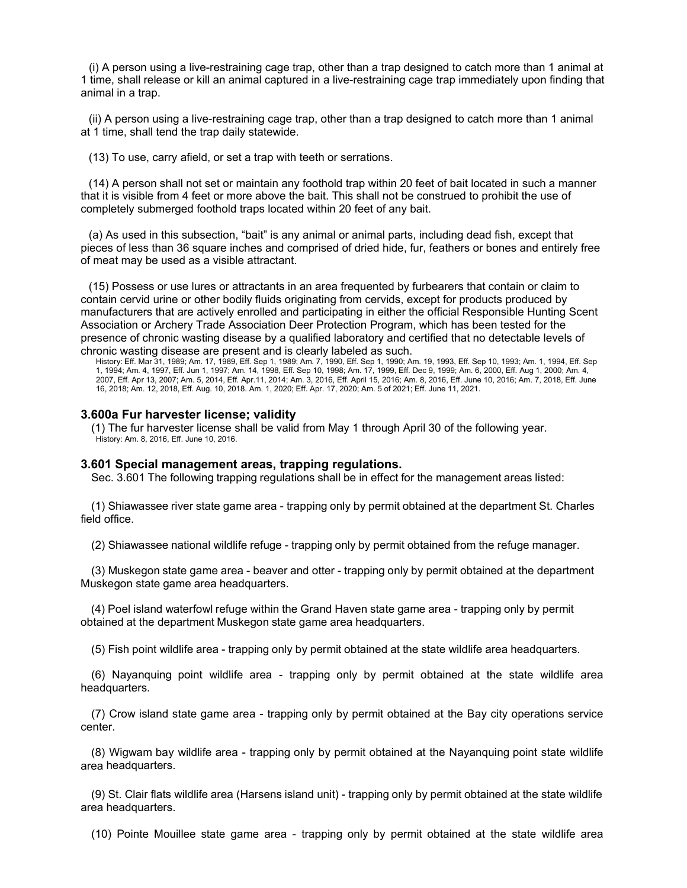(i) A person using a live-restraining cage trap, other than a trap designed to catch more than 1 animal at 1 time, shall release or kill an animal captured in a live-restraining cage trap immediately upon finding that animal in a trap.

(ii) A person using a live-restraining cage trap, other than a trap designed to catch more than 1 animal at 1 time, shall tend the trap daily statewide.

(13) To use, carry afield, or set a trap with teeth or serrations.

(14) A person shall not set or maintain any foothold trap within 20 feet of bait located in such a manner that it is visible from 4 feet or more above the bait. This shall not be construed to prohibit the use of completely submerged foothold traps located within 20 feet of any bait.

(a) As used in this subsection, "bait" is any animal or animal parts, including dead fish, except that pieces of less than 36 square inches and comprised of dried hide, fur, feathers or bones and entirely free of meat may be used as a visible attractant.

(15) Possess or use lures or attractants in an area frequented by furbearers that contain or claim to contain cervid urine or other bodily fluids originating from cervids, except for products produced by manufacturers that are actively enrolled and participating in either the official Responsible Hunting Scent Association or Archery Trade Association Deer Protection Program, which has been tested for the presence of chronic wasting disease by a qualified laboratory and certified that no detectable levels of chronic wasting disease are present and is clearly labeled as such.

History: Eff. Mar 31, 1989; Am. 17, 1989, Eff. Sep 1, 1989; Am. 7, 1990, Eff. Sep 1, 1990; Am. 19, 1993, Eff. Sep 10, 1993; Am. 1, 1994, Eff. Sep 1, 1994; Am. 4, 1997, Eff. Jun 1, 1997; Am. 14, 1998, Eff. Sep 10, 1998; Am. 17, 1999, Eff. Dec 9, 1999; Am. 6, 2000, Eff. Aug 1, 2000; Am. 4, 2007, Eff. Apr 13, 2007; Am. 5, 2014, Eff. Apr.11, 2014; Am. 3, 2016, Eff. April 15, 2016; Am. 8, 2016, Eff. June 10, 2016; Am. 7, 2018, Eff. June 16, 2018; Am. 12, 2018, Eff. Aug. 10, 2018. Am. 1, 2020; Eff. Apr. 17, 2020; Am. 5 of 2021; Eff. June 11, 2021.

### 3.600a Fur harvester license; validity

(1) The fur harvester license shall be valid from May 1 through April 30 of the following year.

History: Am. 8, 2016, Eff. June 10, 2016.

### 3.601 Special management areas, trapping regulations.

Sec. 3.601 The following trapping regulations shall be in effect for the management areas listed:

(1) Shiawassee river state game area - trapping only by permit obtained at the department St. Charles field office.

(2) Shiawassee national wildlife refuge - trapping only by permit obtained from the refuge manager.

(3) Muskegon state game area - beaver and otter - trapping only by permit obtained at the department Muskegon state game area headquarters.

(4) Poel island waterfowl refuge within the Grand Haven state game area - trapping only by permit obtained at the department Muskegon state game area headquarters.

(5) Fish point wildlife area - trapping only by permit obtained at the state wildlife area headquarters.

(6) Nayanquing point wildlife area - trapping only by permit obtained at the state wildlife area headquarters.

(7) Crow island state game area - trapping only by permit obtained at the Bay city operations service center.

(8) Wigwam bay wildlife area - trapping only by permit obtained at the Nayanquing point state wildlife area headquarters.

(9) St. Clair flats wildlife area (Harsens island unit) - trapping only by permit obtained at the state wildlife area headquarters.

(10) Pointe Mouillee state game area - trapping only by permit obtained at the state wildlife area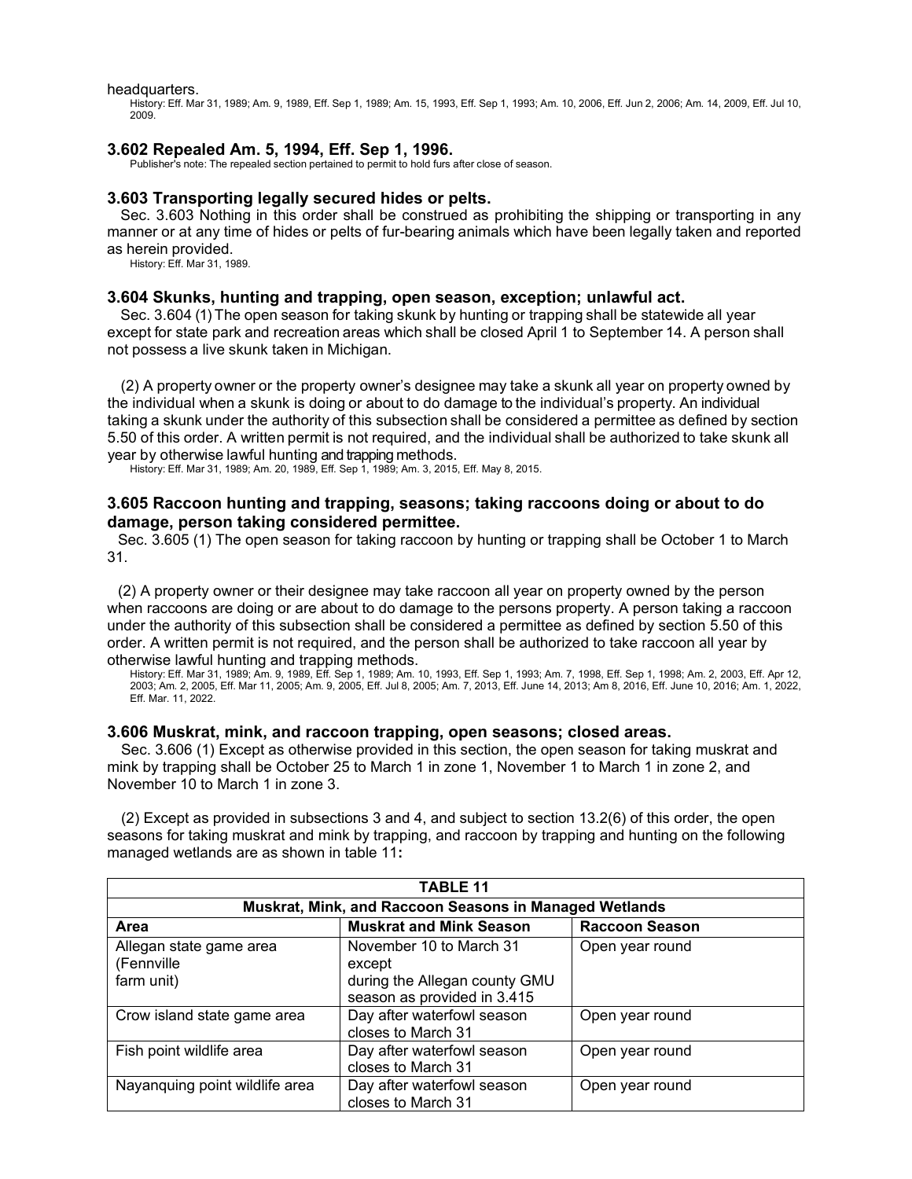headquarters.

History: Eff. Mar 31, 1989; Am. 9, 1989, Eff. Sep 1, 1989; Am. 15, 1993, Eff. Sep 1, 1993; Am. 10, 2006, Eff. Jun 2, 2006; Am. 14, 2009, Eff. Jul 10, 2009.

### 3.602 Repealed Am. 5, 1994, Eff. Sep 1, 1996.

Publisher's note: The repealed section pertained to permit to hold furs after close of season.

### 3.603 Transporting legally secured hides or pelts.

Sec. 3.603 Nothing in this order shall be construed as prohibiting the shipping or transporting in any manner or at any time of hides or pelts of fur-bearing animals which have been legally taken and reported as herein provided.

History: Eff. Mar 31, 1989.

### 3.604 Skunks, hunting and trapping, open season, exception; unlawful act.

Sec. 3.604 (1) The open season for taking skunk by hunting or trapping shall be statewide all year except for state park and recreation areas which shall be closed April 1 to September 14. A person shall not possess a live skunk taken in Michigan.

(2) A property owner or the property owner's designee may take a skunk all year on property owned by the individual when a skunk is doing or about to do damage to the individual's property. An individual taking a skunk under the authority of this subsection shall be considered a permittee as defined by section 5.50 of this order. A written permit is not required, and the individual shall be authorized to take skunk all year by otherwise lawful hunting and trapping methods.

History: Eff. Mar 31, 1989; Am. 20, 1989, Eff. Sep 1, 1989; Am. 3, 2015, Eff. May 8, 2015.

### 3.605 Raccoon hunting and trapping, seasons; taking raccoons doing or about to do damage, person taking considered permittee.

Sec. 3.605 (1) The open season for taking raccoon by hunting or trapping shall be October 1 to March 31.

(2) A property owner or their designee may take raccoon all year on property owned by the person when raccoons are doing or are about to do damage to the persons property. A person taking a raccoon under the authority of this subsection shall be considered a permittee as defined by section 5.50 of this order. A written permit is not required, and the person shall be authorized to take raccoon all year by otherwise lawful hunting and trapping methods.

History: Eff. Mar 31, 1989; Am. 9, 1989, Eff. Sep 1, 1989; Am. 10, 1993, Eff. Sep 1, 1993; Am. 7, 1998, Eff. Sep 1, 1998; Am. 2, 2003, Eff. Apr 12, 2003; Am. 2, 2005, Eff. Mar 11, 2005; Am. 9, 2005, Eff. Jul 8, 2005; Am. 7, 2013, Eff. June 14, 2013; Am 8, 2016, Eff. June 10, 2016; Am. 1, 2022, Eff. Mar. 11, 2022.

### 3.606 Muskrat, mink, and raccoon trapping, open seasons; closed areas.

Sec. 3.606 (1) Except as otherwise provided in this section, the open season for taking muskrat and mink by trapping shall be October 25 to March 1 in zone 1, November 1 to March 1 in zone 2, and November 10 to March 1 in zone 3.

(2) Except as provided in subsections 3 and 4, and subject to section 13.2(6) of this order, the open seasons for taking muskrat and mink by trapping, and raccoon by trapping and hunting on the following managed wetlands are as shown in table 11**:**

| TABLE 11 | | |
|---|---|---|
| **Muskrat, Mink, and Raccoon Seasons in Managed Wetlands** | | |
| **Area** | **Muskrat and Mink Season** | **Raccoon Season** |
| Allegan state game area (Fennville farm unit) | November 10 to March 31 except during the Allegan county GMU season as provided in 3.415 | Open year round |
| Crow island state game area | Day after waterfowl season closes to March 31 | Open year round |
| Fish point wildlife area | Day after waterfowl season closes to March 31 | Open year round |
| Nayanquing point wildlife area | Day after waterfowl season closes to March 31 | Open year round |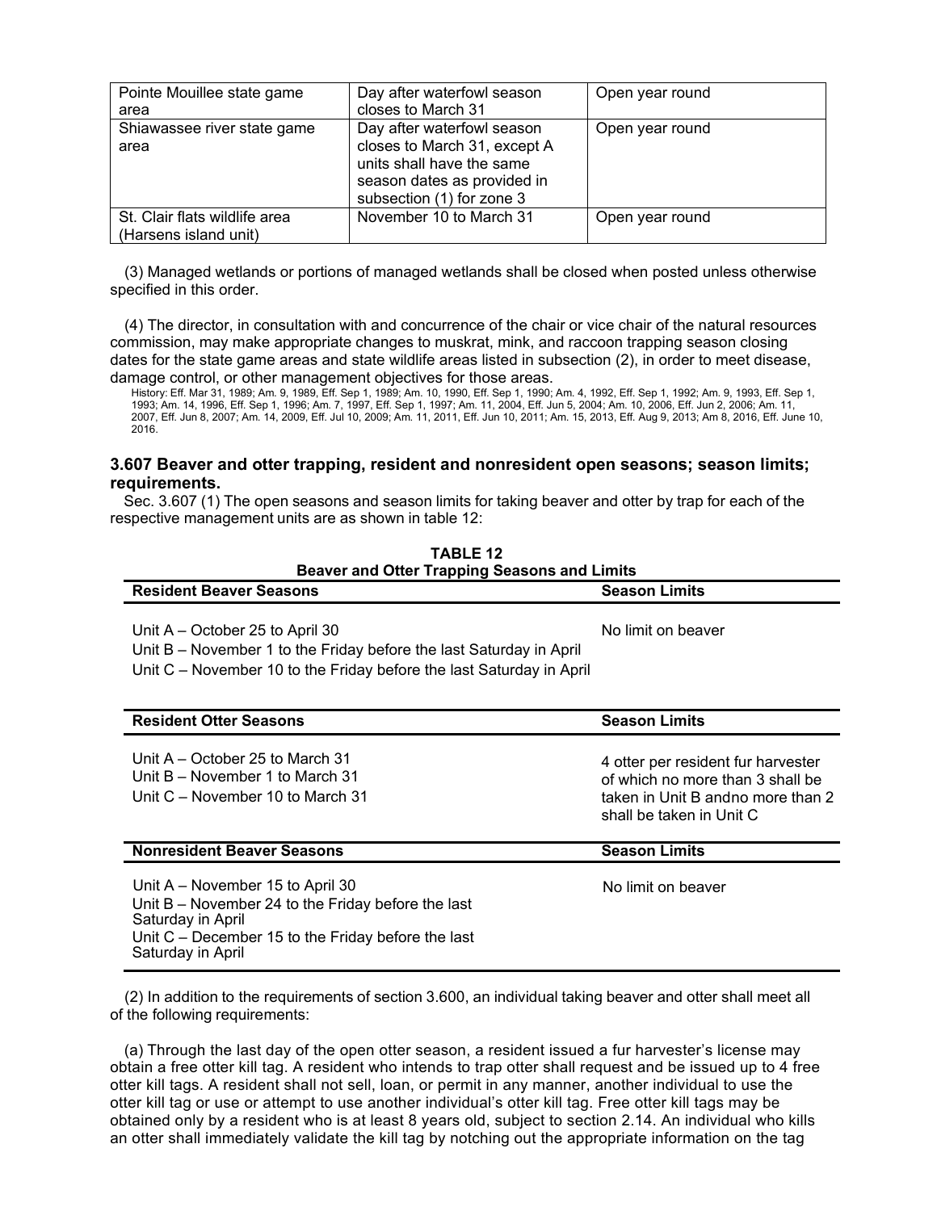| Pointe Mouillee state game area | Day after waterfowl season closes to March 31 | Open year round |
|---|---|---|
| Shiawassee river state game area | Day after waterfowl season closes to March 31, except A units shall have the same season dates as provided in subsection (1) for zone 3 | Open year round |
| St. Clair flats wildlife area (Harsens island unit) | November 10 to March 31 | Open year round |

(3) Managed wetlands or portions of managed wetlands shall be closed when posted unless otherwise specified in this order.

(4) The director, in consultation with and concurrence of the chair or vice chair of the natural resources commission, may make appropriate changes to muskrat, mink, and raccoon trapping season closing dates for the state game areas and state wildlife areas listed in subsection (2), in order to meet disease, damage control, or other management objectives for those areas.

History: Eff. Mar 31, 1989; Am. 9, 1989, Eff. Sep 1, 1989; Am. 10, 1990, Eff. Sep 1, 1990; Am. 4, 1992, Eff. Sep 1, 1992; Am. 9, 1993, Eff. Sep 1, 1993; Am. 14, 1996, Eff. Sep 1, 1996; Am. 7, 1997, Eff. Sep 1, 1997; Am. 11, 2004, Eff. Jun 5, 2004; Am. 10, 2006, Eff. Jun 2, 2006; Am. 11, 2007, Eff. Jun 8, 2007; Am. 14, 2009, Eff. Jul 10, 2009; Am. 11, 2011, Eff. Jun 10, 2011; Am. 15, 2013, Eff. Aug 9, 2013; Am 8, 2016, Eff. June 10, 2016.

### 3.607 Beaver and otter trapping, resident and nonresident open seasons; season limits; requirements.

Sec. 3.607 (1) The open seasons and season limits for taking beaver and otter by trap for each of the respective management units are as shown in table 12:

**TABLE 12**
**Beaver and Otter Trapping Seasons and Limits**

| Resident Beaver Seasons | Season Limits |
|---|---|
| Unit A – October 25 to April 30<br>Unit B – November 1 to the Friday before the last Saturday in April<br>Unit C – November 10 to the Friday before the last Saturday in April | No limit on beaver |
| **Resident Otter Seasons** | **Season Limits** |
| Unit A – October 25 to March 31<br>Unit B – November 1 to March 31<br>Unit C – November 10 to March 31 | 4 otter per resident fur harvester of which no more than 3 shall be taken in Unit B andno more than 2 shall be taken in Unit C |
| **Nonresident Beaver Seasons** | **Season Limits** |
| Unit A – November 15 to April 30<br>Unit B – November 24 to the Friday before the last Saturday in April<br>Unit C – December 15 to the Friday before the last Saturday in April | No limit on beaver |

(2) In addition to the requirements of section 3.600, an individual taking beaver and otter shall meet all of the following requirements:

(a) Through the last day of the open otter season, a resident issued a fur harvester's license may obtain a free otter kill tag. A resident who intends to trap otter shall request and be issued up to 4 free otter kill tags. A resident shall not sell, loan, or permit in any manner, another individual to use the otter kill tag or use or attempt to use another individual's otter kill tag. Free otter kill tags may be obtained only by a resident who is at least 8 years old, subject to section 2.14. An individual who kills an otter shall immediately validate the kill tag by notching out the appropriate information on the tag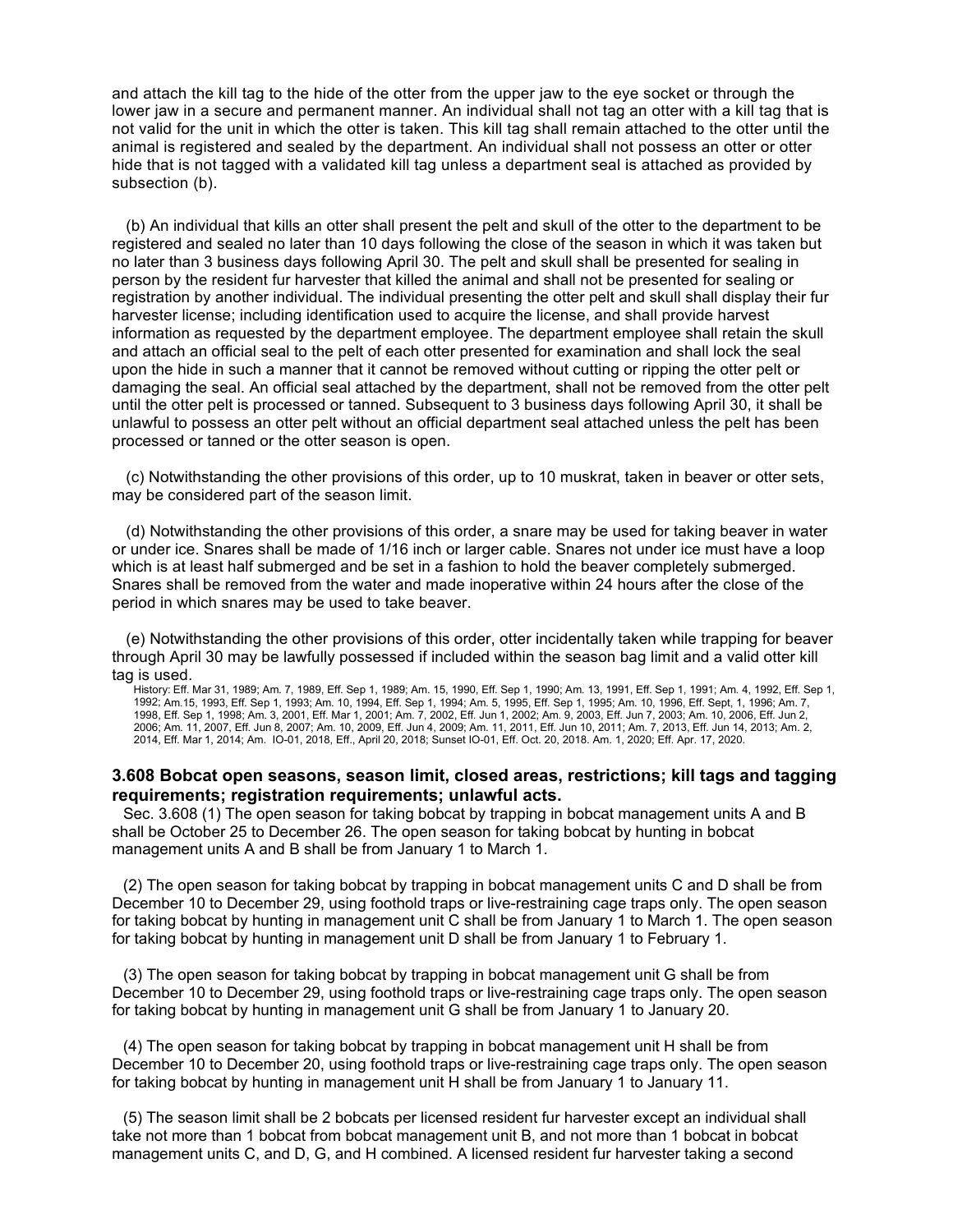and attach the kill tag to the hide of the otter from the upper jaw to the eye socket or through the lower jaw in a secure and permanent manner. An individual shall not tag an otter with a kill tag that is not valid for the unit in which the otter is taken. This kill tag shall remain attached to the otter until the animal is registered and sealed by the department. An individual shall not possess an otter or otter hide that is not tagged with a validated kill tag unless a department seal is attached as provided by subsection (b).

(b) An individual that kills an otter shall present the pelt and skull of the otter to the department to be registered and sealed no later than 10 days following the close of the season in which it was taken but no later than 3 business days following April 30. The pelt and skull shall be presented for sealing in person by the resident fur harvester that killed the animal and shall not be presented for sealing or registration by another individual. The individual presenting the otter pelt and skull shall display their fur harvester license; including identification used to acquire the license, and shall provide harvest information as requested by the department employee. The department employee shall retain the skull and attach an official seal to the pelt of each otter presented for examination and shall lock the seal upon the hide in such a manner that it cannot be removed without cutting or ripping the otter pelt or damaging the seal. An official seal attached by the department, shall not be removed from the otter pelt until the otter pelt is processed or tanned. Subsequent to 3 business days following April 30, it shall be unlawful to possess an otter pelt without an official department seal attached unless the pelt has been processed or tanned or the otter season is open.

(c) Notwithstanding the other provisions of this order, up to 10 muskrat, taken in beaver or otter sets, may be considered part of the season limit.

(d) Notwithstanding the other provisions of this order, a snare may be used for taking beaver in water or under ice. Snares shall be made of 1/16 inch or larger cable. Snares not under ice must have a loop which is at least half submerged and be set in a fashion to hold the beaver completely submerged. Snares shall be removed from the water and made inoperative within 24 hours after the close of the period in which snares may be used to take beaver.

(e) Notwithstanding the other provisions of this order, otter incidentally taken while trapping for beaver through April 30 may be lawfully possessed if included within the season bag limit and a valid otter kill tag is used.

History: Eff. Mar 31, 1989; Am. 7, 1989, Eff. Sep 1, 1989; Am. 15, 1990, Eff. Sep 1, 1990; Am. 13, 1991, Eff. Sep 1, 1991; Am. 4, 1992, Eff. Sep 1, 1992; Am.15, 1993, Eff. Sep 1, 1993; Am. 10, 1994, Eff. Sep 1, 1994; Am. 5, 1995, Eff. Sep 1, 1995; Am. 10, 1996, Eff. Sept, 1, 1996; Am. 7, 1998, Eff. Sep 1, 1998; Am. 3, 2001, Eff. Mar 1, 2001; Am. 7, 2002, Eff. Jun 1, 2002; Am. 9, 2003, Eff. Jun 7, 2003; Am. 10, 2006, Eff. Jun 2, 2006; Am. 11, 2007, Eff. Jun 8, 2007; Am. 10, 2009, Eff. Jun 4, 2009; Am. 11, 2011, Eff. Jun 10, 2011; Am. 7, 2013, Eff. Jun 14, 2013; Am. 2, 2014, Eff. Mar 1, 2014; Am. IO-01, 2018, Eff., April 20, 2018; Sunset IO-01, Eff. Oct. 20, 2018. Am. 1, 2020; Eff. Apr. 17, 2020.

### 3.608 Bobcat open seasons, season limit, closed areas, restrictions; kill tags and tagging requirements; registration requirements; unlawful acts.

Sec. 3.608 (1) The open season for taking bobcat by trapping in bobcat management units A and B shall be October 25 to December 26. The open season for taking bobcat by hunting in bobcat management units A and B shall be from January 1 to March 1.

(2) The open season for taking bobcat by trapping in bobcat management units C and D shall be from December 10 to December 29, using foothold traps or live-restraining cage traps only. The open season for taking bobcat by hunting in management unit C shall be from January 1 to March 1. The open season for taking bobcat by hunting in management unit D shall be from January 1 to February 1.

(3) The open season for taking bobcat by trapping in bobcat management unit G shall be from December 10 to December 29, using foothold traps or live-restraining cage traps only. The open season for taking bobcat by hunting in management unit G shall be from January 1 to January 20.

(4) The open season for taking bobcat by trapping in bobcat management unit H shall be from December 10 to December 20, using foothold traps or live-restraining cage traps only. The open season for taking bobcat by hunting in management unit H shall be from January 1 to January 11.

(5) The season limit shall be 2 bobcats per licensed resident fur harvester except an individual shall take not more than 1 bobcat from bobcat management unit B, and not more than 1 bobcat in bobcat management units C, and D, G, and H combined. A licensed resident fur harvester taking a second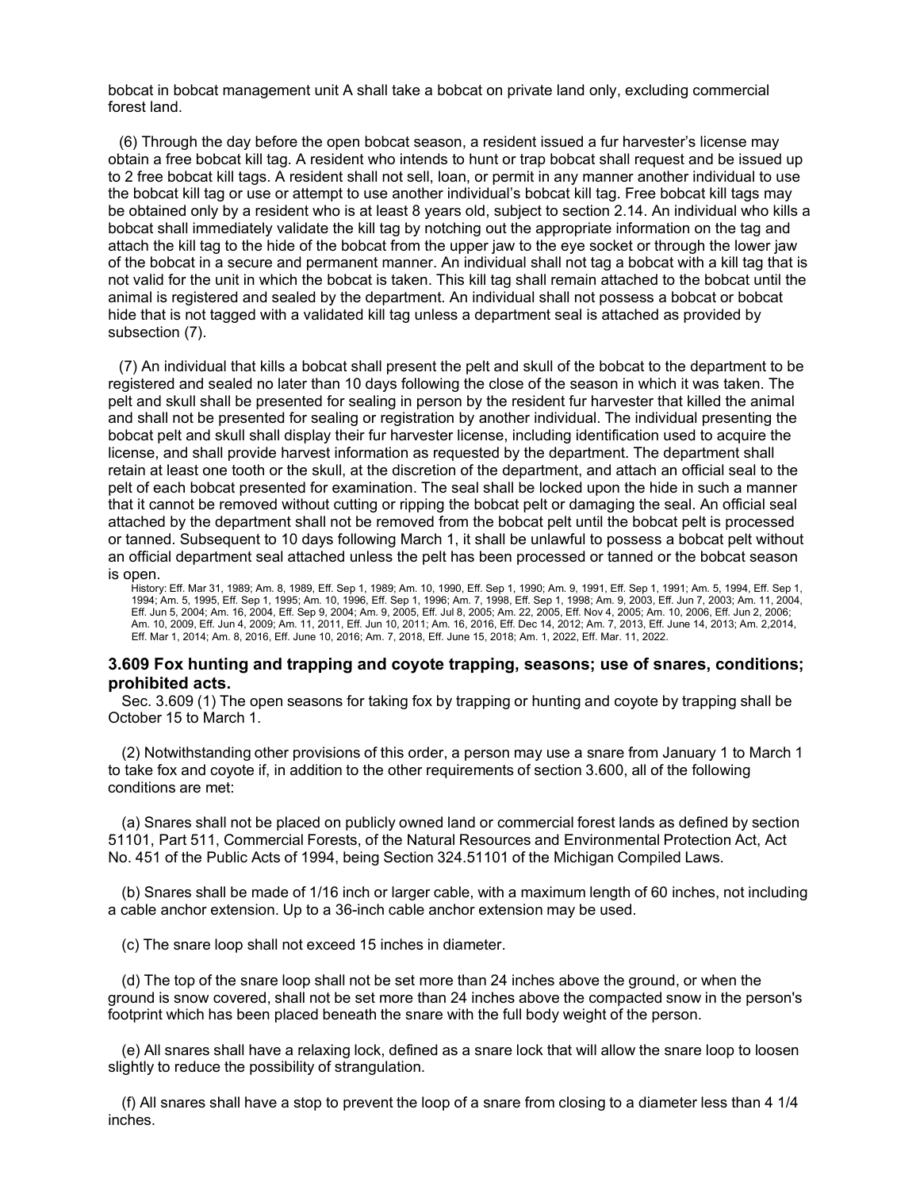bobcat in bobcat management unit A shall take a bobcat on private land only, excluding commercial forest land.

(6) Through the day before the open bobcat season, a resident issued a fur harvester's license may obtain a free bobcat kill tag. A resident who intends to hunt or trap bobcat shall request and be issued up to 2 free bobcat kill tags. A resident shall not sell, loan, or permit in any manner another individual to use the bobcat kill tag or use or attempt to use another individual's bobcat kill tag. Free bobcat kill tags may be obtained only by a resident who is at least 8 years old, subject to section 2.14. An individual who kills a bobcat shall immediately validate the kill tag by notching out the appropriate information on the tag and attach the kill tag to the hide of the bobcat from the upper jaw to the eye socket or through the lower jaw of the bobcat in a secure and permanent manner. An individual shall not tag a bobcat with a kill tag that is not valid for the unit in which the bobcat is taken. This kill tag shall remain attached to the bobcat until the animal is registered and sealed by the department. An individual shall not possess a bobcat or bobcat hide that is not tagged with a validated kill tag unless a department seal is attached as provided by subsection (7).

(7) An individual that kills a bobcat shall present the pelt and skull of the bobcat to the department to be registered and sealed no later than 10 days following the close of the season in which it was taken. The pelt and skull shall be presented for sealing in person by the resident fur harvester that killed the animal and shall not be presented for sealing or registration by another individual. The individual presenting the bobcat pelt and skull shall display their fur harvester license, including identification used to acquire the license, and shall provide harvest information as requested by the department. The department shall retain at least one tooth or the skull, at the discretion of the department, and attach an official seal to the pelt of each bobcat presented for examination. The seal shall be locked upon the hide in such a manner that it cannot be removed without cutting or ripping the bobcat pelt or damaging the seal. An official seal attached by the department shall not be removed from the bobcat pelt until the bobcat pelt is processed or tanned. Subsequent to 10 days following March 1, it shall be unlawful to possess a bobcat pelt without an official department seal attached unless the pelt has been processed or tanned or the bobcat season is open.

History: Eff. Mar 31, 1989; Am. 8, 1989, Eff. Sep 1, 1989; Am. 10, 1990, Eff. Sep 1, 1990; Am. 9, 1991, Eff. Sep 1, 1991; Am. 5, 1994, Eff. Sep 1, 1994; Am. 5, 1995, Eff. Sep 1, 1995; Am. 10, 1996, Eff. Sep 1, 1996; Am. 7, 1998, Eff. Sep 1, 1998; Am. 9, 2003, Eff. Jun 7, 2003; Am. 11, 2004, Eff. Jun 5, 2004; Am. 16, 2004, Eff. Sep 9, 2004; Am. 9, 2005, Eff. Jul 8, 2005; Am. 22, 2005, Eff. Nov 4, 2005; Am. 10, 2006, Eff. Jun 2, 2006; Am. 10, 2009, Eff. Jun 4, 2009; Am. 11, 2011, Eff. Jun 10, 2011; Am. 16, 2016, Eff. Dec 14, 2012; Am. 7, 2013, Eff. June 14, 2013; Am. 2,2014, Eff. Mar 1, 2014; Am. 8, 2016, Eff. June 10, 2016; Am. 7, 2018, Eff. June 15, 2018; Am. 1, 2022, Eff. Mar. 11, 2022.

### 3.609 Fox hunting and trapping and coyote trapping, seasons; use of snares, conditions; prohibited acts.

Sec. 3.609 (1) The open seasons for taking fox by trapping or hunting and coyote by trapping shall be October 15 to March 1.

(2) Notwithstanding other provisions of this order, a person may use a snare from January 1 to March 1 to take fox and coyote if, in addition to the other requirements of section 3.600, all of the following conditions are met:

(a) Snares shall not be placed on publicly owned land or commercial forest lands as defined by section 51101, Part 511, Commercial Forests, of the Natural Resources and Environmental Protection Act, Act No. 451 of the Public Acts of 1994, being Section 324.51101 of the Michigan Compiled Laws.

(b) Snares shall be made of 1/16 inch or larger cable, with a maximum length of 60 inches, not including a cable anchor extension. Up to a 36-inch cable anchor extension may be used.

(c) The snare loop shall not exceed 15 inches in diameter.

(d) The top of the snare loop shall not be set more than 24 inches above the ground, or when the ground is snow covered, shall not be set more than 24 inches above the compacted snow in the person's footprint which has been placed beneath the snare with the full body weight of the person.

(e) All snares shall have a relaxing lock, defined as a snare lock that will allow the snare loop to loosen slightly to reduce the possibility of strangulation.

(f) All snares shall have a stop to prevent the loop of a snare from closing to a diameter less than 4 1/4 inches.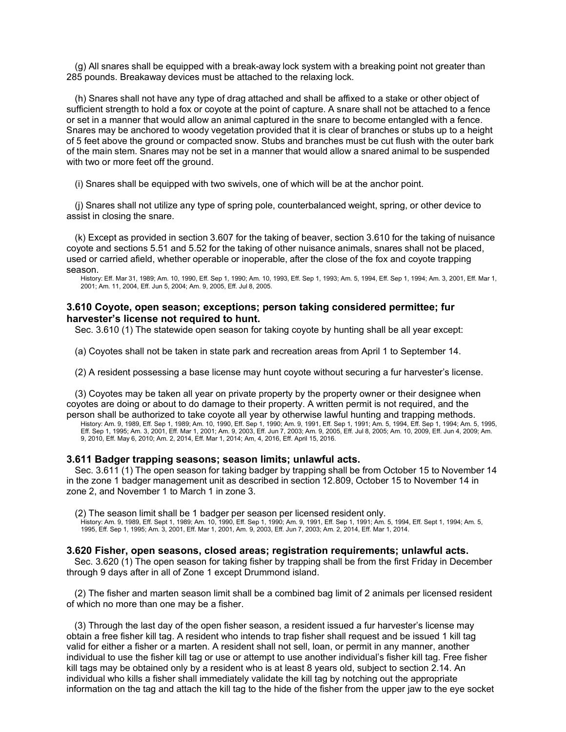(g) All snares shall be equipped with a break-away lock system with a breaking point not greater than 285 pounds. Breakaway devices must be attached to the relaxing lock.

(h) Snares shall not have any type of drag attached and shall be affixed to a stake or other object of sufficient strength to hold a fox or coyote at the point of capture. A snare shall not be attached to a fence or set in a manner that would allow an animal captured in the snare to become entangled with a fence. Snares may be anchored to woody vegetation provided that it is clear of branches or stubs up to a height of 5 feet above the ground or compacted snow. Stubs and branches must be cut flush with the outer bark of the main stem. Snares may not be set in a manner that would allow a snared animal to be suspended with two or more feet off the ground.

(i) Snares shall be equipped with two swivels, one of which will be at the anchor point.

(j) Snares shall not utilize any type of spring pole, counterbalanced weight, spring, or other device to assist in closing the snare.

(k) Except as provided in section 3.607 for the taking of beaver, section 3.610 for the taking of nuisance coyote and sections 5.51 and 5.52 for the taking of other nuisance animals, snares shall not be placed, used or carried afield, whether operable or inoperable, after the close of the fox and coyote trapping season.

History: Eff. Mar 31, 1989; Am. 10, 1990, Eff. Sep 1, 1990; Am. 10, 1993, Eff. Sep 1, 1993; Am. 5, 1994, Eff. Sep 1, 1994; Am. 3, 2001, Eff. Mar 1, 2001; Am. 11, 2004, Eff. Jun 5, 2004; Am. 9, 2005, Eff. Jul 8, 2005.

### 3.610 Coyote, open season; exceptions; person taking considered permittee; fur harvester's license not required to hunt.

Sec. 3.610 (1) The statewide open season for taking coyote by hunting shall be all year except:

(a) Coyotes shall not be taken in state park and recreation areas from April 1 to September 14.

(2) A resident possessing a base license may hunt coyote without securing a fur harvester's license.

(3) Coyotes may be taken all year on private property by the property owner or their designee when coyotes are doing or about to do damage to their property. A written permit is not required, and the person shall be authorized to take coyote all year by otherwise lawful hunting and trapping methods.

History: Am. 9, 1989, Eff. Sep 1, 1989; Am. 10, 1990, Eff. Sep 1, 1990; Am. 9, 1991, Eff. Sep 1, 1991; Am. 5, 1994, Eff. Sep 1, 1994; Am. 5, 1995, Eff. Sep 1, 1995; Am. 3, 2001, Eff. Mar 1, 2001; Am. 9, 2003, Eff. Jun 7, 2003; Am. 9, 2005, Eff. Jul 8, 2005; Am. 10, 2009, Eff. Jun 4, 2009; Am. 9, 2010, Eff. May 6, 2010; Am. 2, 2014, Eff. Mar 1, 2014; Am, 4, 2016, Eff. April 15, 2016.

### 3.611 Badger trapping seasons; season limits; unlawful acts.

Sec. 3.611 (1) The open season for taking badger by trapping shall be from October 15 to November 14 in the zone 1 badger management unit as described in section 12.809, October 15 to November 14 in zone 2, and November 1 to March 1 in zone 3.

(2) The season limit shall be 1 badger per season per licensed resident only.

History: Am. 9, 1989, Eff. Sep 1, 1989; Am. 10, 1990, Eff. Sep 1, 1990; Am. 9, 1991, Eff. Sep 1, 1991; Am. 5, 1994, Eff. Sept 1, 1994; Am. 5, 1995, Eff. Sep 1, 1995; Am. 3, 2001, Eff. Mar 1, 2001, Am. 9, 2003, Eff. Jun 7, 2003; Am. 2, 2014, Eff. Mar 1, 2014.

### 3.620 Fisher, open seasons, closed areas; registration requirements; unlawful acts.

Sec. 3.620 (1) The open season for taking fisher by trapping shall be from the first Friday in December through 9 days after in all of Zone 1 except Drummond island.

(2) The fisher and marten season limit shall be a combined bag limit of 2 animals per licensed resident of which no more than one may be a fisher.

(3) Through the last day of the open fisher season, a resident issued a fur harvester's license may obtain a free fisher kill tag. A resident who intends to trap fisher shall request and be issued 1 kill tag valid for either a fisher or a marten. A resident shall not sell, loan, or permit in any manner, another individual to use the fisher kill tag or use or attempt to use another individual's fisher kill tag. Free fisher kill tags may be obtained only by a resident who is at least 8 years old, subject to section 2.14. An individual who kills a fisher shall immediately validate the kill tag by notching out the appropriate information on the tag and attach the kill tag to the hide of the fisher from the upper jaw to the eye socket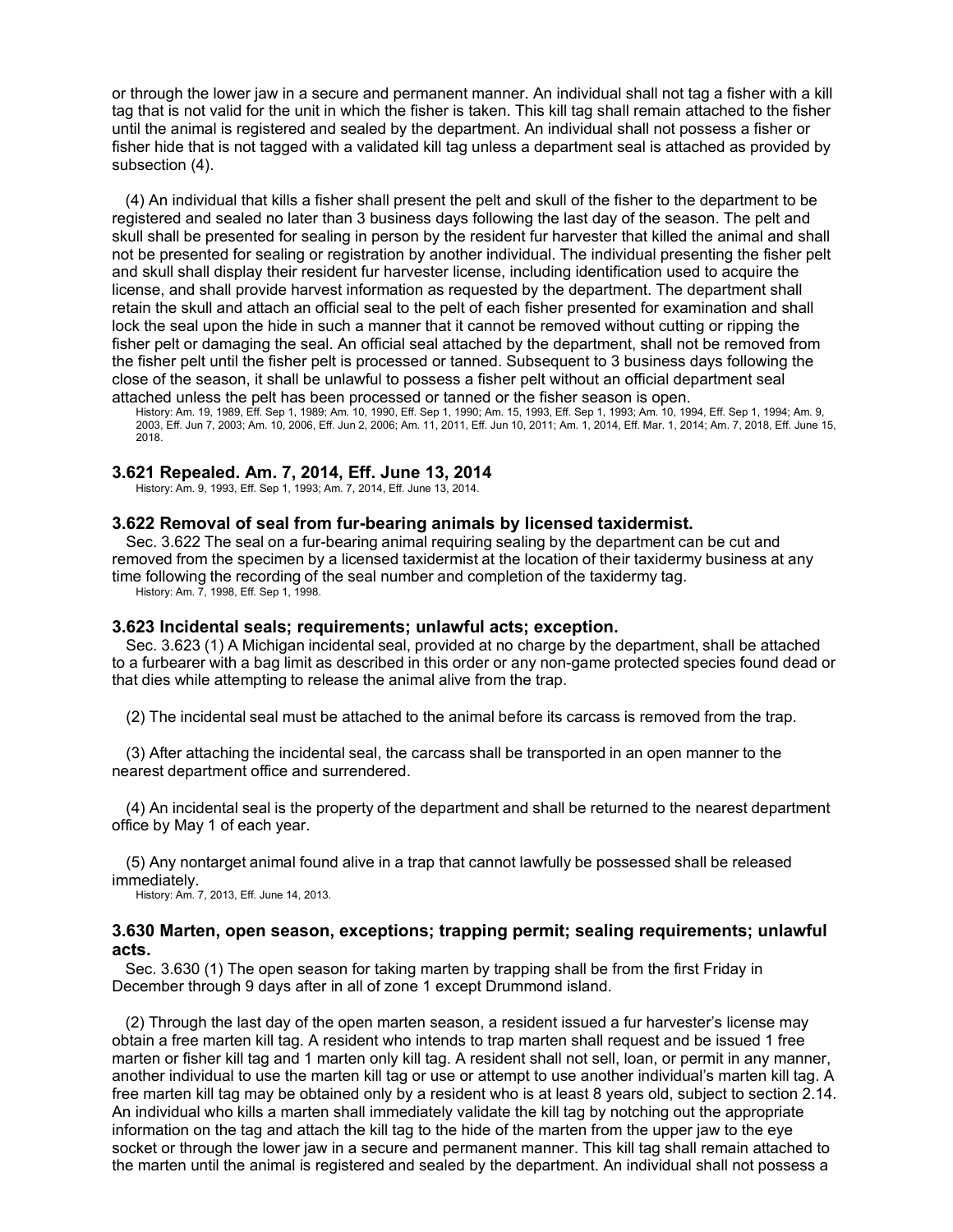or through the lower jaw in a secure and permanent manner. An individual shall not tag a fisher with a kill tag that is not valid for the unit in which the fisher is taken. This kill tag shall remain attached to the fisher until the animal is registered and sealed by the department. An individual shall not possess a fisher or fisher hide that is not tagged with a validated kill tag unless a department seal is attached as provided by subsection (4).

(4) An individual that kills a fisher shall present the pelt and skull of the fisher to the department to be registered and sealed no later than 3 business days following the last day of the season. The pelt and skull shall be presented for sealing in person by the resident fur harvester that killed the animal and shall not be presented for sealing or registration by another individual. The individual presenting the fisher pelt and skull shall display their resident fur harvester license, including identification used to acquire the license, and shall provide harvest information as requested by the department. The department shall retain the skull and attach an official seal to the pelt of each fisher presented for examination and shall lock the seal upon the hide in such a manner that it cannot be removed without cutting or ripping the fisher pelt or damaging the seal. An official seal attached by the department, shall not be removed from the fisher pelt until the fisher pelt is processed or tanned. Subsequent to 3 business days following the close of the season, it shall be unlawful to possess a fisher pelt without an official department seal attached unless the pelt has been processed or tanned or the fisher season is open.

History: Am. 19, 1989, Eff. Sep 1, 1989; Am. 10, 1990, Eff. Sep 1, 1990; Am. 15, 1993, Eff. Sep 1, 1993; Am. 10, 1994, Eff. Sep 1, 1994; Am. 9, 2003, Eff. Jun 7, 2003; Am. 10, 2006, Eff. Jun 2, 2006; Am. 11, 2011, Eff. Jun 10, 2011; Am. 1, 2014, Eff. Mar. 1, 2014; Am. 7, 2018, Eff. June 15, 2018.

### 3.621 Repealed. Am. 7, 2014, Eff. June 13, 2014

History: Am. 9, 1993, Eff. Sep 1, 1993; Am. 7, 2014, Eff. June 13, 2014.

### 3.622 Removal of seal from fur-bearing animals by licensed taxidermist.

Sec. 3.622 The seal on a fur-bearing animal requiring sealing by the department can be cut and removed from the specimen by a licensed taxidermist at the location of their taxidermy business at any time following the recording of the seal number and completion of the taxidermy tag.

History: Am. 7, 1998, Eff. Sep 1, 1998.

### 3.623 Incidental seals; requirements; unlawful acts; exception.

Sec. 3.623 (1) A Michigan incidental seal, provided at no charge by the department, shall be attached to a furbearer with a bag limit as described in this order or any non-game protected species found dead or that dies while attempting to release the animal alive from the trap.

(2) The incidental seal must be attached to the animal before its carcass is removed from the trap.

(3) After attaching the incidental seal, the carcass shall be transported in an open manner to the nearest department office and surrendered.

(4) An incidental seal is the property of the department and shall be returned to the nearest department office by May 1 of each year.

(5) Any nontarget animal found alive in a trap that cannot lawfully be possessed shall be released immediately.

History: Am. 7, 2013, Eff. June 14, 2013.

### 3.630 Marten, open season, exceptions; trapping permit; sealing requirements; unlawful acts.

Sec. 3.630 (1) The open season for taking marten by trapping shall be from the first Friday in December through 9 days after in all of zone 1 except Drummond island.

(2) Through the last day of the open marten season, a resident issued a fur harvester's license may obtain a free marten kill tag. A resident who intends to trap marten shall request and be issued 1 free marten or fisher kill tag and 1 marten only kill tag. A resident shall not sell, loan, or permit in any manner, another individual to use the marten kill tag or use or attempt to use another individual's marten kill tag. A free marten kill tag may be obtained only by a resident who is at least 8 years old, subject to section 2.14. An individual who kills a marten shall immediately validate the kill tag by notching out the appropriate information on the tag and attach the kill tag to the hide of the marten from the upper jaw to the eye socket or through the lower jaw in a secure and permanent manner. This kill tag shall remain attached to the marten until the animal is registered and sealed by the department. An individual shall not possess a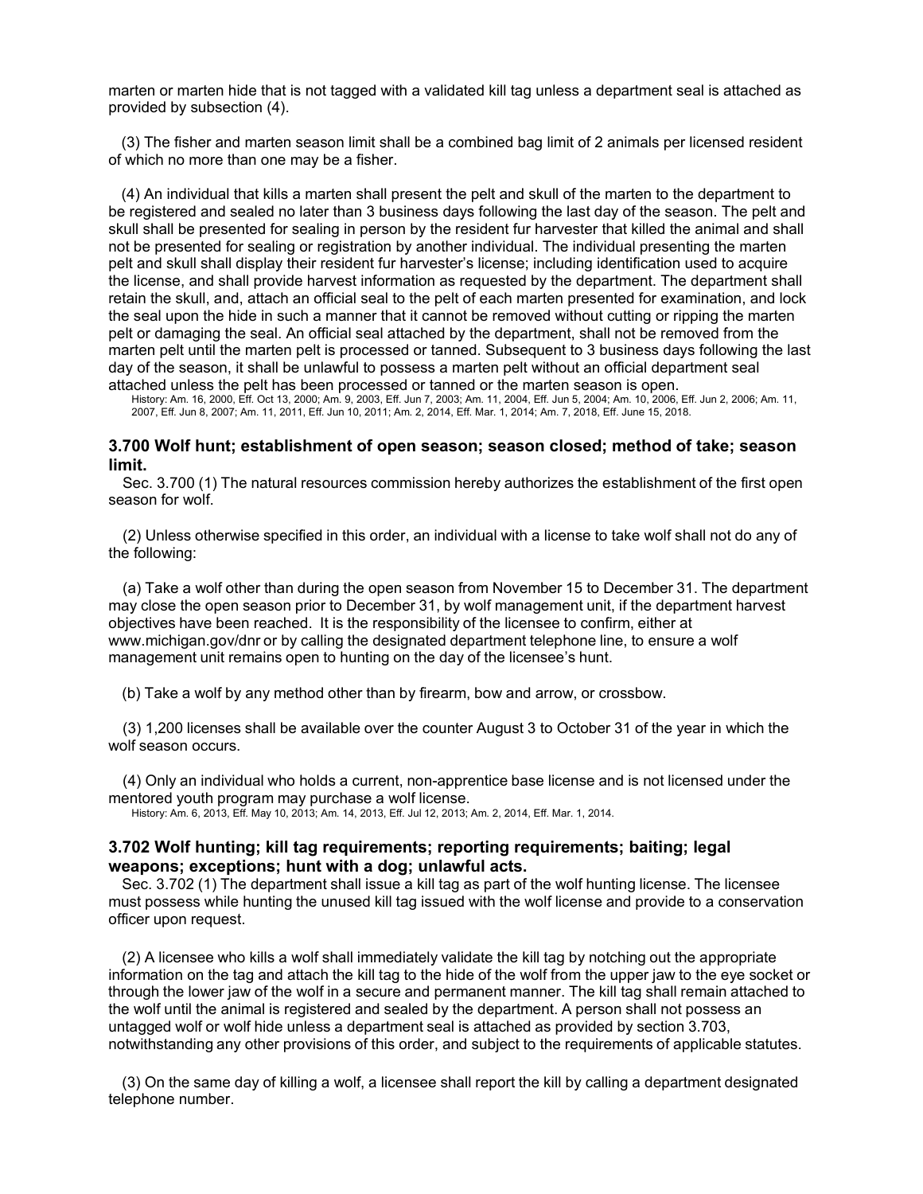marten or marten hide that is not tagged with a validated kill tag unless a department seal is attached as provided by subsection (4).

(3) The fisher and marten season limit shall be a combined bag limit of 2 animals per licensed resident of which no more than one may be a fisher.

(4) An individual that kills a marten shall present the pelt and skull of the marten to the department to be registered and sealed no later than 3 business days following the last day of the season. The pelt and skull shall be presented for sealing in person by the resident fur harvester that killed the animal and shall not be presented for sealing or registration by another individual. The individual presenting the marten pelt and skull shall display their resident fur harvester's license; including identification used to acquire the license, and shall provide harvest information as requested by the department. The department shall retain the skull, and, attach an official seal to the pelt of each marten presented for examination, and lock the seal upon the hide in such a manner that it cannot be removed without cutting or ripping the marten pelt or damaging the seal. An official seal attached by the department, shall not be removed from the marten pelt until the marten pelt is processed or tanned. Subsequent to 3 business days following the last day of the season, it shall be unlawful to possess a marten pelt without an official department seal attached unless the pelt has been processed or tanned or the marten season is open.

History: Am. 16, 2000, Eff. Oct 13, 2000; Am. 9, 2003, Eff. Jun 7, 2003; Am. 11, 2004, Eff. Jun 5, 2004; Am. 10, 2006, Eff. Jun 2, 2006; Am. 11, 2007, Eff. Jun 8, 2007; Am. 11, 2011, Eff. Jun 10, 2011; Am. 2, 2014, Eff. Mar. 1, 2014; Am. 7, 2018, Eff. June 15, 2018.

### 3.700 Wolf hunt; establishment of open season; season closed; method of take; season limit.

Sec. 3.700 (1) The natural resources commission hereby authorizes the establishment of the first open season for wolf.

(2) Unless otherwise specified in this order, an individual with a license to take wolf shall not do any of the following:

(a) Take a wolf other than during the open season from November 15 to December 31. The department may close the open season prior to December 31, by wolf management unit, if the department harvest objectives have been reached. It is the responsibility of the licensee to confirm, either at www.michigan.gov/dnr or by calling the designated department telephone line, to ensure a wolf management unit remains open to hunting on the day of the licensee's hunt.

(b) Take a wolf by any method other than by firearm, bow and arrow, or crossbow.

(3) 1,200 licenses shall be available over the counter August 3 to October 31 of the year in which the wolf season occurs.

(4) Only an individual who holds a current, non-apprentice base license and is not licensed under the mentored youth program may purchase a wolf license.

History: Am. 6, 2013, Eff. May 10, 2013; Am. 14, 2013, Eff. Jul 12, 2013; Am. 2, 2014, Eff. Mar. 1, 2014.

### 3.702 Wolf hunting; kill tag requirements; reporting requirements; baiting; legal weapons; exceptions; hunt with a dog; unlawful acts.

Sec. 3.702 (1) The department shall issue a kill tag as part of the wolf hunting license. The licensee must possess while hunting the unused kill tag issued with the wolf license and provide to a conservation officer upon request.

(2) A licensee who kills a wolf shall immediately validate the kill tag by notching out the appropriate information on the tag and attach the kill tag to the hide of the wolf from the upper jaw to the eye socket or through the lower jaw of the wolf in a secure and permanent manner. The kill tag shall remain attached to the wolf until the animal is registered and sealed by the department. A person shall not possess an untagged wolf or wolf hide unless a department seal is attached as provided by section 3.703, notwithstanding any other provisions of this order, and subject to the requirements of applicable statutes.

(3) On the same day of killing a wolf, a licensee shall report the kill by calling a department designated telephone number.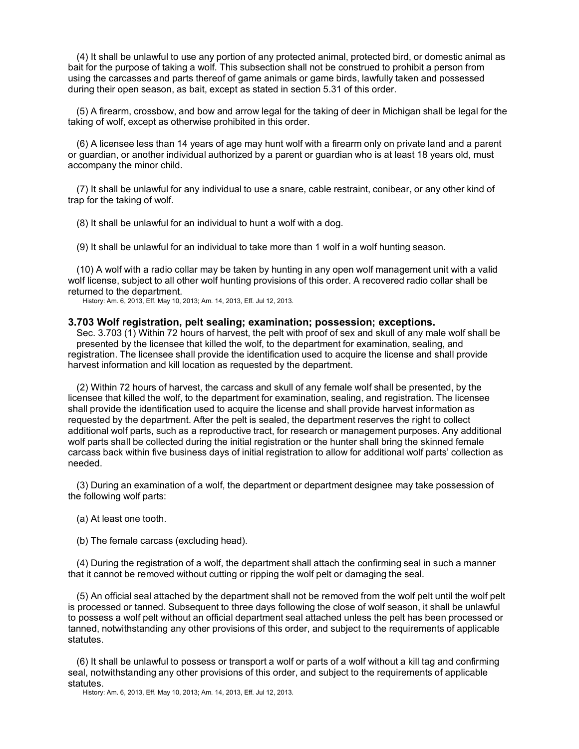(4) It shall be unlawful to use any portion of any protected animal, protected bird, or domestic animal as bait for the purpose of taking a wolf. This subsection shall not be construed to prohibit a person from using the carcasses and parts thereof of game animals or game birds, lawfully taken and possessed during their open season, as bait, except as stated in section 5.31 of this order.

(5) A firearm, crossbow, and bow and arrow legal for the taking of deer in Michigan shall be legal for the taking of wolf, except as otherwise prohibited in this order.

(6) A licensee less than 14 years of age may hunt wolf with a firearm only on private land and a parent or guardian, or another individual authorized by a parent or guardian who is at least 18 years old, must accompany the minor child.

(7) It shall be unlawful for any individual to use a snare, cable restraint, conibear, or any other kind of trap for the taking of wolf.

(8) It shall be unlawful for an individual to hunt a wolf with a dog.

(9) It shall be unlawful for an individual to take more than 1 wolf in a wolf hunting season.

(10) A wolf with a radio collar may be taken by hunting in any open wolf management unit with a valid wolf license, subject to all other wolf hunting provisions of this order. A recovered radio collar shall be returned to the department.

History: Am. 6, 2013, Eff. May 10, 2013; Am. 14, 2013, Eff. Jul 12, 2013.

### 3.703 Wolf registration, pelt sealing; examination; possession; exceptions.

Sec. 3.703 (1) Within 72 hours of harvest, the pelt with proof of sex and skull of any male wolf shall be presented by the licensee that killed the wolf, to the department for examination, sealing, and registration. The licensee shall provide the identification used to acquire the license and shall provide harvest information and kill location as requested by the department.

(2) Within 72 hours of harvest, the carcass and skull of any female wolf shall be presented, by the licensee that killed the wolf, to the department for examination, sealing, and registration. The licensee shall provide the identification used to acquire the license and shall provide harvest information as requested by the department. After the pelt is sealed, the department reserves the right to collect additional wolf parts, such as a reproductive tract, for research or management purposes. Any additional wolf parts shall be collected during the initial registration or the hunter shall bring the skinned female carcass back within five business days of initial registration to allow for additional wolf parts' collection as needed.

(3) During an examination of a wolf, the department or department designee may take possession of the following wolf parts:

(a) At least one tooth.

(b) The female carcass (excluding head).

(4) During the registration of a wolf, the department shall attach the confirming seal in such a manner that it cannot be removed without cutting or ripping the wolf pelt or damaging the seal.

(5) An official seal attached by the department shall not be removed from the wolf pelt until the wolf pelt is processed or tanned. Subsequent to three days following the close of wolf season, it shall be unlawful to possess a wolf pelt without an official department seal attached unless the pelt has been processed or tanned, notwithstanding any other provisions of this order, and subject to the requirements of applicable statutes.

(6) It shall be unlawful to possess or transport a wolf or parts of a wolf without a kill tag and confirming seal, notwithstanding any other provisions of this order, and subject to the requirements of applicable statutes.

History: Am. 6, 2013, Eff. May 10, 2013; Am. 14, 2013, Eff. Jul 12, 2013.